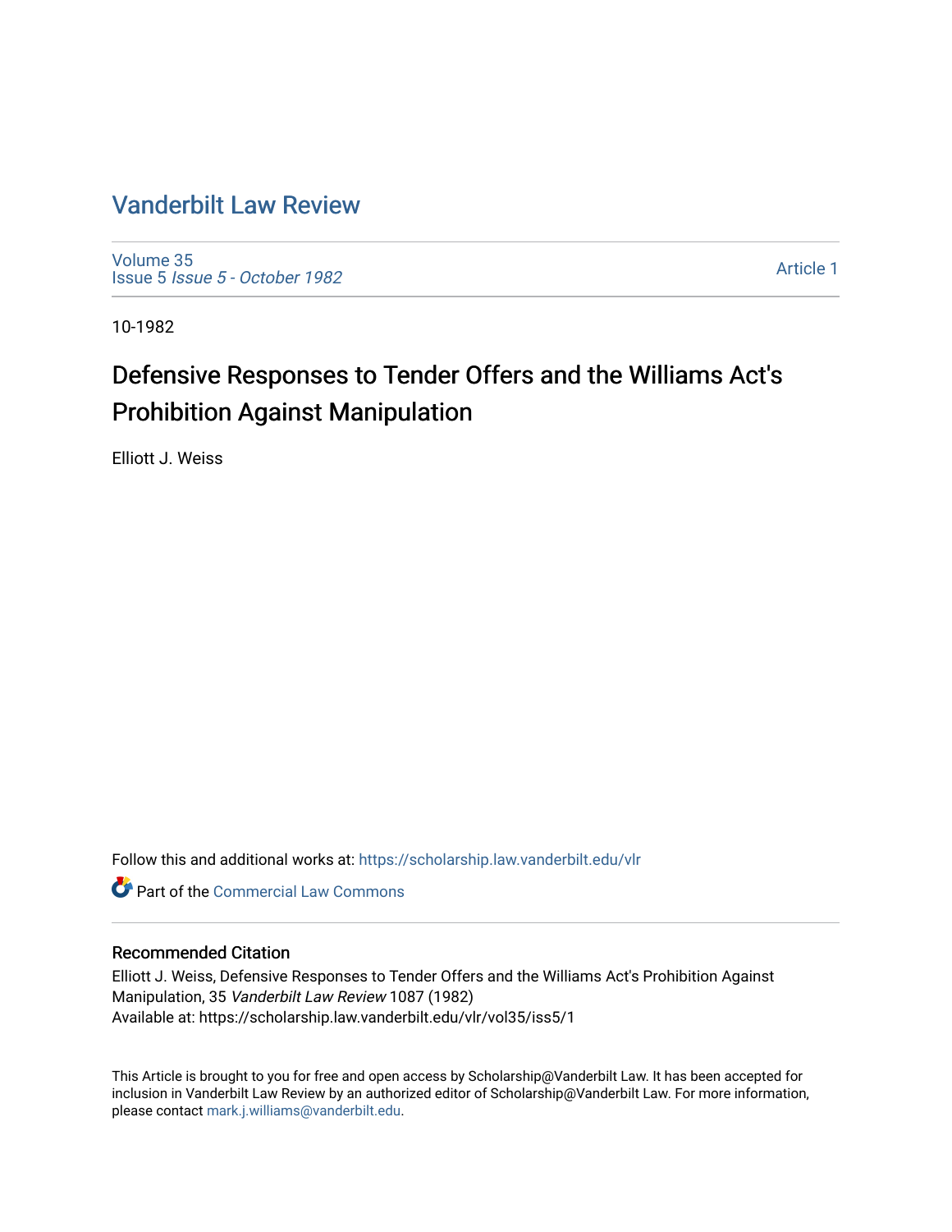# Vanderbilt Law Review

Volume 35
Issue 5 *Issue 5 - October 1982*

Article 1

10-1982

## Defensive Responses to Tender Offers and the Williams Act's Prohibition Against Manipulation

Elliott J. Weiss

Follow this and additional works at: https://scholarship.law.vanderbilt.edu/vlr

Part of the Commercial Law Commons

### Recommended Citation

Elliott J. Weiss, Defensive Responses to Tender Offers and the Williams Act's Prohibition Against Manipulation, 35 *Vanderbilt Law Review* 1087 (1982)
Available at: https://scholarship.law.vanderbilt.edu/vlr/vol35/iss5/1

This Article is brought to you for free and open access by Scholarship@Vanderbilt Law. It has been accepted for inclusion in Vanderbilt Law Review by an authorized editor of Scholarship@Vanderbilt Law. For more information, please contact mark.j.williams@vanderbilt.edu.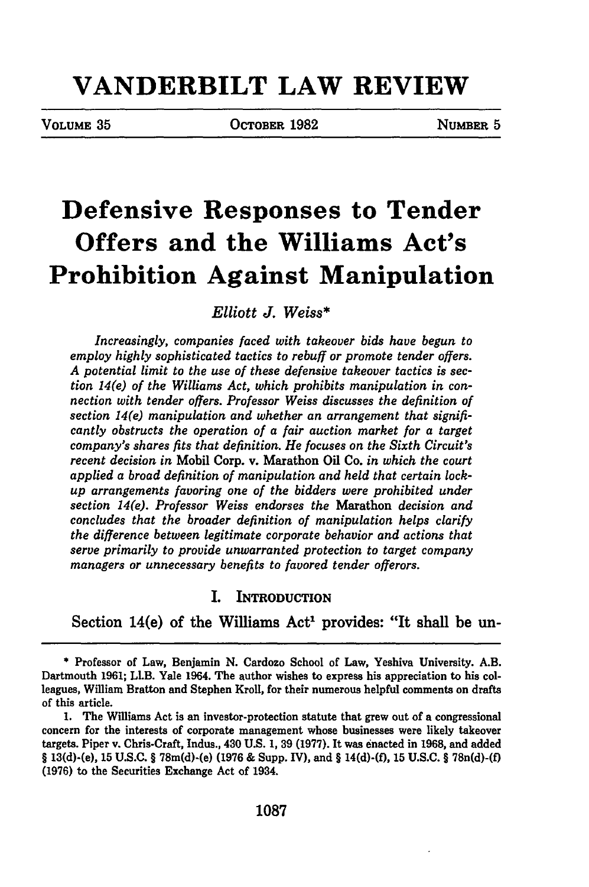# VANDERBILT LAW REVIEW

VOLUME 35 | OCTOBER 1982 | NUMBER 5

# Defensive Responses to Tender Offers and the Williams Act's Prohibition Against Manipulation

*Elliott J. Weiss\**

*Increasingly, companies faced with takeover bids have begun to employ highly sophisticated tactics to rebuff or promote tender offers. A potential limit to the use of these defensive takeover tactics is section 14(e) of the Williams Act, which prohibits manipulation in connection with tender offers. Professor Weiss discusses the definition of section 14(e) manipulation and whether an arrangement that significantly obstructs the operation of a fair auction market for a target company's shares fits that definition. He focuses on the Sixth Circuit's recent decision in* Mobil Corp. v. Marathon Oil Co. *in which the court applied a broad definition of manipulation and held that certain lock-up arrangements favoring one of the bidders were prohibited under section 14(e). Professor Weiss endorses the* Marathon *decision and concludes that the broader definition of manipulation helps clarify the difference between legitimate corporate behavior and actions that serve primarily to provide unwarranted protection to target company managers or unnecessary benefits to favored tender offerors.*

## I. INTRODUCTION

Section 14(e) of the Williams Act[1] provides: "It shall be un-

---

\* Professor of Law, Benjamin N. Cardozo School of Law, Yeshiva University. A.B. Dartmouth 1961; Ll.B. Yale 1964. The author wishes to express his appreciation to his colleagues, William Bratton and Stephen Kroll, for their numerous helpful comments on drafts of this article.

1. The Williams Act is an investor-protection statute that grew out of a congressional concern for the interests of corporate management whose businesses were likely takeover targets. Piper v. Chris-Craft, Indus., 430 U.S. 1, 39 (1977). It was enacted in 1968, and added § 13(d)-(e), 15 U.S.C. § 78m(d)-(e) (1976 & Supp. IV), and § 14(d)-(f), 15 U.S.C. § 78n(d)-(f) (1976) to the Securities Exchange Act of 1934.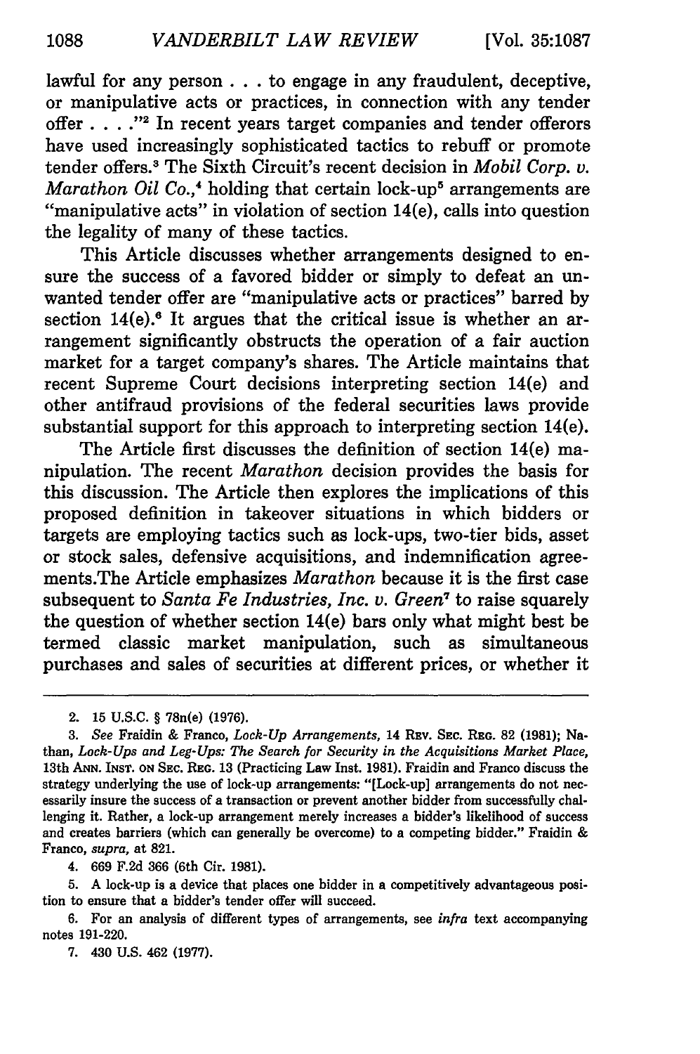lawful for any person . . . to engage in any fraudulent, deceptive, or manipulative acts or practices, in connection with any tender offer . . . ."[2] In recent years target companies and tender offerors have used increasingly sophisticated tactics to rebuff or promote tender offers.[3] The Sixth Circuit's recent decision in *Mobil Corp. v. Marathon Oil Co.*,[4] holding that certain lock-up[5] arrangements are "manipulative acts" in violation of section 14(e), calls into question the legality of many of these tactics.

This Article discusses whether arrangements designed to ensure the success of a favored bidder or simply to defeat an unwanted tender offer are "manipulative acts or practices" barred by section 14(e).[6] It argues that the critical issue is whether an arrangement significantly obstructs the operation of a fair auction market for a target company's shares. The Article maintains that recent Supreme Court decisions interpreting section 14(e) and other antifraud provisions of the federal securities laws provide substantial support for this approach to interpreting section 14(e).

The Article first discusses the definition of section 14(e) manipulation. The recent *Marathon* decision provides the basis for this discussion. The Article then explores the implications of this proposed definition in takeover situations in which bidders or targets are employing tactics such as lock-ups, two-tier bids, asset or stock sales, defensive acquisitions, and indemnification agreements.The Article emphasizes *Marathon* because it is the first case subsequent to *Santa Fe Industries, Inc. v. Green*[7] to raise squarely the question of whether section 14(e) bars only what might best be termed classic market manipulation, such as simultaneous purchases and sales of securities at different prices, or whether it

---

2. 15 U.S.C. § 78n(e) (1976).

3. *See* Fraidin & Franco, *Lock-Up Arrangements*, 14 Rev. Sec. Reg. 82 (1981); Nathan, *Lock-Ups and Leg-Ups: The Search for Security in the Acquisitions Market Place*, 13th Ann. Inst. on Sec. Reg. 13 (Practicing Law Inst. 1981). Fraidin and Franco discuss the strategy underlying the use of lock-up arrangements: "[Lock-up] arrangements do not necessarily insure the success of a transaction or prevent another bidder from successfully challenging it. Rather, a lock-up arrangement merely increases a bidder's likelihood of success and creates barriers (which can generally be overcome) to a competing bidder." Fraidin & Franco, *supra*, at 821.

4. 669 F.2d 366 (6th Cir. 1981).

5. A lock-up is a device that places one bidder in a competitively advantageous position to ensure that a bidder's tender offer will succeed.

6. For an analysis of different types of arrangements, see *infra* text accompanying notes 191-220.

7. 430 U.S. 462 (1977).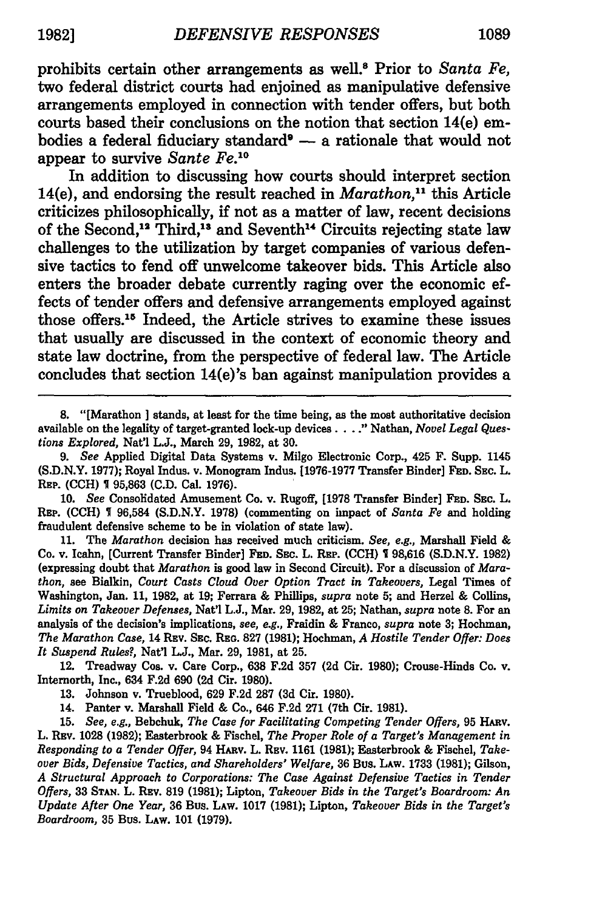prohibits certain other arrangements as well.[8] Prior to *Santa Fe,* two federal district courts had enjoined as manipulative defensive arrangements employed in connection with tender offers, but both courts based their conclusions on the notion that section 14(e) embodies a federal fiduciary standard[9] — a rationale that would not appear to survive *Sante Fe.*[10]

In addition to discussing how courts should interpret section 14(e), and endorsing the result reached in *Marathon,*[11] this Article criticizes philosophically, if not as a matter of law, recent decisions of the Second,[12] Third,[13] and Seventh[14] Circuits rejecting state law challenges to the utilization by target companies of various defensive tactics to fend off unwelcome takeover bids. This Article also enters the broader debate currently raging over the economic effects of tender offers and defensive arrangements employed against those offers.[15] Indeed, the Article strives to examine these issues that usually are discussed in the context of economic theory and state law doctrine, from the perspective of federal law. The Article concludes that section 14(e)'s ban against manipulation provides a

---

8. "[Marathon ] stands, at least for the time being, as the most authoritative decision available on the legality of target-granted lock-up devices . . . ." Nathan, *Novel Legal Questions Explored,* Nat'l L.J., March 29, 1982, at 30.

9. *See* Applied Digital Data Systems v. Milgo Electronic Corp., 425 F. Supp. 1145 (S.D.N.Y. 1977); Royal Indus. v. Monogram Indus. [1976-1977 Transfer Binder] FED. SEC. L. REP. (CCH) ¶ 95,863 (C.D. Cal. 1976).

10. *See* Consolidated Amusement Co. v. Rugoff, [1978 Transfer Binder] FED. SEC. L. REP. (CCH) ¶ 96,584 (S.D.N.Y. 1978) (commenting on impact of *Santa Fe* and holding fraudulent defensive scheme to be in violation of state law).

11. The *Marathon* decision has received much criticism. *See, e.g.,* Marshall Field & Co. v. Icahn, [Current Transfer Binder] FED. SEC. L. REP. (CCH) ¶ 98,616 (S.D.N.Y. 1982) (expressing doubt that *Marathon* is good law in Second Circuit). For a discussion of *Marathon,* see Bialkin, *Court Casts Cloud Over Option Tract in Takeovers,* Legal Times of Washington, Jan. 11, 1982, at 19; Ferrara & Phillips, *supra* note 5; and Herzel & Collins, *Limits on Takeover Defenses,* Nat'l L.J., Mar. 29, 1982, at 25; Nathan, *supra* note 8. For an analysis of the decision's implications, *see, e.g.,* Fraidin & Franco, *supra* note 3; Hochman, *The Marathon Case,* 14 REV. SEC. REG. 827 (1981); Hochman, *A Hostile Tender Offer: Does It Suspend Rules?,* Nat'l L.J., Mar. 29, 1981, at 25.

12. Treadway Cos. v. Care Corp., 638 F.2d 357 (2d Cir. 1980); Crouse-Hinds Co. v. Internorth, Inc., 634 F.2d 690 (2d Cir. 1980).

13. Johnson v. Trueblood, 629 F.2d 287 (3d Cir. 1980).

14. Panter v. Marshall Field & Co., 646 F.2d 271 (7th Cir. 1981).

15. *See, e.g.,* Bebchuk, *The Case for Facilitating Competing Tender Offers,* 95 HARV. L. REV. 1028 (1982); Easterbrook & Fischel, *The Proper Role of a Target's Management in Responding to a Tender Offer,* 94 HARV. L. REV. 1161 (1981); Easterbrook & Fischel, *Takeover Bids, Defensive Tactics, and Shareholders' Welfare,* 36 BUS. LAW. 1733 (1981); Gilson, *A Structural Approach to Corporations: The Case Against Defensive Tactics in Tender Offers,* 33 STAN. L. REV. 819 (1981); Lipton, *Takeover Bids in the Target's Boardroom: An Update After One Year,* 36 BUS. LAW. 1017 (1981); Lipton, *Takeover Bids in the Target's Boardroom,* 35 BUS. LAW. 101 (1979).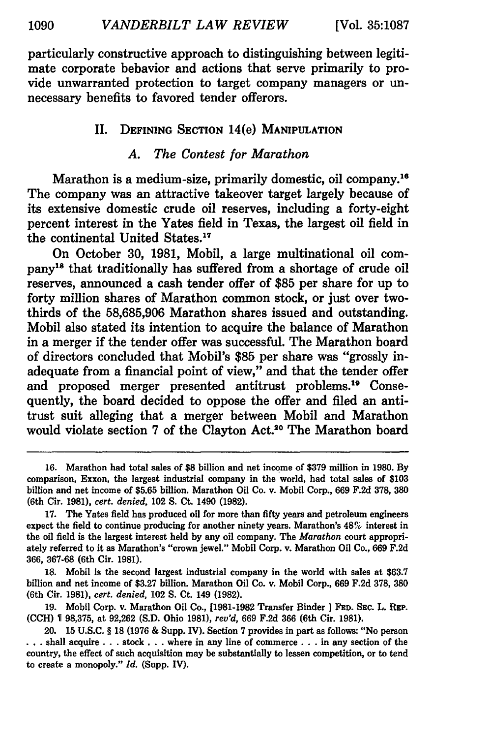particularly constructive approach to distinguishing between legitimate corporate behavior and actions that serve primarily to provide unwarranted protection to target company managers or unnecessary benefits to favored tender offerors.

## II. Defining Section 14(e) Manipulation

### A. *The Contest for Marathon*

Marathon is a medium-size, primarily domestic, oil company.[16] The company was an attractive takeover target largely because of its extensive domestic crude oil reserves, including a forty-eight percent interest in the Yates field in Texas, the largest oil field in the continental United States.[17]

On October 30, 1981, Mobil, a large multinational oil company[18] that traditionally has suffered from a shortage of crude oil reserves, announced a cash tender offer of $85 per share for up to forty million shares of Marathon common stock, or just over two-thirds of the 58,685,906 Marathon shares issued and outstanding. Mobil also stated its intention to acquire the balance of Marathon in a merger if the tender offer was successful. The Marathon board of directors concluded that Mobil's $85 per share was "grossly inadequate from a financial point of view," and that the tender offer and proposed merger presented antitrust problems.[19] Consequently, the board decided to oppose the offer and filed an antitrust suit alleging that a merger between Mobil and Marathon would violate section 7 of the Clayton Act.[20] The Marathon board

---

16. Marathon had total sales of $8 billion and net income of $379 million in 1980. By comparison, Exxon, the largest industrial company in the world, had total sales of $103 billion and net income of $5.65 billion. Marathon Oil Co. v. Mobil Corp., 669 F.2d 378, 380 (6th Cir. 1981), *cert. denied*, 102 S. Ct. 1490 (1982).

17. The Yates field has produced oil for more than fifty years and petroleum engineers expect the field to continue producing for another ninety years. Marathon's 48% interest in the oil field is the largest interest held by any oil company. The *Marathon* court appropriately referred to it as Marathon's "crown jewel." Mobil Corp. v. Marathon Oil Co., 669 F.2d 366, 367-68 (6th Cir. 1981).

18. Mobil is the second largest industrial company in the world with sales at $63.7 billion and net income of $3.27 billion. Marathon Oil Co. v. Mobil Corp., 669 F.2d 378, 380 (6th Cir. 1981), *cert. denied*, 102 S. Ct. 149 (1982).

19. Mobil Corp. v. Marathon Oil Co., [1981-1982 Transfer Binder] Fed. Sec. L. Rep. (CCH) ¶ 98,375, at 92,262 (S.D. Ohio 1981), *rev'd*, 669 F.2d 366 (6th Cir. 1981).

20. 15 U.S.C. § 18 (1976 & Supp. IV). Section 7 provides in part as follows: "No person . . . shall acquire . . . stock . . . where in any line of commerce . . . in any section of the country, the effect of such acquisition may be substantially to lessen competition, or to tend to create a monopoly." *Id.* (Supp. IV).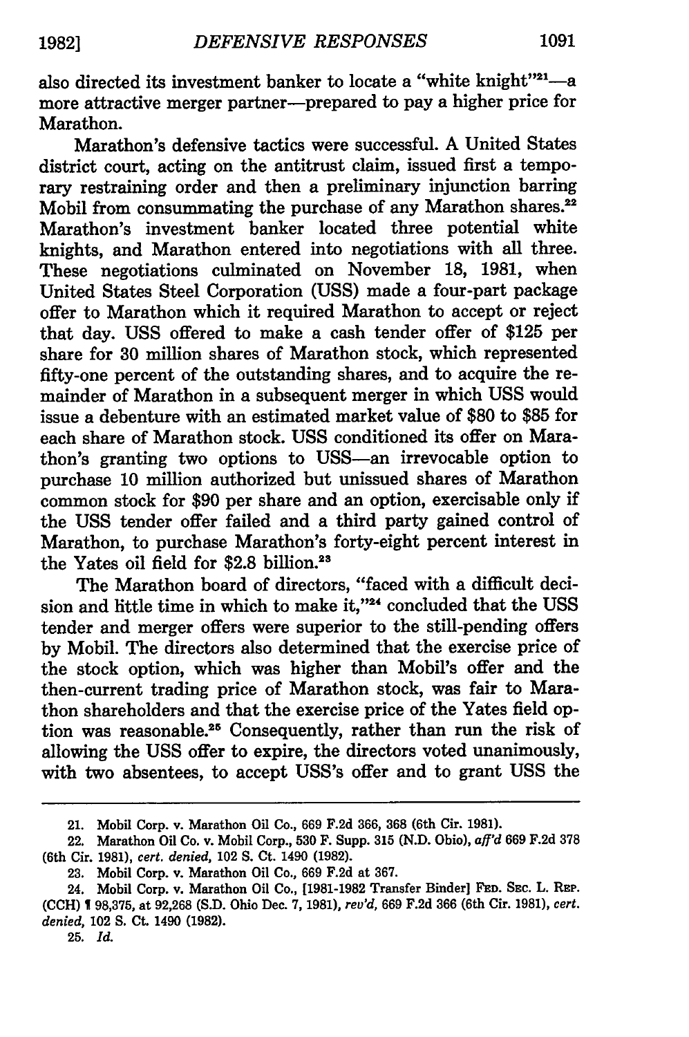also directed its investment banker to locate a "white knight"[21]—a more attractive merger partner—prepared to pay a higher price for Marathon.

Marathon's defensive tactics were successful. A United States district court, acting on the antitrust claim, issued first a temporary restraining order and then a preliminary injunction barring Mobil from consummating the purchase of any Marathon shares.[22] Marathon's investment banker located three potential white knights, and Marathon entered into negotiations with all three. These negotiations culminated on November 18, 1981, when United States Steel Corporation (USS) made a four-part package offer to Marathon which it required Marathon to accept or reject that day. USS offered to make a cash tender offer of $125 per share for 30 million shares of Marathon stock, which represented fifty-one percent of the outstanding shares, and to acquire the remainder of Marathon in a subsequent merger in which USS would issue a debenture with an estimated market value of $80 to $85 for each share of Marathon stock. USS conditioned its offer on Marathon's granting two options to USS—an irrevocable option to purchase 10 million authorized but unissued shares of Marathon common stock for $90 per share and an option, exercisable only if the USS tender offer failed and a third party gained control of Marathon, to purchase Marathon's forty-eight percent interest in the Yates oil field for $2.8 billion.[23]

The Marathon board of directors, "faced with a difficult decision and little time in which to make it,"[24] concluded that the USS tender and merger offers were superior to the still-pending offers by Mobil. The directors also determined that the exercise price of the stock option, which was higher than Mobil's offer and the then-current trading price of Marathon stock, was fair to Marathon shareholders and that the exercise price of the Yates field option was reasonable.[25] Consequently, rather than run the risk of allowing the USS offer to expire, the directors voted unanimously, with two absentees, to accept USS's offer and to grant USS the

---

21. Mobil Corp. v. Marathon Oil Co., 669 F.2d 366, 368 (6th Cir. 1981).

22. Marathon Oil Co. v. Mobil Corp., 530 F. Supp. 315 (N.D. Ohio), *aff'd* 669 F.2d 378 (6th Cir. 1981), *cert. denied*, 102 S. Ct. 1490 (1982).

23. Mobil Corp. v. Marathon Oil Co., 669 F.2d at 367.

24. Mobil Corp. v. Marathon Oil Co., [1981-1982 Transfer Binder] FED. SEC. L. REP. (CCH) ¶ 98,375, at 92,268 (S.D. Ohio Dec. 7, 1981), *rev'd*, 669 F.2d 366 (6th Cir. 1981), *cert. denied*, 102 S. Ct. 1490 (1982).

25. *Id.*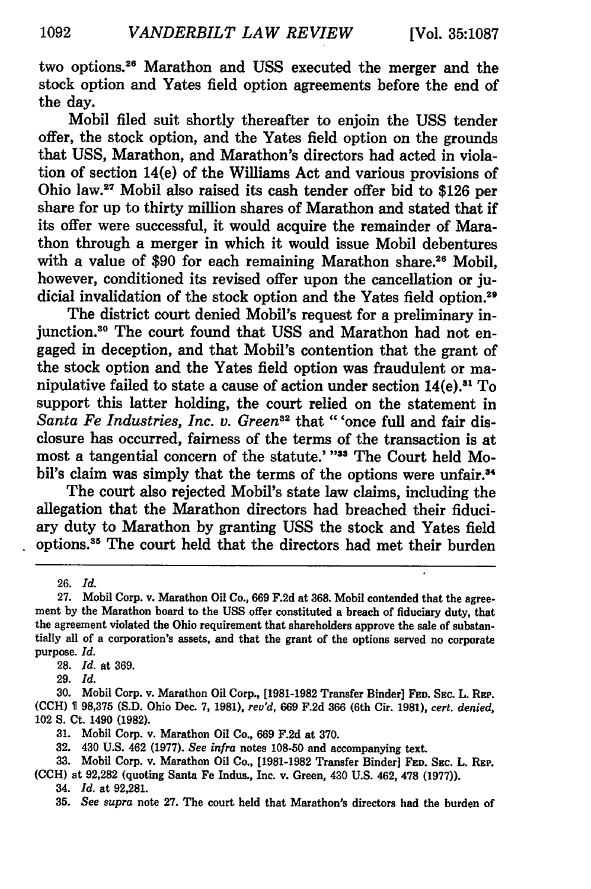two options.[26] Marathon and USS executed the merger and the stock option and Yates field option agreements before the end of the day.

Mobil filed suit shortly thereafter to enjoin the USS tender offer, the stock option, and the Yates field option on the grounds that USS, Marathon, and Marathon's directors had acted in violation of section 14(e) of the Williams Act and various provisions of Ohio law.[27] Mobil also raised its cash tender offer bid to $126 per share for up to thirty million shares of Marathon and stated that if its offer were successful, it would acquire the remainder of Marathon through a merger in which it would issue Mobil debentures with a value of $90 for each remaining Marathon share.[28] Mobil, however, conditioned its revised offer upon the cancellation or judicial invalidation of the stock option and the Yates field option.[29]

The district court denied Mobil's request for a preliminary injunction.[30] The court found that USS and Marathon had not engaged in deception, and that Mobil's contention that the grant of the stock option and the Yates field option was fraudulent or manipulative failed to state a cause of action under section 14(e).[31] To support this latter holding, the court relied on the statement in *Santa Fe Industries, Inc. v. Green*[32] that " 'once full and fair disclosure has occurred, fairness of the terms of the transaction is at most a tangential concern of the statute.' "[33] The Court held Mobil's claim was simply that the terms of the options were unfair.[34]

The court also rejected Mobil's state law claims, including the allegation that the Marathon directors had breached their fiduciary duty to Marathon by granting USS the stock and Yates field options.[35] The court held that the directors had met their burden

---

26. *Id.*

27. Mobil Corp. v. Marathon Oil Co., 669 F.2d at 368. Mobil contended that the agreement by the Marathon board to the USS offer constituted a breach of fiduciary duty, that the agreement violated the Ohio requirement that shareholders approve the sale of substantially all of a corporation's assets, and that the grant of the options served no corporate purpose. *Id.*

28. *Id.* at 369.

29. *Id.*

30. Mobil Corp. v. Marathon Oil Corp., [1981-1982 Transfer Binder] FED. SEC. L. REP. (CCH) ¶ 98,375 (S.D. Ohio Dec. 7, 1981), *rev'd*, 669 F.2d 366 (6th Cir. 1981), *cert. denied*, 102 S. Ct. 1490 (1982).

31. Mobil Corp. v. Marathon Oil Co., 669 F.2d at 370.

32. 430 U.S. 462 (1977). *See infra* notes 108-50 and accompanying text.

33. Mobil Corp. v. Marathon Oil Co., [1981-1982 Transfer Binder] FED. SEC. L. REP. (CCH) at 92,282 (quoting Santa Fe Indus., Inc. v. Green, 430 U.S. 462, 478 (1977)).

34. *Id.* at 92,281.

35. *See supra* note 27. The court held that Marathon's directors had the burden of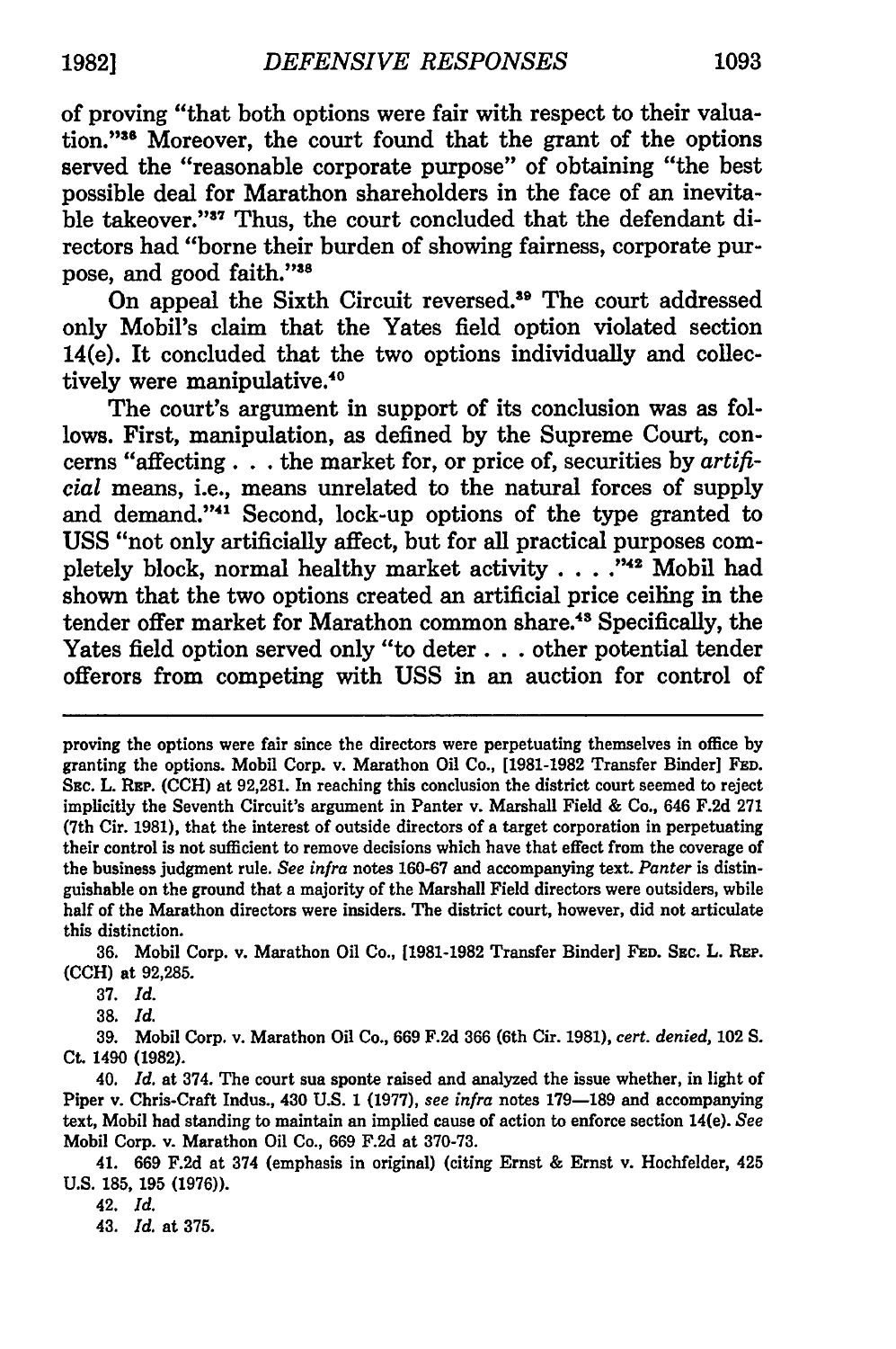of proving "that both options were fair with respect to their valuation."[36] Moreover, the court found that the grant of the options served the "reasonable corporate purpose" of obtaining "the best possible deal for Marathon shareholders in the face of an inevitable takeover."[37] Thus, the court concluded that the defendant directors had "borne their burden of showing fairness, corporate purpose, and good faith."[38]

On appeal the Sixth Circuit reversed.[39] The court addressed only Mobil's claim that the Yates field option violated section 14(e). It concluded that the two options individually and collectively were manipulative.[40]

The court's argument in support of its conclusion was as follows. First, manipulation, as defined by the Supreme Court, concerns "affecting . . . the market for, or price of, securities by *artificial* means, i.e., means unrelated to the natural forces of supply and demand."[41] Second, lock-up options of the type granted to USS "not only artificially affect, but for all practical purposes completely block, normal healthy market activity . . . ."[42] Mobil had shown that the two options created an artificial price ceiling in the tender offer market for Marathon common share.[43] Specifically, the Yates field option served only "to deter . . . other potential tender offerors from competing with USS in an auction for control of

---

proving the options were fair since the directors were perpetuating themselves in office by granting the options. Mobil Corp. v. Marathon Oil Co., [1981-1982 Transfer Binder] FED. SEC. L. REP. (CCH) at 92,281. In reaching this conclusion the district court seemed to reject implicitly the Seventh Circuit's argument in Panter v. Marshall Field & Co., 646 F.2d 271 (7th Cir. 1981), that the interest of outside directors of a target corporation in perpetuating their control is not sufficient to remove decisions which have that effect from the coverage of the business judgment rule. *See infra* notes 160-67 and accompanying text. *Panter* is distinguishable on the ground that a majority of the Marshall Field directors were outsiders, while half of the Marathon directors were insiders. The district court, however, did not articulate this distinction.

36. Mobil Corp. v. Marathon Oil Co., [1981-1982 Transfer Binder] FED. SEC. L. REP. (CCH) at 92,285.

37. *Id.*

38. *Id.*

39. Mobil Corp. v. Marathon Oil Co., 669 F.2d 366 (6th Cir. 1981), *cert. denied*, 102 S. Ct. 1490 (1982).

40. *Id.* at 374. The court sua sponte raised and analyzed the issue whether, in light of Piper v. Chris-Craft Indus., 430 U.S. 1 (1977), *see infra* notes 179—189 and accompanying text, Mobil had standing to maintain an implied cause of action to enforce section 14(e). *See* Mobil Corp. v. Marathon Oil Co., 669 F.2d at 370-73.

41. 669 F.2d at 374 (emphasis in original) (citing Ernst & Ernst v. Hochfelder, 425 U.S. 185, 195 (1976)).

42. *Id.*

43. *Id.* at 375.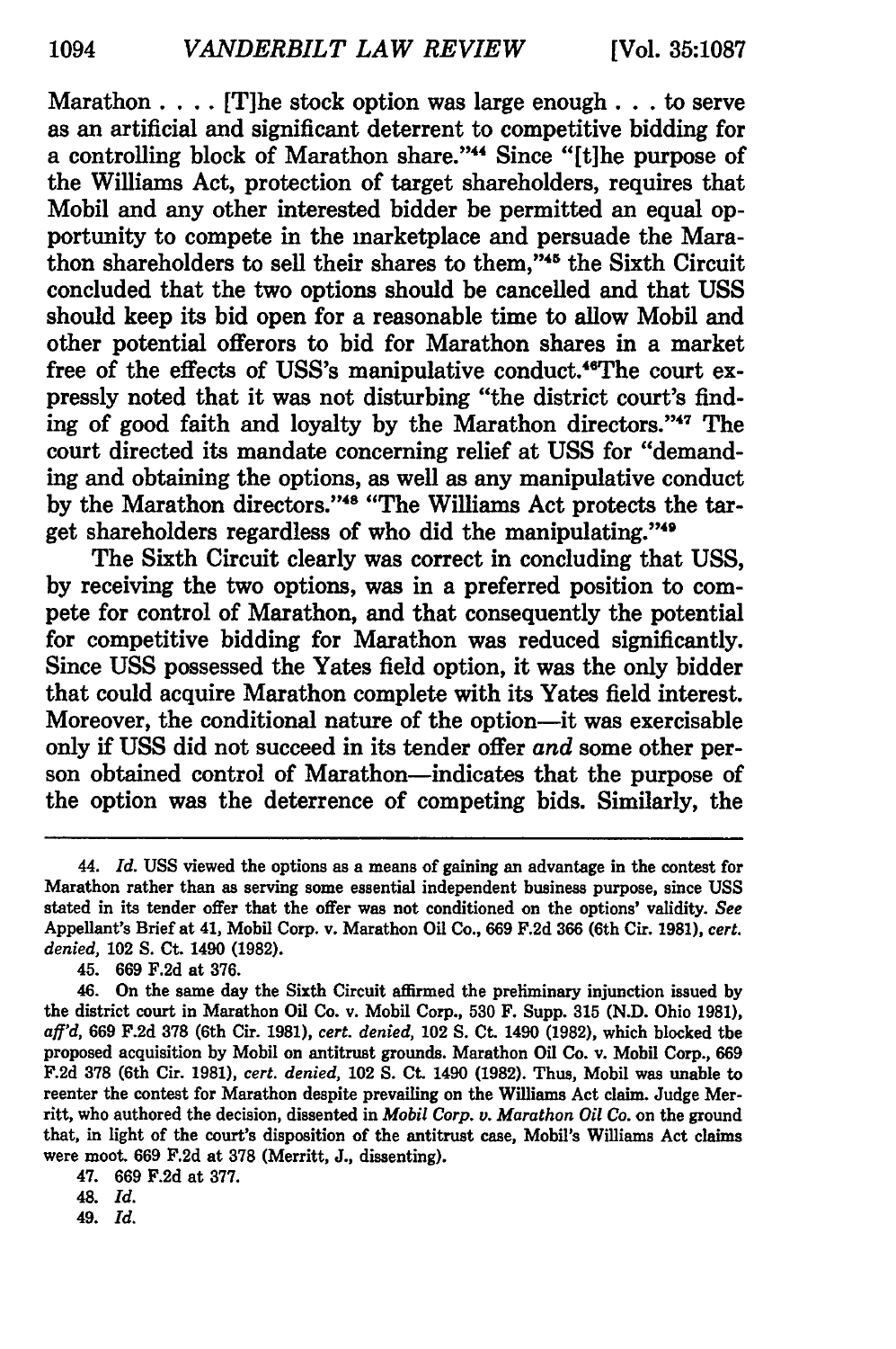Marathon . . . . [T]he stock option was large enough . . . to serve as an artificial and significant deterrent to competitive bidding for a controlling block of Marathon share."[44] Since "[t]he purpose of the Williams Act, protection of target shareholders, requires that Mobil and any other interested bidder be permitted an equal opportunity to compete in the marketplace and persuade the Marathon shareholders to sell their shares to them,"[45] the Sixth Circuit concluded that the two options should be cancelled and that USS should keep its bid open for a reasonable time to allow Mobil and other potential offerors to bid for Marathon shares in a market free of the effects of USS's manipulative conduct.[46] The court expressly noted that it was not disturbing "the district court's finding of good faith and loyalty by the Marathon directors."[47] The court directed its mandate concerning relief at USS for "demanding and obtaining the options, as well as any manipulative conduct by the Marathon directors."[48] "The Williams Act protects the target shareholders regardless of who did the manipulating."[49]

The Sixth Circuit clearly was correct in concluding that USS, by receiving the two options, was in a preferred position to compete for control of Marathon, and that consequently the potential for competitive bidding for Marathon was reduced significantly. Since USS possessed the Yates field option, it was the only bidder that could acquire Marathon complete with its Yates field interest. Moreover, the conditional nature of the option—it was exercisable only if USS did not succeed in its tender offer *and* some other person obtained control of Marathon—indicates that the purpose of the option was the deterrence of competing bids. Similarly, the

---

44. *Id.* USS viewed the options as a means of gaining an advantage in the contest for Marathon rather than as serving some essential independent business purpose, since USS stated in its tender offer that the offer was not conditioned on the options' validity. *See* Appellant's Brief at 41, Mobil Corp. v. Marathon Oil Co., 669 F.2d 366 (6th Cir. 1981), *cert. denied*, 102 S. Ct. 1490 (1982).

45. 669 F.2d at 376.

46. On the same day the Sixth Circuit affirmed the preliminary injunction issued by the district court in Marathon Oil Co. v. Mobil Corp., 530 F. Supp. 315 (N.D. Ohio 1981), *aff'd*, 669 F.2d 378 (6th Cir. 1981), *cert. denied*, 102 S. Ct. 1490 (1982), which blocked the proposed acquisition by Mobil on antitrust grounds. Marathon Oil Co. v. Mobil Corp., 669 F.2d 378 (6th Cir. 1981), *cert. denied*, 102 S. Ct. 1490 (1982). Thus, Mobil was unable to reenter the contest for Marathon despite prevailing on the Williams Act claim. Judge Merritt, who authored the decision, dissented in *Mobil Corp. v. Marathon Oil Co.* on the ground that, in light of the court's disposition of the antitrust case, Mobil's Williams Act claims were moot. 669 F.2d at 378 (Merritt, J., dissenting).

47. 669 F.2d at 377.

48. *Id.*

49. *Id.*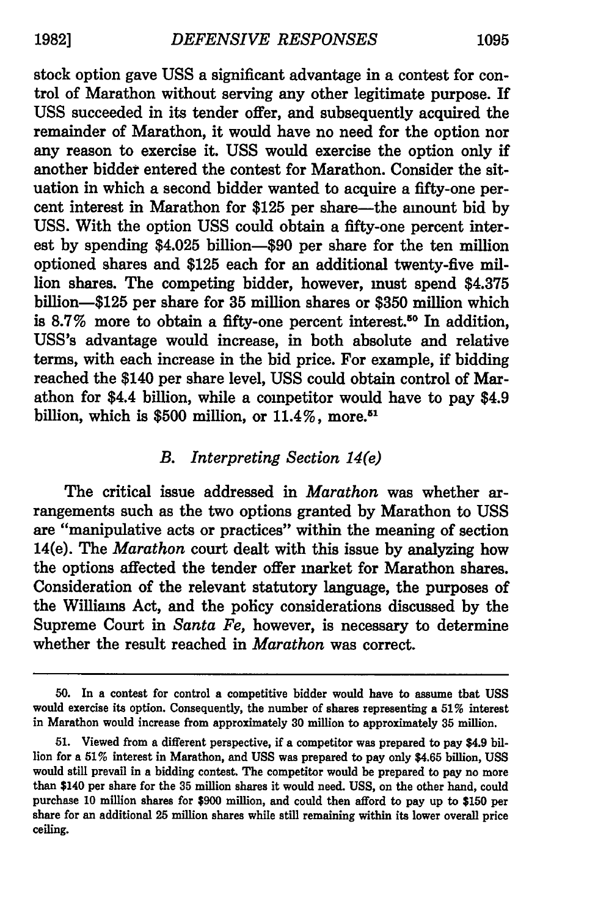stock option gave USS a significant advantage in a contest for control of Marathon without serving any other legitimate purpose. If USS succeeded in its tender offer, and subsequently acquired the remainder of Marathon, it would have no need for the option nor any reason to exercise it. USS would exercise the option only if another bidder entered the contest for Marathon. Consider the situation in which a second bidder wanted to acquire a fifty-one percent interest in Marathon for $125 per share—the amount bid by USS. With the option USS could obtain a fifty-one percent interest by spending $4.025 billion—$90 per share for the ten million optioned shares and $125 each for an additional twenty-five million shares. The competing bidder, however, must spend $4.375 billion—$125 per share for 35 million shares or $350 million which is 8.7% more to obtain a fifty-one percent interest.[50] In addition, USS's advantage would increase, in both absolute and relative terms, with each increase in the bid price. For example, if bidding reached the $140 per share level, USS could obtain control of Marathon for $4.4 billion, while a competitor would have to pay $4.9 billion, which is $500 million, or 11.4%, more.[51]

### B. *Interpreting Section 14(e)*

The critical issue addressed in *Marathon* was whether arrangements such as the two options granted by Marathon to USS are "manipulative acts or practices" within the meaning of section 14(e). The *Marathon* court dealt with this issue by analyzing how the options affected the tender offer market for Marathon shares. Consideration of the relevant statutory language, the purposes of the Williams Act, and the policy considerations discussed by the Supreme Court in *Santa Fe*, however, is necessary to determine whether the result reached in *Marathon* was correct.

---

50. In a contest for control a competitive bidder would have to assume that USS would exercise its option. Consequently, the number of shares representing a 51% interest in Marathon would increase from approximately 30 million to approximately 35 million.

51. Viewed from a different perspective, if a competitor was prepared to pay $4.9 billion for a 51% interest in Marathon, and USS was prepared to pay only $4.65 billion, USS would still prevail in a bidding contest. The competitor would be prepared to pay no more than $140 per share for the 35 million shares it would need. USS, on the other hand, could purchase 10 million shares for $900 million, and could then afford to pay up to $150 per share for an additional 25 million shares while still remaining within its lower overall price ceiling.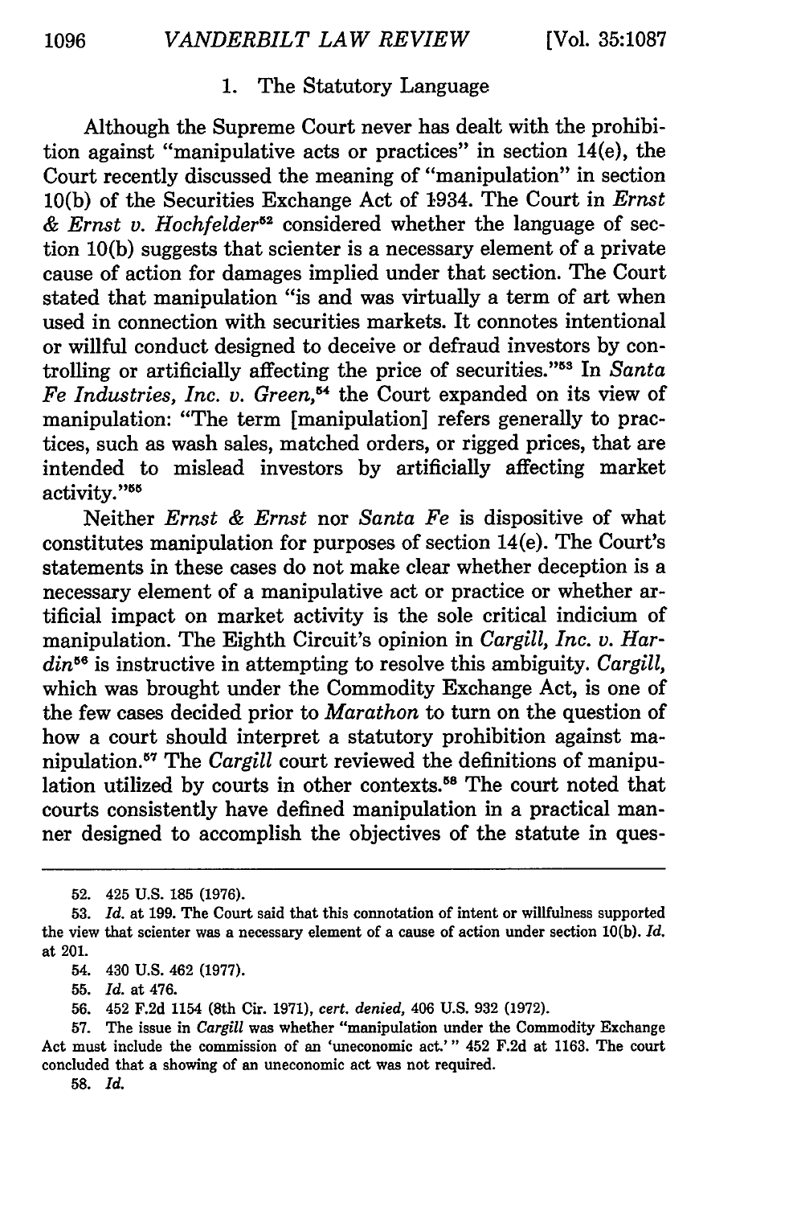### 1. The Statutory Language

Although the Supreme Court never has dealt with the prohibition against "manipulative acts or practices" in section 14(e), the Court recently discussed the meaning of "manipulation" in section 10(b) of the Securities Exchange Act of 1934. The Court in *Ernst & Ernst v. Hochfelder*[52] considered whether the language of section 10(b) suggests that scienter is a necessary element of a private cause of action for damages implied under that section. The Court stated that manipulation "is and was virtually a term of art when used in connection with securities markets. It connotes intentional or willful conduct designed to deceive or defraud investors by controlling or artificially affecting the price of securities."[53] In *Santa Fe Industries, Inc. v. Green*,[54] the Court expanded on its view of manipulation: "The term [manipulation] refers generally to practices, such as wash sales, matched orders, or rigged prices, that are intended to mislead investors by artificially affecting market activity."[55]

Neither *Ernst & Ernst* nor *Santa Fe* is dispositive of what constitutes manipulation for purposes of section 14(e). The Court's statements in these cases do not make clear whether deception is a necessary element of a manipulative act or practice or whether artificial impact on market activity is the sole critical indicium of manipulation. The Eighth Circuit's opinion in *Cargill, Inc. v. Hardin*[56] is instructive in attempting to resolve this ambiguity. *Cargill*, which was brought under the Commodity Exchange Act, is one of the few cases decided prior to *Marathon* to turn on the question of how a court should interpret a statutory prohibition against manipulation.[57] The *Cargill* court reviewed the definitions of manipulation utilized by courts in other contexts.[58] The court noted that courts consistently have defined manipulation in a practical manner designed to accomplish the objectives of the statute in ques-

---

52. 425 U.S. 185 (1976).

53. *Id.* at 199. The Court said that this connotation of intent or willfulness supported the view that scienter was a necessary element of a cause of action under section 10(b). *Id.* at 201.

54. 430 U.S. 462 (1977).

55. *Id.* at 476.

56. 452 F.2d 1154 (8th Cir. 1971), *cert. denied*, 406 U.S. 932 (1972).

57. The issue in *Cargill* was whether "manipulation under the Commodity Exchange Act must include the commission of an 'uneconomic act.'" 452 F.2d at 1163. The court concluded that a showing of an uneconomic act was not required.

58. *Id.*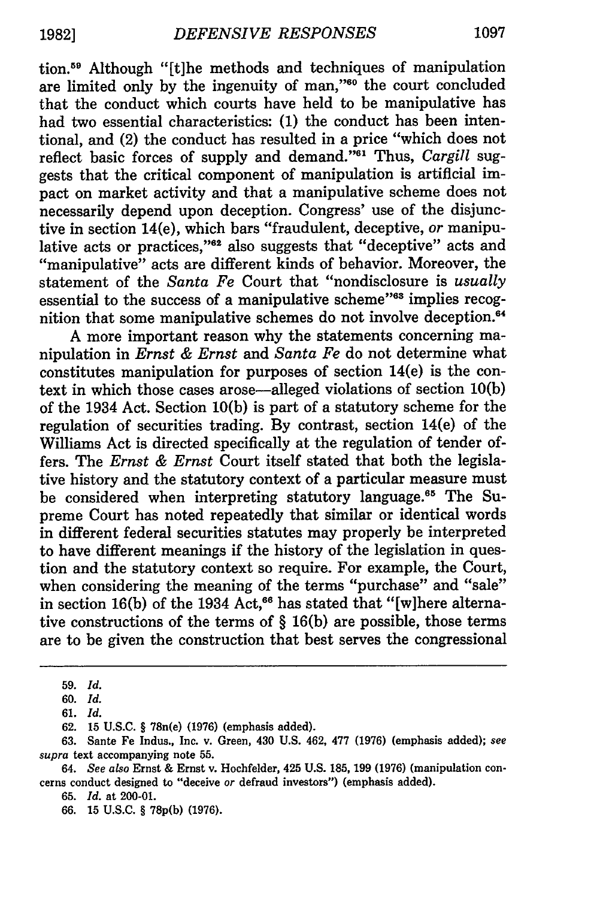tion.[59] Although "[t]he methods and techniques of manipulation are limited only by the ingenuity of man,"[60] the court concluded that the conduct which courts have held to be manipulative has had two essential characteristics: (1) the conduct has been intentional, and (2) the conduct has resulted in a price "which does not reflect basic forces of supply and demand."[61] Thus, *Cargill* suggests that the critical component of manipulation is artificial impact on market activity and that a manipulative scheme does not necessarily depend upon deception. Congress' use of the disjunctive in section 14(e), which bars "fraudulent, deceptive, *or* manipulative acts or practices,"[62] also suggests that "deceptive" acts and "manipulative" acts are different kinds of behavior. Moreover, the statement of the *Santa Fe* Court that "nondisclosure is *usually* essential to the success of a manipulative scheme"[63] implies recognition that some manipulative schemes do not involve deception.[64]

A more important reason why the statements concerning manipulation in *Ernst & Ernst* and *Santa Fe* do not determine what constitutes manipulation for purposes of section 14(e) is the context in which those cases arose—alleged violations of section 10(b) of the 1934 Act. Section 10(b) is part of a statutory scheme for the regulation of securities trading. By contrast, section 14(e) of the Williams Act is directed specifically at the regulation of tender offers. The *Ernst & Ernst* Court itself stated that both the legislative history and the statutory context of a particular measure must be considered when interpreting statutory language.[65] The Supreme Court has noted repeatedly that similar or identical words in different federal securities statutes may properly be interpreted to have different meanings if the history of the legislation in question and the statutory context so require. For example, the Court, when considering the meaning of the terms "purchase" and "sale" in section 16(b) of the 1934 Act,[66] has stated that "[w]here alternative constructions of the terms of § 16(b) are possible, those terms are to be given the construction that best serves the congressional

---

59. *Id.*

60. *Id.*

61. *Id.*

62. 15 U.S.C. § 78n(e) (1976) (emphasis added).

63. Sante Fe Indus., Inc. v. Green, 430 U.S. 462, 477 (1976) (emphasis added); *see supra* text accompanying note 55.

64. *See also* Ernst & Ernst v. Hochfelder, 425 U.S. 185, 199 (1976) (manipulation concerns conduct designed to "deceive *or* defraud investors") (emphasis added).

65. *Id.* at 200-01.

66. 15 U.S.C. § 78p(b) (1976).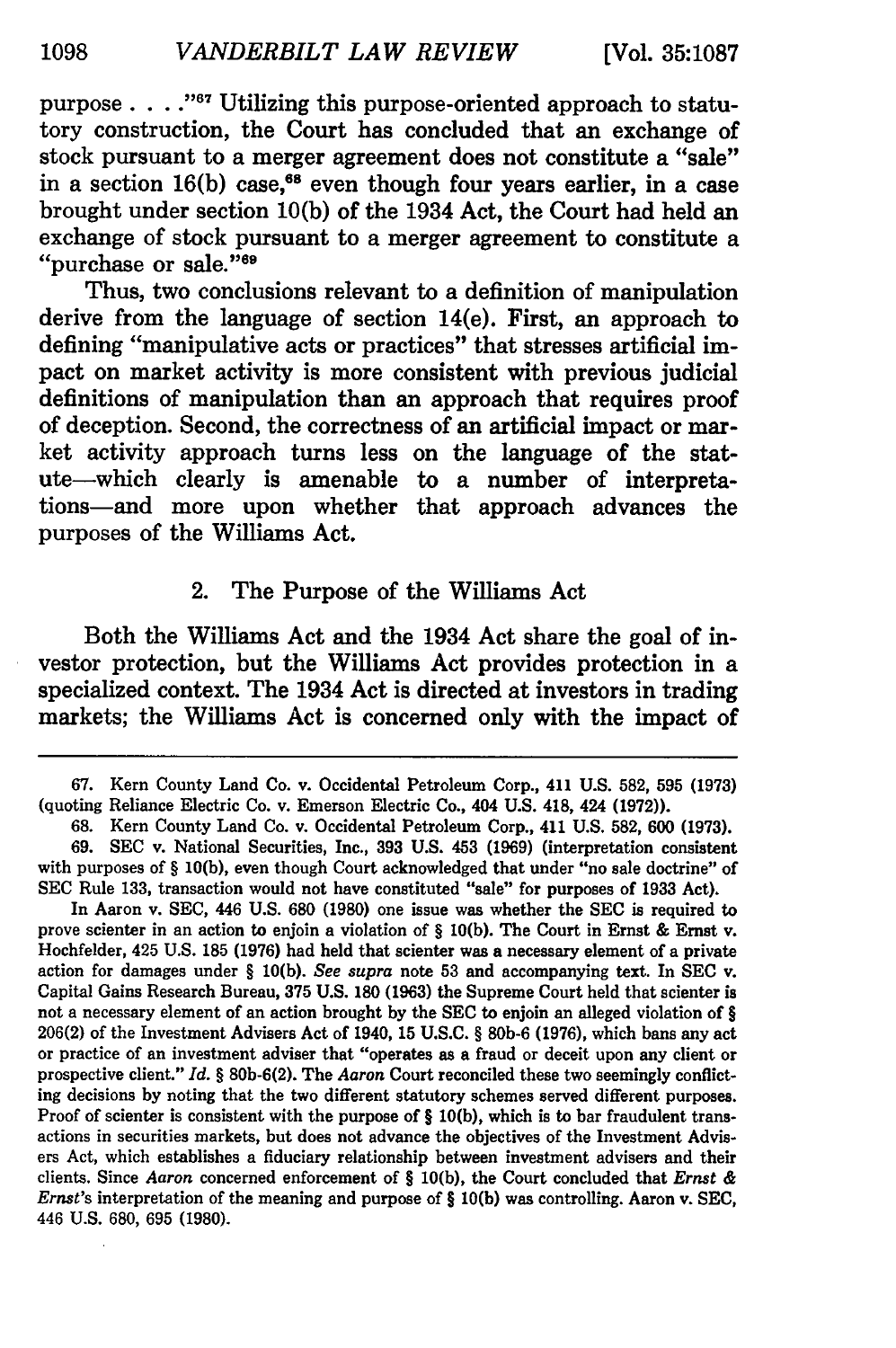purpose . . . ."[67] Utilizing this purpose-oriented approach to statutory construction, the Court has concluded that an exchange of stock pursuant to a merger agreement does not constitute a "sale" in a section 16(b) case,[68] even though four years earlier, in a case brought under section 10(b) of the 1934 Act, the Court had held an exchange of stock pursuant to a merger agreement to constitute a "purchase or sale."[69]

Thus, two conclusions relevant to a definition of manipulation derive from the language of section 14(e). First, an approach to defining "manipulative acts or practices" that stresses artificial impact on market activity is more consistent with previous judicial definitions of manipulation than an approach that requires proof of deception. Second, the correctness of an artificial impact or market activity approach turns less on the language of the statute—which clearly is amenable to a number of interpretations—and more upon whether that approach advances the purposes of the Williams Act.

### 2. The Purpose of the Williams Act

Both the Williams Act and the 1934 Act share the goal of investor protection, but the Williams Act provides protection in a specialized context. The 1934 Act is directed at investors in trading markets; the Williams Act is concerned only with the impact of

---

67. Kern County Land Co. v. Occidental Petroleum Corp., 411 U.S. 582, 595 (1973) (quoting Reliance Electric Co. v. Emerson Electric Co., 404 U.S. 418, 424 (1972)).

68. Kern County Land Co. v. Occidental Petroleum Corp., 411 U.S. 582, 600 (1973).

69. SEC v. National Securities, Inc., 393 U.S. 453 (1969) (interpretation consistent with purposes of § 10(b), even though Court acknowledged that under "no sale doctrine" of SEC Rule 133, transaction would not have constituted "sale" for purposes of 1933 Act).

In Aaron v. SEC, 446 U.S. 680 (1980) one issue was whether the SEC is required to prove scienter in an action to enjoin a violation of § 10(b). The Court in Ernst & Ernst v. Hochfelder, 425 U.S. 185 (1976) had held that scienter was a necessary element of a private action for damages under § 10(b). *See supra* note 53 and accompanying text. In SEC v. Capital Gains Research Bureau, 375 U.S. 180 (1963) the Supreme Court held that scienter is not a necessary element of an action brought by the SEC to enjoin an alleged violation of § 206(2) of the Investment Advisers Act of 1940, 15 U.S.C. § 80b-6 (1976), which bans any act or practice of an investment adviser that "operates as a fraud or deceit upon any client or prospective client." *Id.* § 80b-6(2). The *Aaron* Court reconciled these two seemingly conflicting decisions by noting that the two different statutory schemes served different purposes. Proof of scienter is consistent with the purpose of § 10(b), which is to bar fraudulent transactions in securities markets, but does not advance the objectives of the Investment Advisers Act, which establishes a fiduciary relationship between investment advisers and their clients. Since *Aaron* concerned enforcement of § 10(b), the Court concluded that *Ernst & Ernst*'s interpretation of the meaning and purpose of § 10(b) was controlling. Aaron v. SEC, 446 U.S. 680, 695 (1980).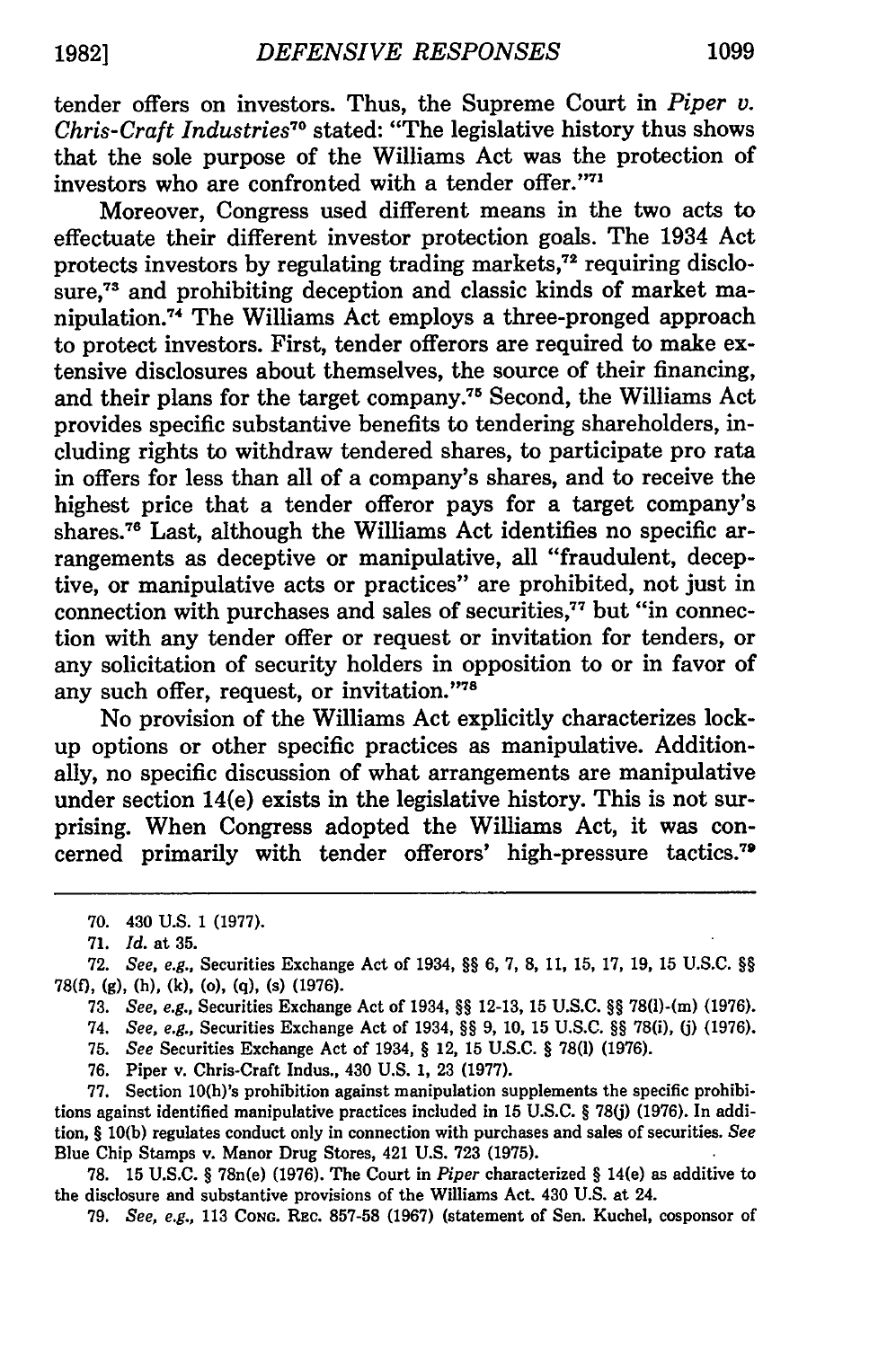tender offers on investors. Thus, the Supreme Court in *Piper v. Chris-Craft Industries*[70] stated: "The legislative history thus shows that the sole purpose of the Williams Act was the protection of investors who are confronted with a tender offer."[71]

Moreover, Congress used different means in the two acts to effectuate their different investor protection goals. The 1934 Act protects investors by regulating trading markets,[72] requiring disclosure,[73] and prohibiting deception and classic kinds of market manipulation.[74] The Williams Act employs a three-pronged approach to protect investors. First, tender offerors are required to make extensive disclosures about themselves, the source of their financing, and their plans for the target company.[75] Second, the Williams Act provides specific substantive benefits to tendering shareholders, including rights to withdraw tendered shares, to participate pro rata in offers for less than all of a company's shares, and to receive the highest price that a tender offeror pays for a target company's shares.[76] Last, although the Williams Act identifies no specific arrangements as deceptive or manipulative, all "fraudulent, deceptive, or manipulative acts or practices" are prohibited, not just in connection with purchases and sales of securities,[77] but "in connection with any tender offer or request or invitation for tenders, or any solicitation of security holders in opposition to or in favor of any such offer, request, or invitation."[78]

No provision of the Williams Act explicitly characterizes lock-up options or other specific practices as manipulative. Additionally, no specific discussion of what arrangements are manipulative under section 14(e) exists in the legislative history. This is not surprising. When Congress adopted the Williams Act, it was concerned primarily with tender offerors' high-pressure tactics.[79]

---

70. 430 U.S. 1 (1977).

71. *Id.* at 35.

72. *See, e.g.*, Securities Exchange Act of 1934, §§ 6, 7, 8, 11, 15, 17, 19, 15 U.S.C. §§ 78(f), (g), (h), (k), (o), (q), (s) (1976).

73. *See, e.g.*, Securities Exchange Act of 1934, §§ 12-13, 15 U.S.C. §§ 78(l)-(m) (1976).

74. *See, e.g.*, Securities Exchange Act of 1934, §§ 9, 10, 15 U.S.C. §§ 78(i), (j) (1976).

75. *See* Securities Exchange Act of 1934, § 12, 15 U.S.C. § 78(l) (1976).

76. Piper v. Chris-Craft Indus., 430 U.S. 1, 23 (1977).

77. Section 10(h)'s prohibition against manipulation supplements the specific prohibitions against identified manipulative practices included in 15 U.S.C. § 78(j) (1976). In addition, § 10(b) regulates conduct only in connection with purchases and sales of securities. *See* Blue Chip Stamps v. Manor Drug Stores, 421 U.S. 723 (1975).

78. 15 U.S.C. § 78n(e) (1976). The Court in *Piper* characterized § 14(e) as additive to the disclosure and substantive provisions of the Williams Act. 430 U.S. at 24.

79. *See, e.g.*, 113 CONG. REC. 857-58 (1967) (statement of Sen. Kuchel, cosponsor of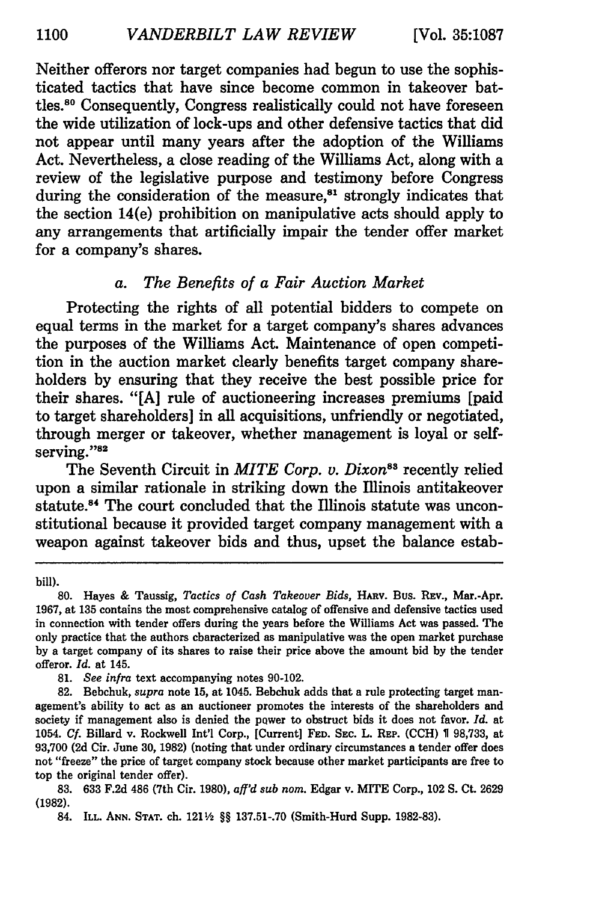Neither offerors nor target companies had begun to use the sophisticated tactics that have since become common in takeover battles.[80] Consequently, Congress realistically could not have foreseen the wide utilization of lock-ups and other defensive tactics that did not appear until many years after the adoption of the Williams Act. Nevertheless, a close reading of the Williams Act, along with a review of the legislative purpose and testimony before Congress during the consideration of the measure,[81] strongly indicates that the section 14(e) prohibition on manipulative acts should apply to any arrangements that artificially impair the tender offer market for a company's shares.

### *a. The Benefits of a Fair Auction Market*

Protecting the rights of all potential bidders to compete on equal terms in the market for a target company's shares advances the purposes of the Williams Act. Maintenance of open competition in the auction market clearly benefits target company shareholders by ensuring that they receive the best possible price for their shares. "[A] rule of auctioneering increases premiums [paid to target shareholders] in all acquisitions, unfriendly or negotiated, through merger or takeover, whether management is loyal or self-serving."[82]

The Seventh Circuit in *MITE Corp. v. Dixon*[83] recently relied upon a similar rationale in striking down the Illinois antitakeover statute.[84] The court concluded that the Illinois statute was unconstitutional because it provided target company management with a weapon against takeover bids and thus, upset the balance estab-

---

bill).

80. Hayes & Taussig, *Tactics of Cash Takeover Bids*, HARV. BUS. REV., Mar.-Apr. 1967, at 135 contains the most comprehensive catalog of offensive and defensive tactics used in connection with tender offers during the years before the Williams Act was passed. The only practice that the authors characterized as manipulative was the open market purchase by a target company of its shares to raise their price above the amount bid by the tender offeror. *Id.* at 145.

81. *See infra* text accompanying notes 90-102.

82. Bebchuk, *supra* note 15, at 1045. Bebchuk adds that a rule protecting target management's ability to act as an auctioneer promotes the interests of the shareholders and society if management also is denied the power to obstruct bids it does not favor. *Id.* at 1054. *Cf.* Billard v. Rockwell Int'l Corp., [Current] FED. SEC. L. REP. (CCH) ¶ 98,733, at 93,700 (2d Cir. June 30, 1982) (noting that under ordinary circumstances a tender offer does not "freeze" the price of target company stock because other market participants are free to top the original tender offer).

83. 633 F.2d 486 (7th Cir. 1980), *aff'd sub nom.* Edgar v. MITE Corp., 102 S. Ct. 2629 (1982).

84. ILL. ANN. STAT. ch. 121½ §§ 137.51-.70 (Smith-Hurd Supp. 1982-83).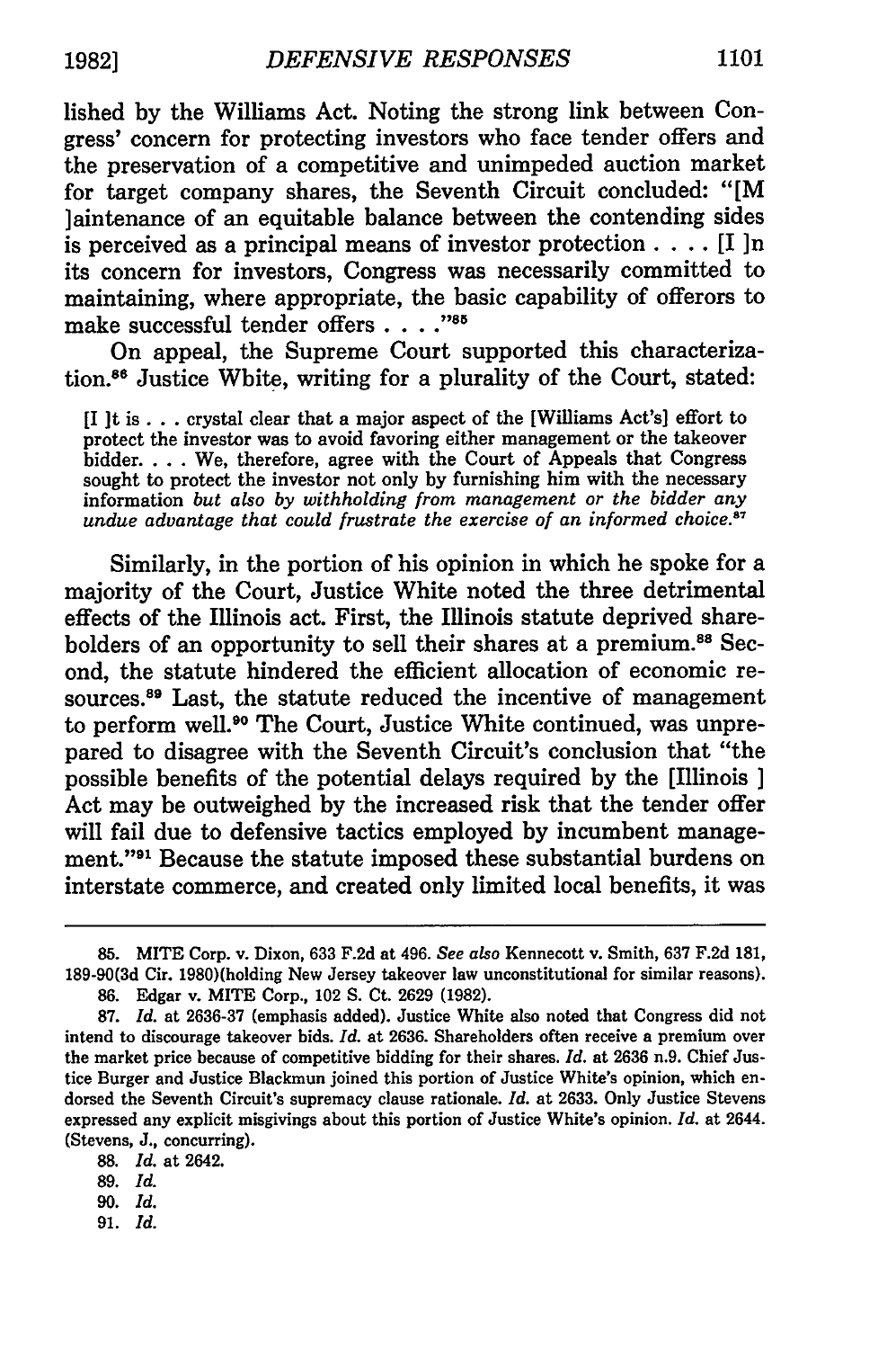lished by the Williams Act. Noting the strong link between Congress' concern for protecting investors who face tender offers and the preservation of a competitive and unimpeded auction market for target company shares, the Seventh Circuit concluded: "[M ]aintenance of an equitable balance between the contending sides is perceived as a principal means of investor protection . . . . [I ]n its concern for investors, Congress was necessarily committed to maintaining, where appropriate, the basic capability of offerors to make successful tender offers . . . ."[85]

On appeal, the Supreme Court supported this characterization.[86] Justice White, writing for a plurality of the Court, stated:

> [I ]t is . . . crystal clear that a major aspect of the [Williams Act's] effort to protect the investor was to avoid favoring either management or the takeover bidder. . . . We, therefore, agree with the Court of Appeals that Congress sought to protect the investor not only by furnishing him with the necessary information *but also by withholding from management or the bidder any undue advantage that could frustrate the exercise of an informed choice.*[87]

Similarly, in the portion of his opinion in which he spoke for a majority of the Court, Justice White noted the three detrimental effects of the Illinois act. First, the Illinois statute deprived shareholders of an opportunity to sell their shares at a premium.[88] Second, the statute hindered the efficient allocation of economic resources.[89] Last, the statute reduced the incentive of management to perform well.[90] The Court, Justice White continued, was unprepared to disagree with the Seventh Circuit's conclusion that "the possible benefits of the potential delays required by the [Illinois ] Act may be outweighed by the increased risk that the tender offer will fail due to defensive tactics employed by incumbent management."[91] Because the statute imposed these substantial burdens on interstate commerce, and created only limited local benefits, it was

---

85. MITE Corp. v. Dixon, 633 F.2d at 496. *See also* Kennecott v. Smith, 637 F.2d 181, 189-90(3d Cir. 1980)(holding New Jersey takeover law unconstitutional for similar reasons).

86. Edgar v. MITE Corp., 102 S. Ct. 2629 (1982).

87. *Id.* at 2636-37 (emphasis added). Justice White also noted that Congress did not intend to discourage takeover bids. *Id.* at 2636. Shareholders often receive a premium over the market price because of competitive bidding for their shares. *Id.* at 2636 n.9. Chief Justice Burger and Justice Blackmun joined this portion of Justice White's opinion, which endorsed the Seventh Circuit's supremacy clause rationale. *Id.* at 2633. Only Justice Stevens expressed any explicit misgivings about this portion of Justice White's opinion. *Id.* at 2644. (Stevens, J., concurring).

88. *Id.* at 2642.

89. *Id.*

90. *Id.*

91. *Id.*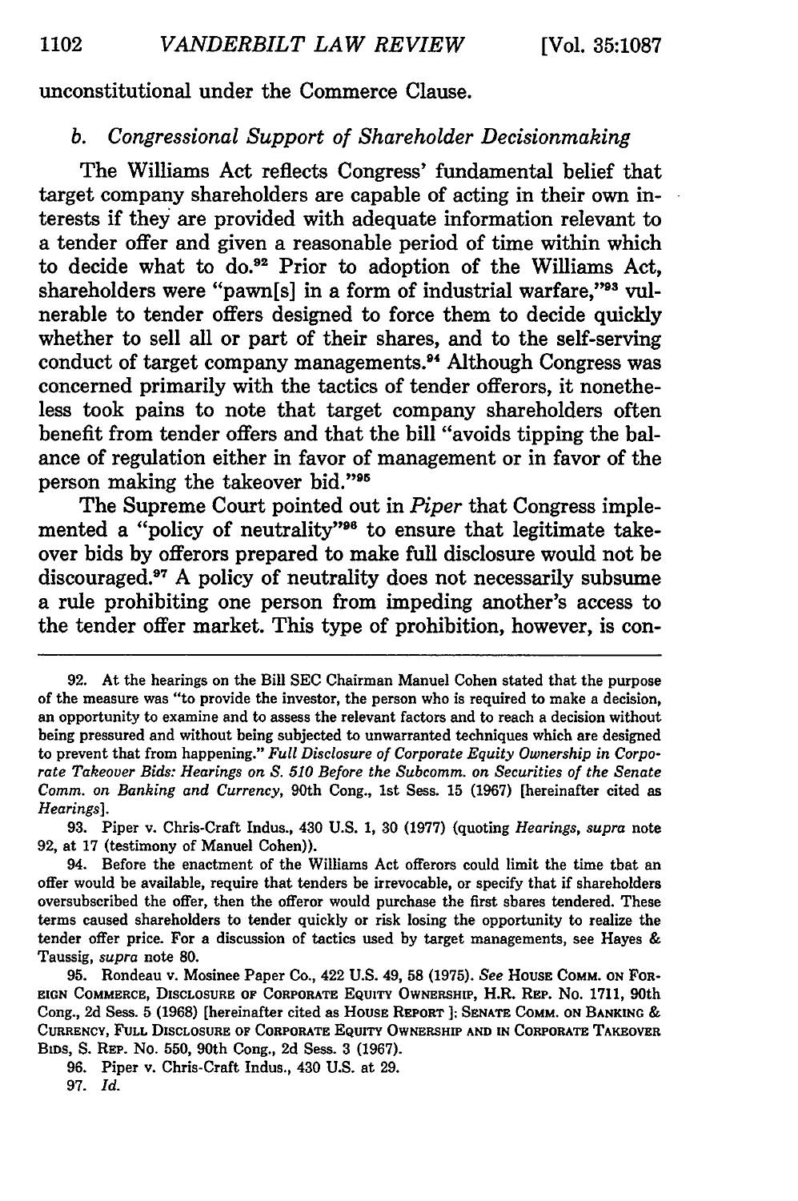unconstitutional under the Commerce Clause.

### *b. Congressional Support of Shareholder Decisionmaking*

The Williams Act reflects Congress' fundamental belief that target company shareholders are capable of acting in their own interests if they are provided with adequate information relevant to a tender offer and given a reasonable period of time within which to decide what to do.[92] Prior to adoption of the Williams Act, shareholders were "pawn[s] in a form of industrial warfare,"[93] vulnerable to tender offers designed to force them to decide quickly whether to sell all or part of their shares, and to the self-serving conduct of target company managements.[94] Although Congress was concerned primarily with the tactics of tender offerors, it nonetheless took pains to note that target company shareholders often benefit from tender offers and that the bill "avoids tipping the balance of regulation either in favor of management or in favor of the person making the takeover bid."[95]

The Supreme Court pointed out in *Piper* that Congress implemented a "policy of neutrality"[96] to ensure that legitimate takeover bids by offerors prepared to make full disclosure would not be discouraged.[97] A policy of neutrality does not necessarily subsume a rule prohibiting one person from impeding another's access to the tender offer market. This type of prohibition, however, is con-

---

92. At the hearings on the Bill SEC Chairman Manuel Cohen stated that the purpose of the measure was "to provide the investor, the person who is required to make a decision, an opportunity to examine and to assess the relevant factors and to reach a decision without being pressured and without being subjected to unwarranted techniques which are designed to prevent that from happening." *Full Disclosure of Corporate Equity Ownership in Corporate Takeover Bids: Hearings on S. 510 Before the Subcomm. on Securities of the Senate Comm. on Banking and Currency*, 90th Cong., 1st Sess. 15 (1967) [hereinafter cited as *Hearings*].

93. Piper v. Chris-Craft Indus., 430 U.S. 1, 30 (1977) (quoting *Hearings*, *supra* note 92, at 17 (testimony of Manuel Cohen)).

94. Before the enactment of the Williams Act offerors could limit the time that an offer would be available, require that tenders be irrevocable, or specify that if shareholders oversubscribed the offer, then the offeror would purchase the first shares tendered. These terms caused shareholders to tender quickly or risk losing the opportunity to realize the tender offer price. For a discussion of tactics used by target managements, see Hayes & Taussig, *supra* note 80.

95. Rondeau v. Mosinee Paper Co., 422 U.S. 49, 58 (1975). *See* House Comm. on Foreign Commerce, Disclosure of Corporate Equity Ownership, H.R. Rep. No. 1711, 90th Cong., 2d Sess. 5 (1968) [hereinafter cited as House Report]; Senate Comm. on Banking & Currency, Full Disclosure of Corporate Equity Ownership and in Corporate Takeover Bids, S. Rep. No. 550, 90th Cong., 2d Sess. 3 (1967).

96. Piper v. Chris-Craft Indus., 430 U.S. at 29.

97. *Id.*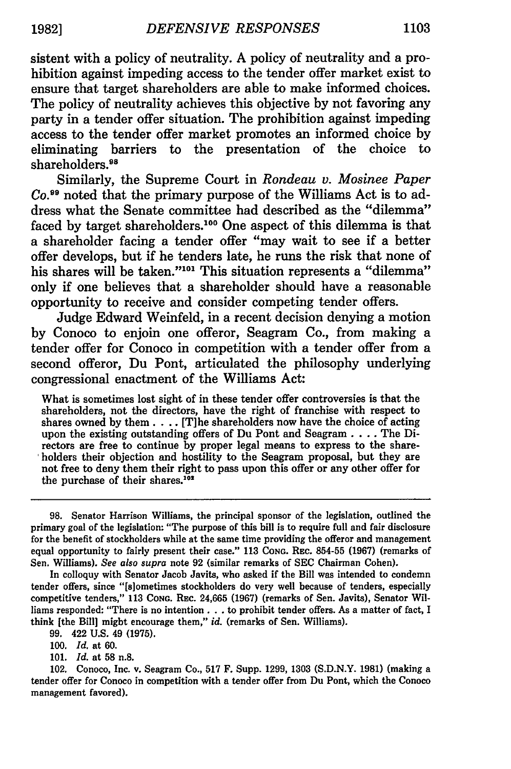sistent with a policy of neutrality. A policy of neutrality and a prohibition against impeding access to the tender offer market exist to ensure that target shareholders are able to make informed choices. The policy of neutrality achieves this objective by not favoring any party in a tender offer situation. The prohibition against impeding access to the tender offer market promotes an informed choice by eliminating barriers to the presentation of the choice to shareholders.[98]

Similarly, the Supreme Court in *Rondeau v. Mosinee Paper Co.*[99] noted that the primary purpose of the Williams Act is to address what the Senate committee had described as the "dilemma" faced by target shareholders.[100] One aspect of this dilemma is that a shareholder facing a tender offer "may wait to see if a better offer develops, but if he tenders late, he runs the risk that none of his shares will be taken."[101] This situation represents a "dilemma" only if one believes that a shareholder should have a reasonable opportunity to receive and consider competing tender offers.

Judge Edward Weinfeld, in a recent decision denying a motion by Conoco to enjoin one offeror, Seagram Co., from making a tender offer for Conoco in competition with a tender offer from a second offeror, Du Pont, articulated the philosophy underlying congressional enactment of the Williams Act:

> What is sometimes lost sight of in these tender offer controversies is that the shareholders, not the directors, have the right of franchise with respect to shares owned by them . . . . [T]he shareholders now have the choice of acting upon the existing outstanding offers of Du Pont and Seagram . . . . The Directors are free to continue by proper legal means to express to the shareholders their objection and hostility to the Seagram proposal, but they are not free to deny them their right to pass upon this offer or any other offer for the purchase of their shares.[102]

---

98. Senator Harrison Williams, the principal sponsor of the legislation, outlined the primary goal of the legislation: "The purpose of this bill is to require full and fair disclosure for the benefit of stockholders while at the same time providing the offeror and management equal opportunity to fairly present their case." 113 CONG. REC. 854-55 (1967) (remarks of Sen. Williams). *See also supra* note 92 (similar remarks of SEC Chairman Cohen).

In colloquy with Senator Jacob Javits, who asked if the Bill was intended to condemn tender offers, since "[s]ometimes stockholders do very well because of tenders, especially competitive tenders," 113 CONG. REC. 24,665 (1967) (remarks of Sen. Javits), Senator Williams responded: "There is no intention . . . to prohibit tender offers. As a matter of fact, I think [the Bill] might encourage them," *id.* (remarks of Sen. Williams).

99. 422 U.S. 49 (1975).

100. *Id.* at 60.

101. *Id.* at 58 n.8.

102. Conoco, Inc. v. Seagram Co., 517 F. Supp. 1299, 1303 (S.D.N.Y. 1981) (making a tender offer for Conoco in competition with a tender offer from Du Pont, which the Conoco management favored).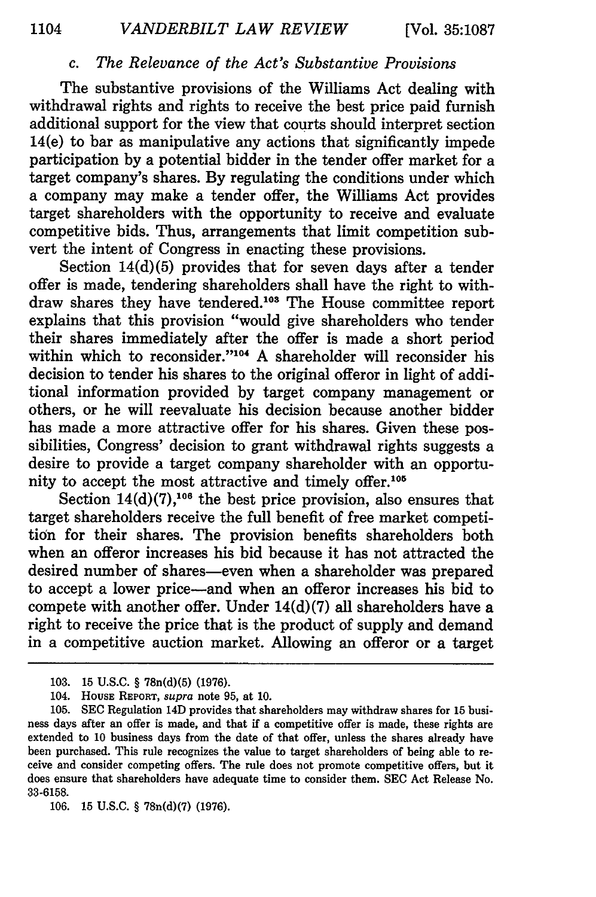### c. *The Relevance of the Act's Substantive Provisions*

The substantive provisions of the Williams Act dealing with withdrawal rights and rights to receive the best price paid furnish additional support for the view that courts should interpret section 14(e) to bar as manipulative any actions that significantly impede participation by a potential bidder in the tender offer market for a target company's shares. By regulating the conditions under which a company may make a tender offer, the Williams Act provides target shareholders with the opportunity to receive and evaluate competitive bids. Thus, arrangements that limit competition subvert the intent of Congress in enacting these provisions.

Section 14(d)(5) provides that for seven days after a tender offer is made, tendering shareholders shall have the right to withdraw shares they have tendered.[103] The House committee report explains that this provision "would give shareholders who tender their shares immediately after the offer is made a short period within which to reconsider."[104] A shareholder will reconsider his decision to tender his shares to the original offeror in light of additional information provided by target company management or others, or he will reevaluate his decision because another bidder has made a more attractive offer for his shares. Given these possibilities, Congress' decision to grant withdrawal rights suggests a desire to provide a target company shareholder with an opportunity to accept the most attractive and timely offer.[105]

Section 14(d)(7),[106] the best price provision, also ensures that target shareholders receive the full benefit of free market competition for their shares. The provision benefits shareholders both when an offeror increases his bid because it has not attracted the desired number of shares—even when a shareholder was prepared to accept a lower price—and when an offeror increases his bid to compete with another offer. Under 14(d)(7) all shareholders have a right to receive the price that is the product of supply and demand in a competitive auction market. Allowing an offeror or a target

---

103. 15 U.S.C. § 78n(d)(5) (1976).

104. HOUSE REPORT, *supra* note 95, at 10.

105. SEC Regulation 14D provides that shareholders may withdraw shares for 15 business days after an offer is made, and that if a competitive offer is made, these rights are extended to 10 business days from the date of that offer, unless the shares already have been purchased. This rule recognizes the value to target shareholders of being able to receive and consider competing offers. The rule does not promote competitive offers, but it does ensure that shareholders have adequate time to consider them. SEC Act Release No. 33-6158.

106. 15 U.S.C. § 78n(d)(7) (1976).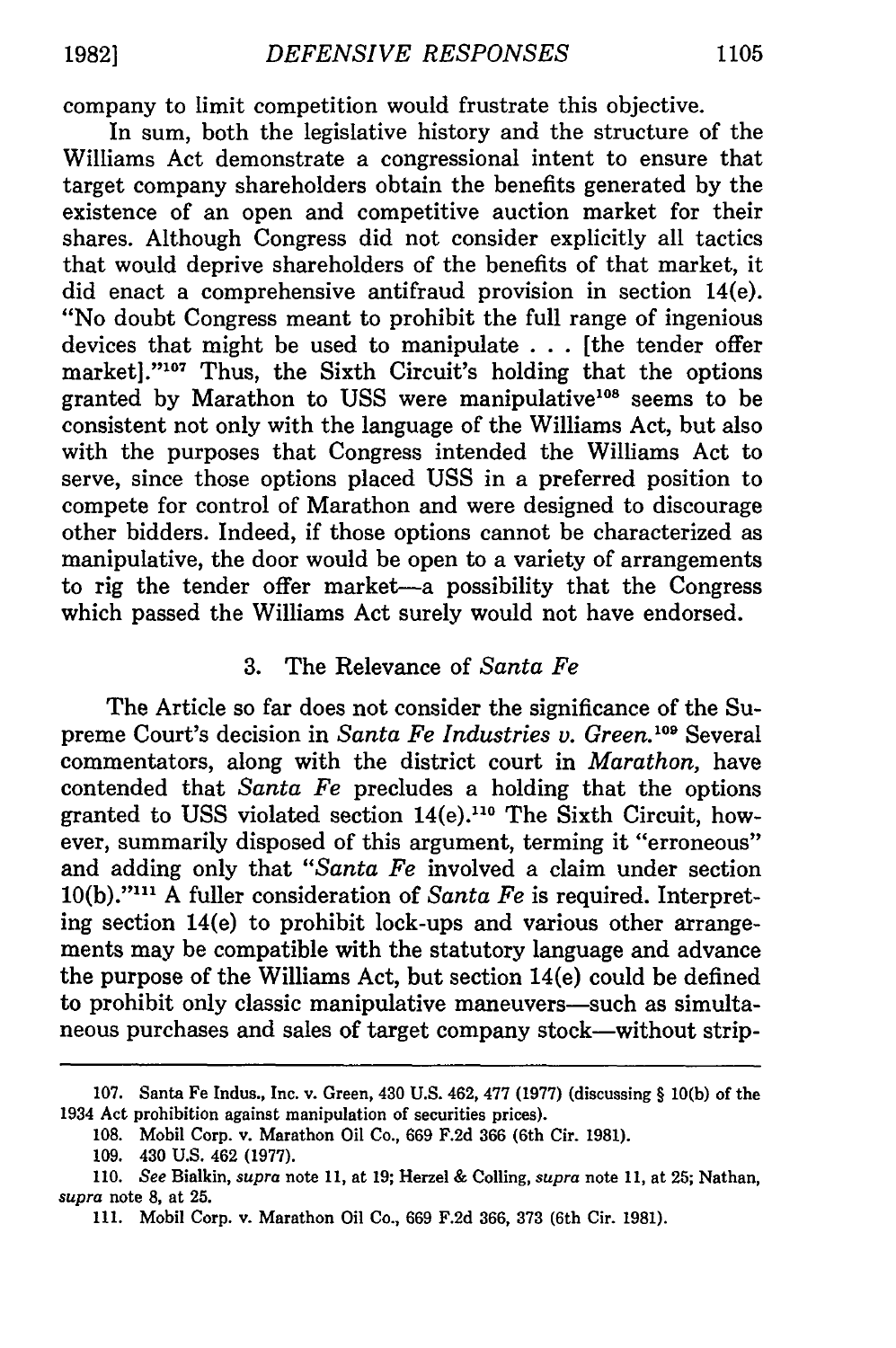company to limit competition would frustrate this objective.

In sum, both the legislative history and the structure of the Williams Act demonstrate a congressional intent to ensure that target company shareholders obtain the benefits generated by the existence of an open and competitive auction market for their shares. Although Congress did not consider explicitly all tactics that would deprive shareholders of the benefits of that market, it did enact a comprehensive antifraud provision in section 14(e). "No doubt Congress meant to prohibit the full range of ingenious devices that might be used to manipulate . . . [the tender offer market]."[107] Thus, the Sixth Circuit's holding that the options granted by Marathon to USS were manipulative[108] seems to be consistent not only with the language of the Williams Act, but also with the purposes that Congress intended the Williams Act to serve, since those options placed USS in a preferred position to compete for control of Marathon and were designed to discourage other bidders. Indeed, if those options cannot be characterized as manipulative, the door would be open to a variety of arrangements to rig the tender offer market—a possibility that the Congress which passed the Williams Act surely would not have endorsed.

### 3. The Relevance of *Santa Fe*

The Article so far does not consider the significance of the Supreme Court's decision in *Santa Fe Industries v. Green.*[109] Several commentators, along with the district court in *Marathon,* have contended that *Santa Fe* precludes a holding that the options granted to USS violated section 14(e).[110] The Sixth Circuit, however, summarily disposed of this argument, terming it "erroneous" and adding only that "*Santa Fe* involved a claim under section 10(b)."[111] A fuller consideration of *Santa Fe* is required. Interpreting section 14(e) to prohibit lock-ups and various other arrangements may be compatible with the statutory language and advance the purpose of the Williams Act, but section 14(e) could be defined to prohibit only classic manipulative maneuvers—such as simultaneous purchases and sales of target company stock—without strip-

---

107. Santa Fe Indus., Inc. v. Green, 430 U.S. 462, 477 (1977) (discussing § 10(b) of the 1934 Act prohibition against manipulation of securities prices).

108. Mobil Corp. v. Marathon Oil Co., 669 F.2d 366 (6th Cir. 1981).

109. 430 U.S. 462 (1977).

110. *See* Bialkin, *supra* note 11, at 19; Herzel & Colling, *supra* note 11, at 25; Nathan, *supra* note 8, at 25.

111. Mobil Corp. v. Marathon Oil Co., 669 F.2d 366, 373 (6th Cir. 1981).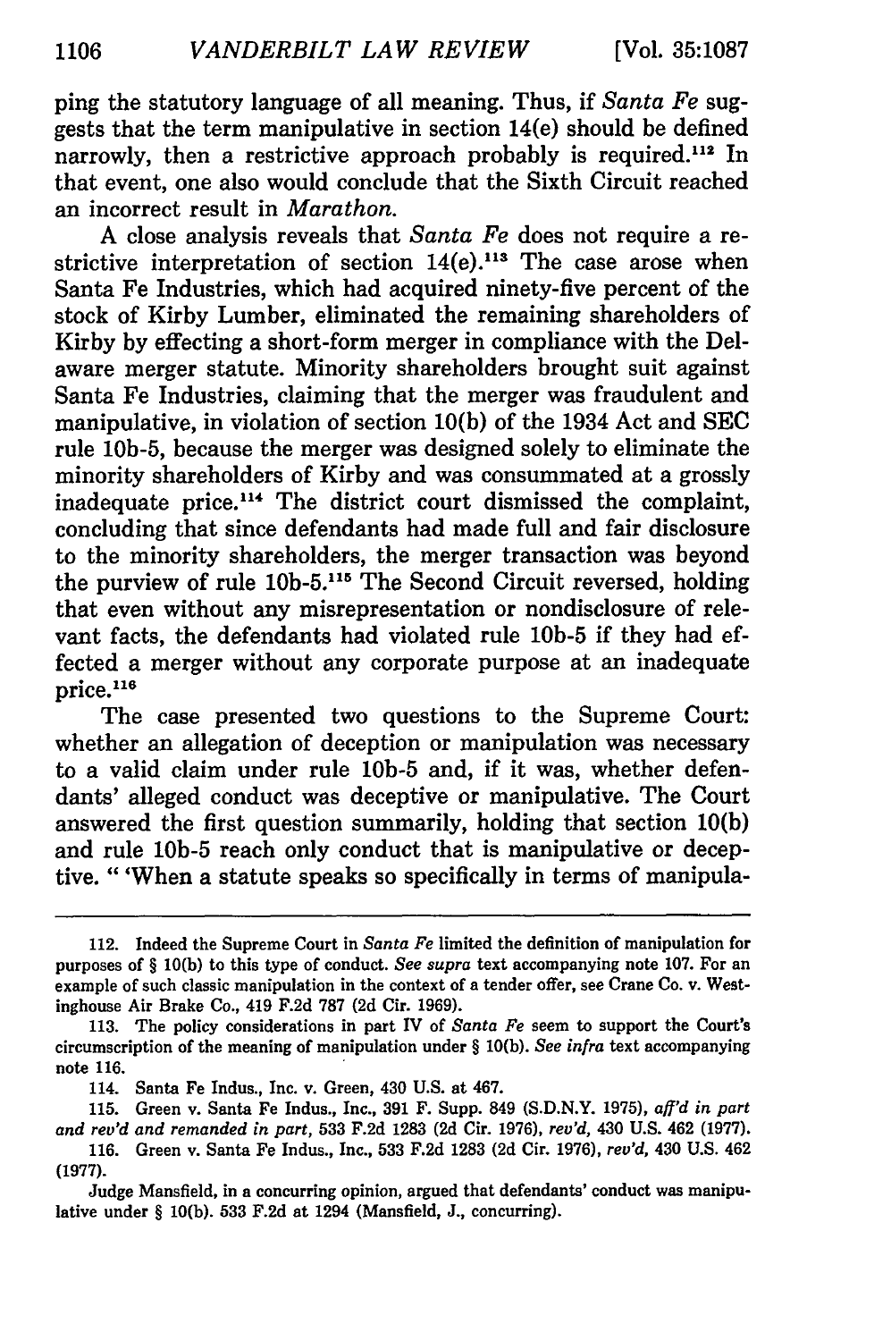ping the statutory language of all meaning. Thus, if *Santa Fe* suggests that the term manipulative in section 14(e) should be defined narrowly, then a restrictive approach probably is required.[112] In that event, one also would conclude that the Sixth Circuit reached an incorrect result in *Marathon.*

A close analysis reveals that *Santa Fe* does not require a restrictive interpretation of section 14(e).[113] The case arose when Santa Fe Industries, which had acquired ninety-five percent of the stock of Kirby Lumber, eliminated the remaining shareholders of Kirby by effecting a short-form merger in compliance with the Delaware merger statute. Minority shareholders brought suit against Santa Fe Industries, claiming that the merger was fraudulent and manipulative, in violation of section 10(b) of the 1934 Act and SEC rule 10b-5, because the merger was designed solely to eliminate the minority shareholders of Kirby and was consummated at a grossly inadequate price.[114] The district court dismissed the complaint, concluding that since defendants had made full and fair disclosure to the minority shareholders, the merger transaction was beyond the purview of rule 10b-5.[115] The Second Circuit reversed, holding that even without any misrepresentation or nondisclosure of relevant facts, the defendants had violated rule 10b-5 if they had effected a merger without any corporate purpose at an inadequate price.[116]

The case presented two questions to the Supreme Court: whether an allegation of deception or manipulation was necessary to a valid claim under rule 10b-5 and, if it was, whether defendants' alleged conduct was deceptive or manipulative. The Court answered the first question summarily, holding that section 10(b) and rule 10b-5 reach only conduct that is manipulative or deceptive. " 'When a statute speaks so specifically in terms of manipula-

---

112. Indeed the Supreme Court in *Santa Fe* limited the definition of manipulation for purposes of § 10(b) to this type of conduct. *See supra* text accompanying note 107. For an example of such classic manipulation in the context of a tender offer, see Crane Co. v. Westinghouse Air Brake Co., 419 F.2d 787 (2d Cir. 1969).

113. The policy considerations in part IV of *Santa Fe* seem to support the Court's circumscription of the meaning of manipulation under § 10(b). *See infra* text accompanying note 116.

114. Santa Fe Indus., Inc. v. Green, 430 U.S. at 467.

115. Green v. Santa Fe Indus., Inc., 391 F. Supp. 849 (S.D.N.Y. 1975), *aff'd in part and rev'd and remanded in part,* 533 F.2d 1283 (2d Cir. 1976), *rev'd,* 430 U.S. 462 (1977).

116. Green v. Santa Fe Indus., Inc., 533 F.2d 1283 (2d Cir. 1976), *rev'd,* 430 U.S. 462 (1977).

Judge Mansfield, in a concurring opinion, argued that defendants' conduct was manipulative under § 10(b). 533 F.2d at 1294 (Mansfield, J., concurring).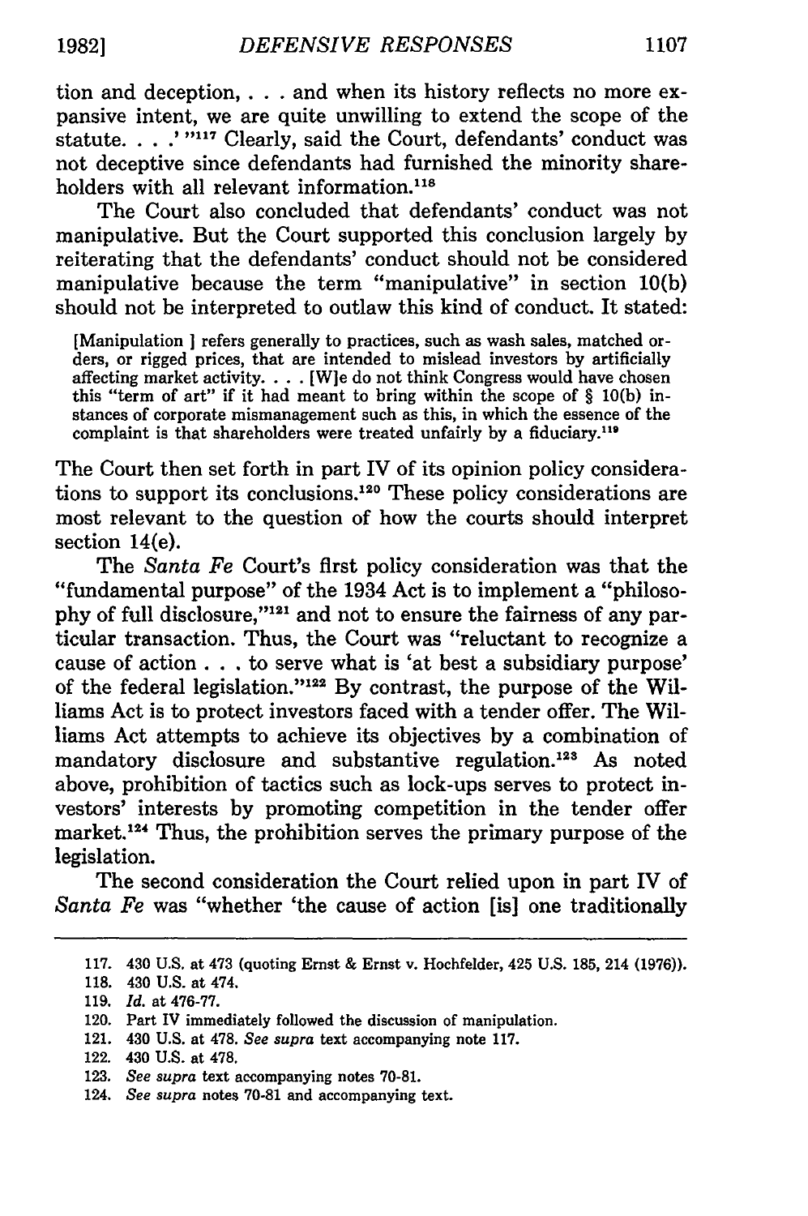tion and deception, . . . and when its history reflects no more expansive intent, we are quite unwilling to extend the scope of the statute. . . .' "[117] Clearly, said the Court, defendants' conduct was not deceptive since defendants had furnished the minority shareholders with all relevant information.[118]

The Court also concluded that defendants' conduct was not manipulative. But the Court supported this conclusion largely by reiterating that the defendants' conduct should not be considered manipulative because the term "manipulative" in section 10(b) should not be interpreted to outlaw this kind of conduct. It stated:

> [Manipulation ] refers generally to practices, such as wash sales, matched orders, or rigged prices, that are intended to mislead investors by artificially affecting market activity. . . . [W]e do not think Congress would have chosen this "term of art" if it had meant to bring within the scope of § 10(b) instances of corporate mismanagement such as this, in which the essence of the complaint is that shareholders were treated unfairly by a fiduciary.[119]

The Court then set forth in part IV of its opinion policy considerations to support its conclusions.[120] These policy considerations are most relevant to the question of how the courts should interpret section 14(e).

The *Santa Fe* Court's first policy consideration was that the "fundamental purpose" of the 1934 Act is to implement a "philosophy of full disclosure,"[121] and not to ensure the fairness of any particular transaction. Thus, the Court was "reluctant to recognize a cause of action . . . to serve what is 'at best a subsidiary purpose' of the federal legislation."[122] By contrast, the purpose of the Williams Act is to protect investors faced with a tender offer. The Williams Act attempts to achieve its objectives by a combination of mandatory disclosure and substantive regulation.[123] As noted above, prohibition of tactics such as lock-ups serves to protect investors' interests by promoting competition in the tender offer market.[124] Thus, the prohibition serves the primary purpose of the legislation.

The second consideration the Court relied upon in part IV of *Santa Fe* was "whether 'the cause of action [is] one traditionally

---

117. 430 U.S. at 473 (quoting Ernst & Ernst v. Hochfelder, 425 U.S. 185, 214 (1976)).
118. 430 U.S. at 474.
119. *Id.* at 476-77.
120. Part IV immediately followed the discussion of manipulation.
121. 430 U.S. at 478. *See supra* text accompanying note 117.
122. 430 U.S. at 478.
123. *See supra* text accompanying notes 70-81.
124. *See supra* notes 70-81 and accompanying text.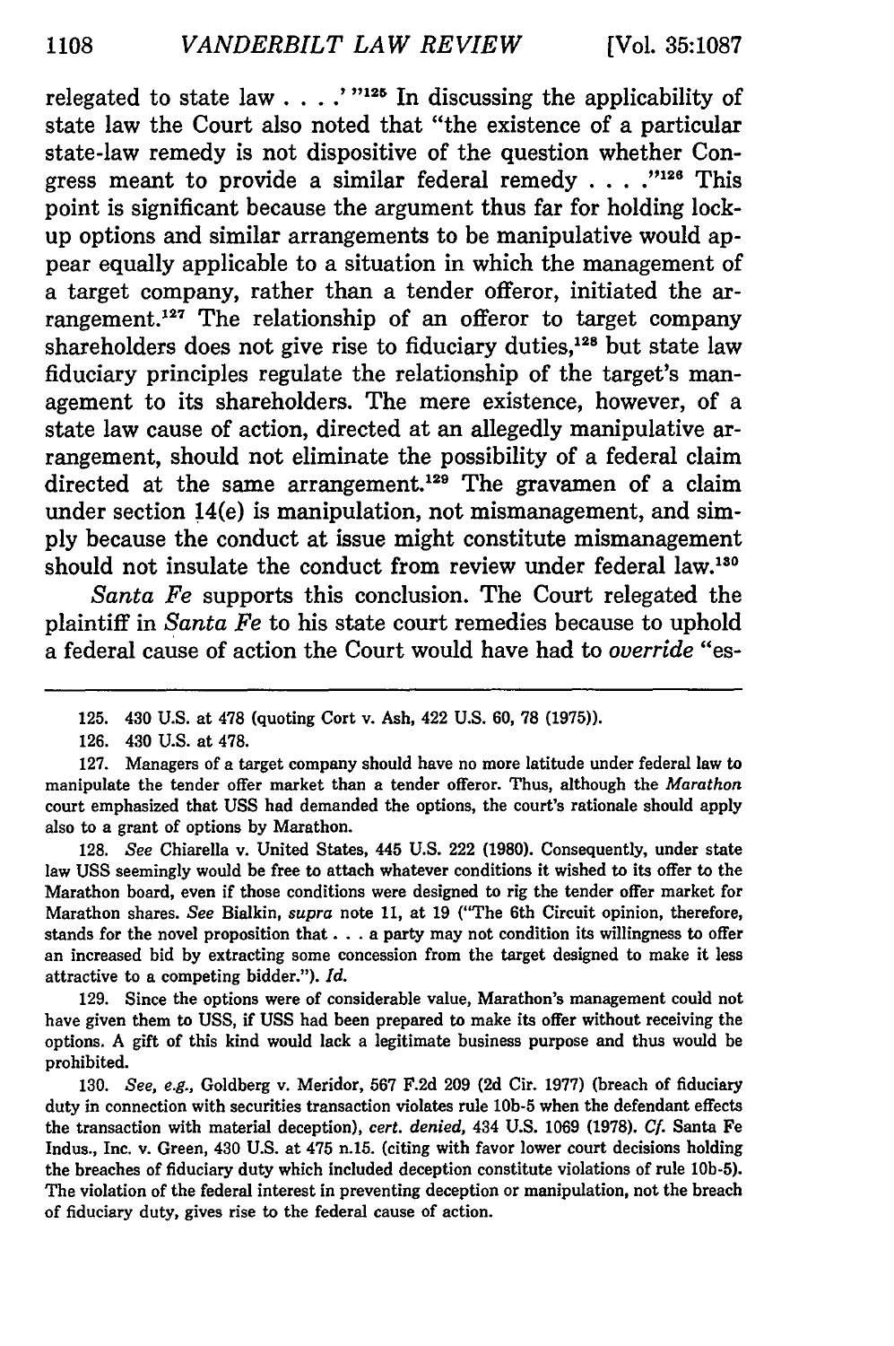relegated to state law . . . .' "[125] In discussing the applicability of state law the Court also noted that "the existence of a particular state-law remedy is not dispositive of the question whether Congress meant to provide a similar federal remedy . . . ."[126] This point is significant because the argument thus far for holding lock-up options and similar arrangements to be manipulative would appear equally applicable to a situation in which the management of a target company, rather than a tender offeror, initiated the arrangement.[127] The relationship of an offeror to target company shareholders does not give rise to fiduciary duties,[128] but state law fiduciary principles regulate the relationship of the target's management to its shareholders. The mere existence, however, of a state law cause of action, directed at an allegedly manipulative arrangement, should not eliminate the possibility of a federal claim directed at the same arrangement.[129] The gravamen of a claim under section 14(e) is manipulation, not mismanagement, and simply because the conduct at issue might constitute mismanagement should not insulate the conduct from review under federal law.[130]

*Santa Fe* supports this conclusion. The Court relegated the plaintiff in *Santa Fe* to his state court remedies because to uphold a federal cause of action the Court would have had to *override* "es-

---

125. 430 U.S. at 478 (quoting Cort v. Ash, 422 U.S. 60, 78 (1975)).

126. 430 U.S. at 478.

127. Managers of a target company should have no more latitude under federal law to manipulate the tender offer market than a tender offeror. Thus, although the *Marathon* court emphasized that USS had demanded the options, the court's rationale should apply also to a grant of options by Marathon.

128. *See* Chiarella v. United States, 445 U.S. 222 (1980). Consequently, under state law USS seemingly would be free to attach whatever conditions it wished to its offer to the Marathon board, even if those conditions were designed to rig the tender offer market for Marathon shares. *See* Bialkin, *supra* note 11, at 19 ("The 6th Circuit opinion, therefore, stands for the novel proposition that . . . a party may not condition its willingness to offer an increased bid by extracting some concession from the target designed to make it less attractive to a competing bidder."). *Id.*

129. Since the options were of considerable value, Marathon's management could not have given them to USS, if USS had been prepared to make its offer without receiving the options. A gift of this kind would lack a legitimate business purpose and thus would be prohibited.

130. *See, e.g.,* Goldberg v. Meridor, 567 F.2d 209 (2d Cir. 1977) (breach of fiduciary duty in connection with securities transaction violates rule 10b-5 when the defendant effects the transaction with material deception), *cert. denied,* 434 U.S. 1069 (1978). *Cf.* Santa Fe Indus., Inc. v. Green, 430 U.S. at 475 n.15. (citing with favor lower court decisions holding the breaches of fiduciary duty which included deception constitute violations of rule 10b-5). The violation of the federal interest in preventing deception or manipulation, not the breach of fiduciary duty, gives rise to the federal cause of action.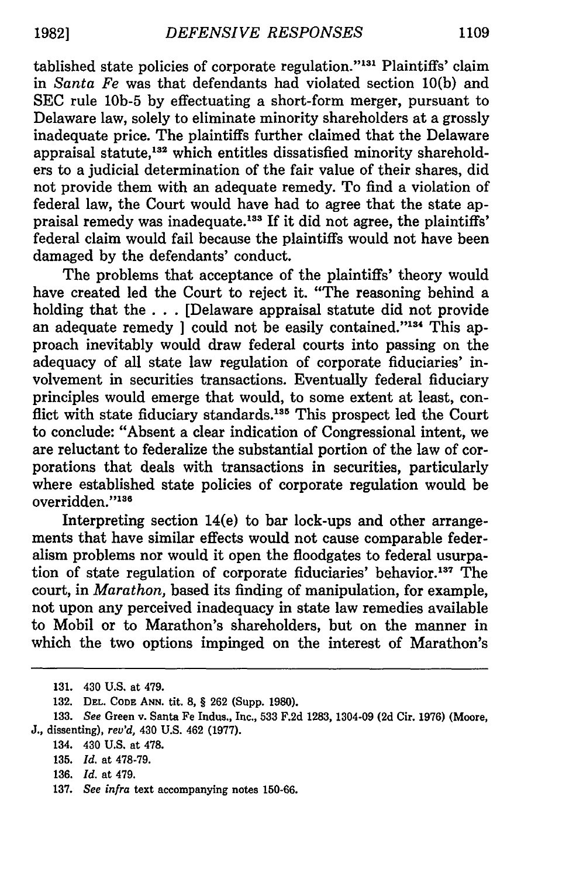tablished state policies of corporate regulation."[131] Plaintiffs' claim in *Santa Fe* was that defendants had violated section 10(b) and SEC rule 10b-5 by effectuating a short-form merger, pursuant to Delaware law, solely to eliminate minority shareholders at a grossly inadequate price. The plaintiffs further claimed that the Delaware appraisal statute,[132] which entitles dissatisfied minority shareholders to a judicial determination of the fair value of their shares, did not provide them with an adequate remedy. To find a violation of federal law, the Court would have had to agree that the state appraisal remedy was inadequate.[133] If it did not agree, the plaintiffs' federal claim would fail because the plaintiffs would not have been damaged by the defendants' conduct.

The problems that acceptance of the plaintiffs' theory would have created led the Court to reject it. "The reasoning behind a holding that the . . . [Delaware appraisal statute did not provide an adequate remedy ] could not be easily contained."[134] This approach inevitably would draw federal courts into passing on the adequacy of all state law regulation of corporate fiduciaries' involvement in securities transactions. Eventually federal fiduciary principles would emerge that would, to some extent at least, conflict with state fiduciary standards.[135] This prospect led the Court to conclude: "Absent a clear indication of Congressional intent, we are reluctant to federalize the substantial portion of the law of corporations that deals with transactions in securities, particularly where established state policies of corporate regulation would be overridden."[136]

Interpreting section 14(e) to bar lock-ups and other arrangements that have similar effects would not cause comparable federalism problems nor would it open the floodgates to federal usurpation of state regulation of corporate fiduciaries' behavior.[137] The court, in *Marathon*, based its finding of manipulation, for example, not upon any perceived inadequacy in state law remedies available to Mobil or to Marathon's shareholders, but on the manner in which the two options impinged on the interest of Marathon's

---

131. 430 U.S. at 479.

132. Del. Code Ann. tit. 8, § 262 (Supp. 1980).

133. *See* Green v. Santa Fe Indus., Inc., 533 F.2d 1283, 1304-09 (2d Cir. 1976) (Moore, J., dissenting), *rev'd*, 430 U.S. 462 (1977).

134. 430 U.S. at 478.

135. *Id.* at 478-79.

136. *Id.* at 479.

137. *See infra* text accompanying notes 150-66.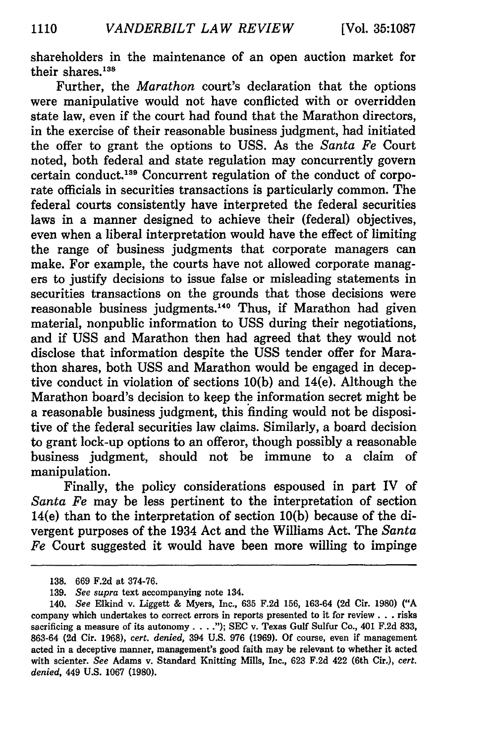shareholders in the maintenance of an open auction market for their shares.[138]

Further, the *Marathon* court's declaration that the options were manipulative would not have conflicted with or overridden state law, even if the court had found that the Marathon directors, in the exercise of their reasonable business judgment, had initiated the offer to grant the options to USS. As the *Santa Fe* Court noted, both federal and state regulation may concurrently govern certain conduct.[139] Concurrent regulation of the conduct of corporate officials in securities transactions is particularly common. The federal courts consistently have interpreted the federal securities laws in a manner designed to achieve their (federal) objectives, even when a liberal interpretation would have the effect of limiting the range of business judgments that corporate managers can make. For example, the courts have not allowed corporate managers to justify decisions to issue false or misleading statements in securities transactions on the grounds that those decisions were reasonable business judgments.[140] Thus, if Marathon had given material, nonpublic information to USS during their negotiations, and if USS and Marathon then had agreed that they would not disclose that information despite the USS tender offer for Marathon shares, both USS and Marathon would be engaged in deceptive conduct in violation of sections 10(b) and 14(e). Although the Marathon board's decision to keep the information secret might be a reasonable business judgment, this finding would not be dispositive of the federal securities law claims. Similarly, a board decision to grant lock-up options to an offeror, though possibly a reasonable business judgment, should not be immune to a claim of manipulation.

Finally, the policy considerations espoused in part IV of *Santa Fe* may be less pertinent to the interpretation of section 14(e) than to the interpretation of section 10(b) because of the divergent purposes of the 1934 Act and the Williams Act. The *Santa Fe* Court suggested it would have been more willing to impinge

---

138. 669 F.2d at 374-76.

139. *See supra* text accompanying note 134.

140. *See* Elkind v. Liggett & Myers, Inc., 635 F.2d 156, 163-64 (2d Cir. 1980) ("A company which undertakes to correct errors in reports presented to it for review . . . risks sacrificing a measure of its autonomy . . . ."); SEC v. Texas Gulf Sulfur Co., 401 F.2d 833, 863-64 (2d Cir. 1968), *cert. denied*, 394 U.S. 976 (1969). Of course, even if management acted in a deceptive manner, management's good faith may be relevant to whether it acted with scienter. *See* Adams v. Standard Knitting Mills, Inc., 623 F.2d 422 (6th Cir.), *cert. denied*, 449 U.S. 1067 (1980).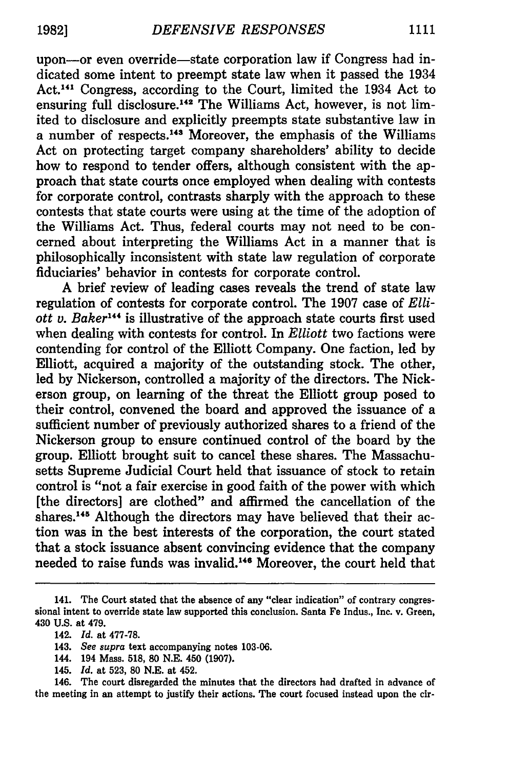upon—or even override—state corporation law if Congress had indicated some intent to preempt state law when it passed the 1934 Act.[141] Congress, according to the Court, limited the 1934 Act to ensuring full disclosure.[142] The Williams Act, however, is not limited to disclosure and explicitly preempts state substantive law in a number of respects.[143] Moreover, the emphasis of the Williams Act on protecting target company shareholders' ability to decide how to respond to tender offers, although consistent with the approach that state courts once employed when dealing with contests for corporate control, contrasts sharply with the approach to these contests that state courts were using at the time of the adoption of the Williams Act. Thus, federal courts may not need to be concerned about interpreting the Williams Act in a manner that is philosophically inconsistent with state law regulation of corporate fiduciaries' behavior in contests for corporate control.

A brief review of leading cases reveals the trend of state law regulation of contests for corporate control. The 1907 case of *Elliott v. Baker*[144] is illustrative of the approach state courts first used when dealing with contests for control. In *Elliott* two factions were contending for control of the Elliott Company. One faction, led by Elliott, acquired a majority of the outstanding stock. The other, led by Nickerson, controlled a majority of the directors. The Nickerson group, on learning of the threat the Elliott group posed to their control, convened the board and approved the issuance of a sufficient number of previously authorized shares to a friend of the Nickerson group to ensure continued control of the board by the group. Elliott brought suit to cancel these shares. The Massachusetts Supreme Judicial Court held that issuance of stock to retain control is "not a fair exercise in good faith of the power with which [the directors] are clothed" and affirmed the cancellation of the shares.[145] Although the directors may have believed that their action was in the best interests of the corporation, the court stated that a stock issuance absent convincing evidence that the company needed to raise funds was invalid.[146] Moreover, the court held that

---

141. The Court stated that the absence of any "clear indication" of contrary congressional intent to override state law supported this conclusion. Santa Fe Indus., Inc. v. Green, 430 U.S. at 479.

142. *Id.* at 477-78.

143. *See supra* text accompanying notes 103-06.

144. 194 Mass. 518, 80 N.E. 450 (1907).

145. *Id.* at 523, 80 N.E. at 452.

146. The court disregarded the minutes that the directors had drafted in advance of the meeting in an attempt to justify their actions. The court focused instead upon the cir-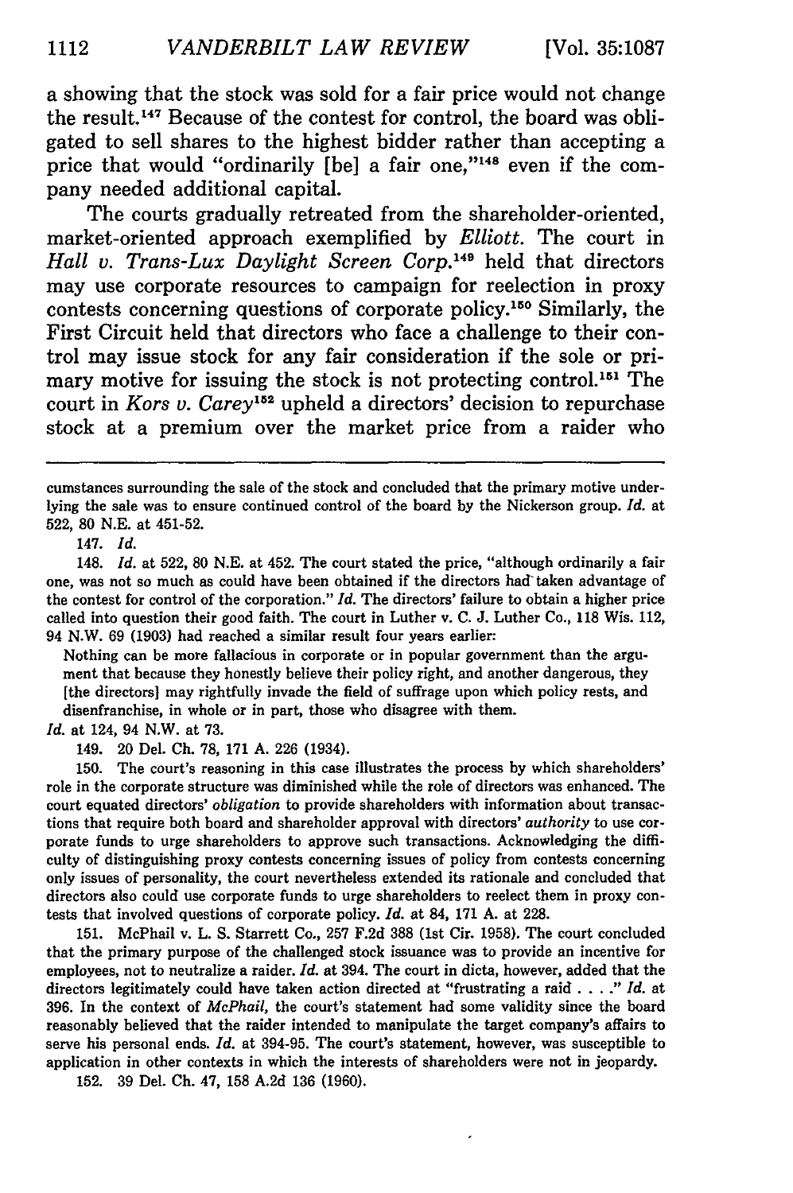a showing that the stock was sold for a fair price would not change the result.[147] Because of the contest for control, the board was obligated to sell shares to the highest bidder rather than accepting a price that would "ordinarily [be] a fair one,"[148] even if the company needed additional capital.

The courts gradually retreated from the shareholder-oriented, market-oriented approach exemplified by *Elliott*. The court in *Hall v. Trans-Lux Daylight Screen Corp.*[149] held that directors may use corporate resources to campaign for reelection in proxy contests concerning questions of corporate policy.[150] Similarly, the First Circuit held that directors who face a challenge to their control may issue stock for any fair consideration if the sole or primary motive for issuing the stock is not protecting control.[151] The court in *Kors v. Carey*[152] upheld a directors' decision to repurchase stock at a premium over the market price from a raider who

---

cumstances surrounding the sale of the stock and concluded that the primary motive underlying the sale was to ensure continued control of the board by the Nickerson group. *Id.* at 522, 80 N.E. at 451-52.

147. *Id.*

148. *Id.* at 522, 80 N.E. at 452. The court stated the price, "although ordinarily a fair one, was not so much as could have been obtained if the directors had taken advantage of the contest for control of the corporation." *Id.* The directors' failure to obtain a higher price called into question their good faith. The court in Luther v. C. J. Luther Co., 118 Wis. 112, 94 N.W. 69 (1903) had reached a similar result four years earlier:

> Nothing can be more fallacious in corporate or in popular government than the argument that because they honestly believe their policy right, and another dangerous, they [the directors] may rightfully invade the field of suffrage upon which policy rests, and disenfranchise, in whole or in part, those who disagree with them.

*Id.* at 124, 94 N.W. at 73.

149. 20 Del. Ch. 78, 171 A. 226 (1934).

150. The court's reasoning in this case illustrates the process by which shareholders' role in the corporate structure was diminished while the role of directors was enhanced. The court equated directors' *obligation* to provide shareholders with information about transactions that require both board and shareholder approval with directors' *authority* to use corporate funds to urge shareholders to approve such transactions. Acknowledging the difficulty of distinguishing proxy contests concerning issues of policy from contests concerning only issues of personality, the court nevertheless extended its rationale and concluded that directors also could use corporate funds to urge shareholders to reelect them in proxy contests that involved questions of corporate policy. *Id.* at 84, 171 A. at 228.

151. McPhail v. L. S. Starrett Co., 257 F.2d 388 (1st Cir. 1958). The court concluded that the primary purpose of the challenged stock issuance was to provide an incentive for employees, not to neutralize a raider. *Id.* at 394. The court in dicta, however, added that the directors legitimately could have taken action directed at "frustrating a raid . . . ." *Id.* at 396. In the context of *McPhail*, the court's statement had some validity since the board reasonably believed that the raider intended to manipulate the target company's affairs to serve his personal ends. *Id.* at 394-95. The court's statement, however, was susceptible to application in other contexts in which the interests of shareholders were not in jeopardy.

152. 39 Del. Ch. 47, 158 A.2d 136 (1960).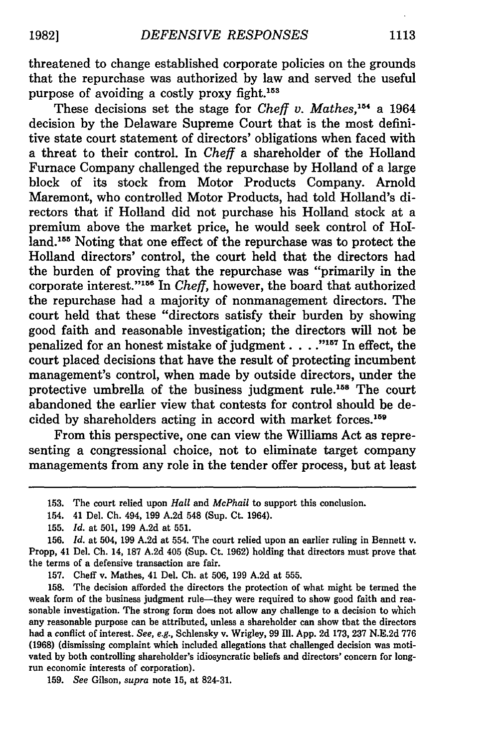threatened to change established corporate policies on the grounds that the repurchase was authorized by law and served the useful purpose of avoiding a costly proxy fight.[153]

These decisions set the stage for *Cheff v. Mathes*,[154] a 1964 decision by the Delaware Supreme Court that is the most definitive state court statement of directors' obligations when faced with a threat to their control. In *Cheff* a shareholder of the Holland Furnace Company challenged the repurchase by Holland of a large block of its stock from Motor Products Company. Arnold Maremont, who controlled Motor Products, had told Holland's directors that if Holland did not purchase his Holland stock at a premium above the market price, he would seek control of Holland.[155] Noting that one effect of the repurchase was to protect the Holland directors' control, the court held that the directors had the burden of proving that the repurchase was "primarily in the corporate interest."[156] In *Cheff*, however, the board that authorized the repurchase had a majority of nonmanagement directors. The court held that these "directors satisfy their burden by showing good faith and reasonable investigation; the directors will not be penalized for an honest mistake of judgment . . . ."[157] In effect, the court placed decisions that have the result of protecting incumbent management's control, when made by outside directors, under the protective umbrella of the business judgment rule.[158] The court abandoned the earlier view that contests for control should be decided by shareholders acting in accord with market forces.[159]

From this perspective, one can view the Williams Act as representing a congressional choice, not to eliminate target company managements from any role in the tender offer process, but at least

---

153. The court relied upon *Hall* and *McPhail* to support this conclusion.

154. 41 Del. Ch. 494, 199 A.2d 548 (Sup. Ct. 1964).

155. *Id.* at 501, 199 A.2d at 551.

156. *Id.* at 504, 199 A.2d at 554. The court relied upon an earlier ruling in Bennett v. Propp, 41 Del. Ch. 14, 187 A.2d 405 (Sup. Ct. 1962) holding that directors must prove that the terms of a defensive transaction are fair.

157. Cheff v. Mathes, 41 Del. Ch. at 506, 199 A.2d at 555.

158. The decision afforded the directors the protection of what might be termed the weak form of the business judgment rule—they were required to show good faith and reasonable investigation. The strong form does not allow any challenge to a decision to which any reasonable purpose can be attributed, unless a shareholder can show that the directors had a conflict of interest. *See, e.g.*, Schlensky v. Wrigley, 99 Ill. App. 2d 173, 237 N.E.2d 776 (1968) (dismissing complaint which included allegations that challenged decision was motivated by both controlling shareholder's idiosyncratic beliefs and directors' concern for long-run economic interests of corporation).

159. *See* Gilson, *supra* note 15, at 824-31.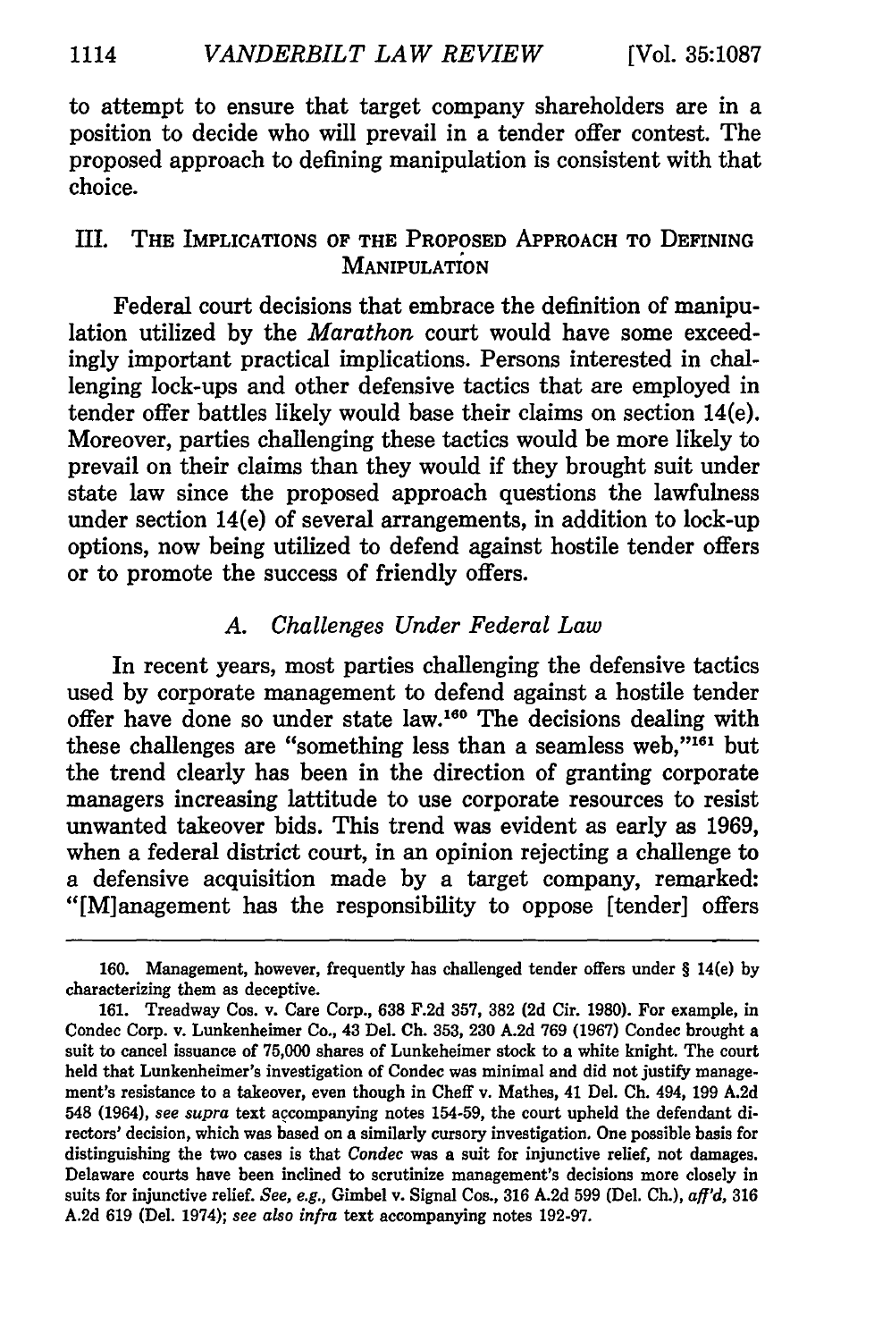to attempt to ensure that target company shareholders are in a position to decide who will prevail in a tender offer contest. The proposed approach to defining manipulation is consistent with that choice.

## III. The Implications of the Proposed Approach to Defining Manipulation

Federal court decisions that embrace the definition of manipulation utilized by the *Marathon* court would have some exceedingly important practical implications. Persons interested in challenging lock-ups and other defensive tactics that are employed in tender offer battles likely would base their claims on section 14(e). Moreover, parties challenging these tactics would be more likely to prevail on their claims than they would if they brought suit under state law since the proposed approach questions the lawfulness under section 14(e) of several arrangements, in addition to lock-up options, now being utilized to defend against hostile tender offers or to promote the success of friendly offers.

### *A. Challenges Under Federal Law*

In recent years, most parties challenging the defensive tactics used by corporate management to defend against a hostile tender offer have done so under state law.[160] The decisions dealing with these challenges are "something less than a seamless web,"[161] but the trend clearly has been in the direction of granting corporate managers increasing lattitude to use corporate resources to resist unwanted takeover bids. This trend was evident as early as 1969, when a federal district court, in an opinion rejecting a challenge to a defensive acquisition made by a target company, remarked: "[M]anagement has the responsibility to oppose [tender] offers

---

160. Management, however, frequently has challenged tender offers under § 14(e) by characterizing them as deceptive.

161. Treadway Cos. v. Care Corp., 638 F.2d 357, 382 (2d Cir. 1980). For example, in Condec Corp. v. Lunkenheimer Co., 43 Del. Ch. 353, 230 A.2d 769 (1967) Condec brought a suit to cancel issuance of 75,000 shares of Lunkeheimer stock to a white knight. The court held that Lunkenheimer's investigation of Condec was minimal and did not justify management's resistance to a takeover, even though in Cheff v. Mathes, 41 Del. Ch. 494, 199 A.2d 548 (1964), *see supra* text accompanying notes 154-59, the court upheld the defendant directors' decision, which was based on a similarly cursory investigation. One possible basis for distinguishing the two cases is that *Condec* was a suit for injunctive relief, not damages. Delaware courts have been inclined to scrutinize management's decisions more closely in suits for injunctive relief. *See, e.g.*, Gimbel v. Signal Cos., 316 A.2d 599 (Del. Ch.), *aff'd*, 316 A.2d 619 (Del. 1974); *see also infra* text accompanying notes 192-97.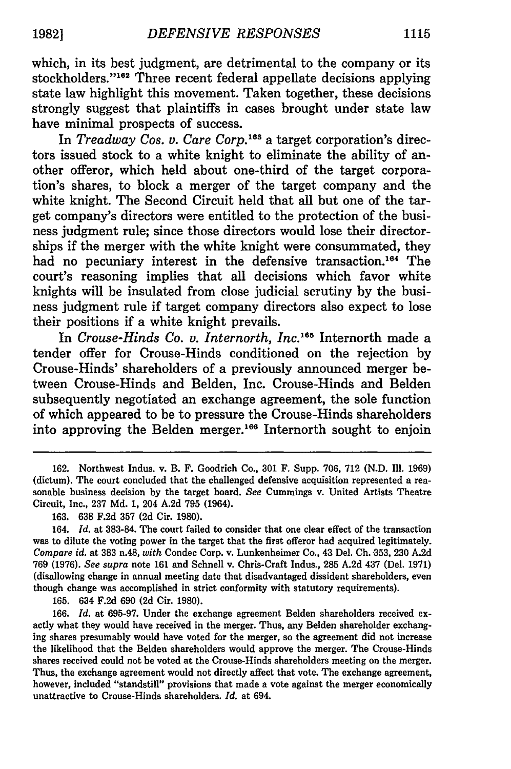which, in its best judgment, are detrimental to the company or its stockholders."[162] Three recent federal appellate decisions applying state law highlight this movement. Taken together, these decisions strongly suggest that plaintiffs in cases brought under state law have minimal prospects of success.

In *Treadway Cos. v. Care Corp.*[163] a target corporation's directors issued stock to a white knight to eliminate the ability of another offeror, which held about one-third of the target corporation's shares, to block a merger of the target company and the white knight. The Second Circuit held that all but one of the target company's directors were entitled to the protection of the business judgment rule; since those directors would lose their directorships if the merger with the white knight were consummated, they had no pecuniary interest in the defensive transaction.[164] The court's reasoning implies that all decisions which favor white knights will be insulated from close judicial scrutiny by the business judgment rule if target company directors also expect to lose their positions if a white knight prevails.

In *Crouse-Hinds Co. v. Internorth, Inc.*[165] Internorth made a tender offer for Crouse-Hinds conditioned on the rejection by Crouse-Hinds' shareholders of a previously announced merger between Crouse-Hinds and Belden, Inc. Crouse-Hinds and Belden subsequently negotiated an exchange agreement, the sole function of which appeared to be to pressure the Crouse-Hinds shareholders into approving the Belden merger.[166] Internorth sought to enjoin

---

162. Northwest Indus. v. B. F. Goodrich Co., 301 F. Supp. 706, 712 (N.D. Ill. 1969) (dictum). The court concluded that the challenged defensive acquisition represented a reasonable business decision by the target board. *See* Cummings v. United Artists Theatre Circuit, Inc., 237 Md. 1, 204 A.2d 795 (1964).

163. 638 F.2d 357 (2d Cir. 1980).

164. *Id.* at 383-84. The court failed to consider that one clear effect of the transaction was to dilute the voting power in the target that the first offeror had acquired legitimately. *Compare id.* at 383 n.48, *with* Condec Corp. v. Lunkenheimer Co., 43 Del. Ch. 353, 230 A.2d 769 (1976). *See supra* note 161 and Schnell v. Chris-Craft Indus., 285 A.2d 437 (Del. 1971) (disallowing change in annual meeting date that disadvantaged dissident shareholders, even though change was accomplished in strict conformity with statutory requirements).

165. 634 F.2d 690 (2d Cir. 1980).

166. *Id.* at 695-97. Under the exchange agreement Belden shareholders received exactly what they would have received in the merger. Thus, any Belden shareholder exchanging shares presumably would have voted for the merger, so the agreement did not increase the likelihood that the Belden shareholders would approve the merger. The Crouse-Hinds shares received could not be voted at the Crouse-Hinds shareholders meeting on the merger. Thus, the exchange agreement would not directly affect that vote. The exchange agreement, however, included "standstill" provisions that made a vote against the merger economically unattractive to Crouse-Hinds shareholders. *Id.* at 694.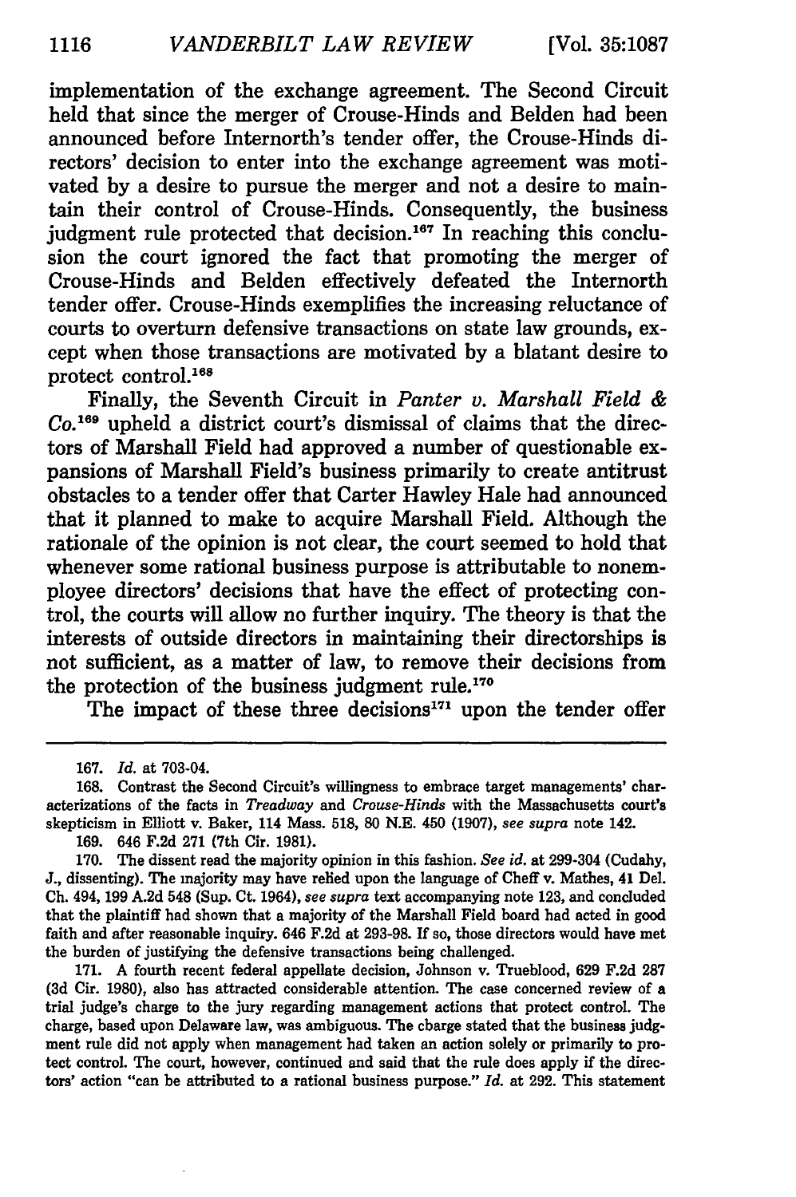implementation of the exchange agreement. The Second Circuit held that since the merger of Crouse-Hinds and Belden had been announced before Internorth's tender offer, the Crouse-Hinds directors' decision to enter into the exchange agreement was motivated by a desire to pursue the merger and not a desire to maintain their control of Crouse-Hinds. Consequently, the business judgment rule protected that decision.[167] In reaching this conclusion the court ignored the fact that promoting the merger of Crouse-Hinds and Belden effectively defeated the Internorth tender offer. Crouse-Hinds exemplifies the increasing reluctance of courts to overturn defensive transactions on state law grounds, except when those transactions are motivated by a blatant desire to protect control.[168]

Finally, the Seventh Circuit in *Panter v. Marshall Field & Co.*[169] upheld a district court's dismissal of claims that the directors of Marshall Field had approved a number of questionable expansions of Marshall Field's business primarily to create antitrust obstacles to a tender offer that Carter Hawley Hale had announced that it planned to make to acquire Marshall Field. Although the rationale of the opinion is not clear, the court seemed to hold that whenever some rational business purpose is attributable to nonemployee directors' decisions that have the effect of protecting control, the courts will allow no further inquiry. The theory is that the interests of outside directors in maintaining their directorships is not sufficient, as a matter of law, to remove their decisions from the protection of the business judgment rule.[170]

The impact of these three decisions[171] upon the tender offer

---

167. *Id.* at 703-04.

168. Contrast the Second Circuit's willingness to embrace target managements' characterizations of the facts in *Treadway* and *Crouse-Hinds* with the Massachusetts court's skepticism in Elliott v. Baker, 114 Mass. 518, 80 N.E. 450 (1907), *see supra* note 142.

169. 646 F.2d 271 (7th Cir. 1981).

170. The dissent read the majority opinion in this fashion. *See id.* at 299-304 (Cudahy, J., dissenting). The majority may have relied upon the language of Cheff v. Mathes, 41 Del. Ch. 494, 199 A.2d 548 (Sup. Ct. 1964), *see supra* text accompanying note 123, and concluded that the plaintiff had shown that a majority of the Marshall Field board had acted in good faith and after reasonable inquiry. 646 F.2d at 293-98. If so, those directors would have met the burden of justifying the defensive transactions being challenged.

171. A fourth recent federal appellate decision, Johnson v. Trueblood, 629 F.2d 287 (3d Cir. 1980), also has attracted considerable attention. The case concerned review of a trial judge's charge to the jury regarding management actions that protect control. The charge, based upon Delaware law, was ambiguous. The charge stated that the business judgment rule did not apply when management had taken an action solely or primarily to protect control. The court, however, continued and said that the rule does apply if the directors' action "can be attributed to a rational business purpose." *Id.* at 292. This statement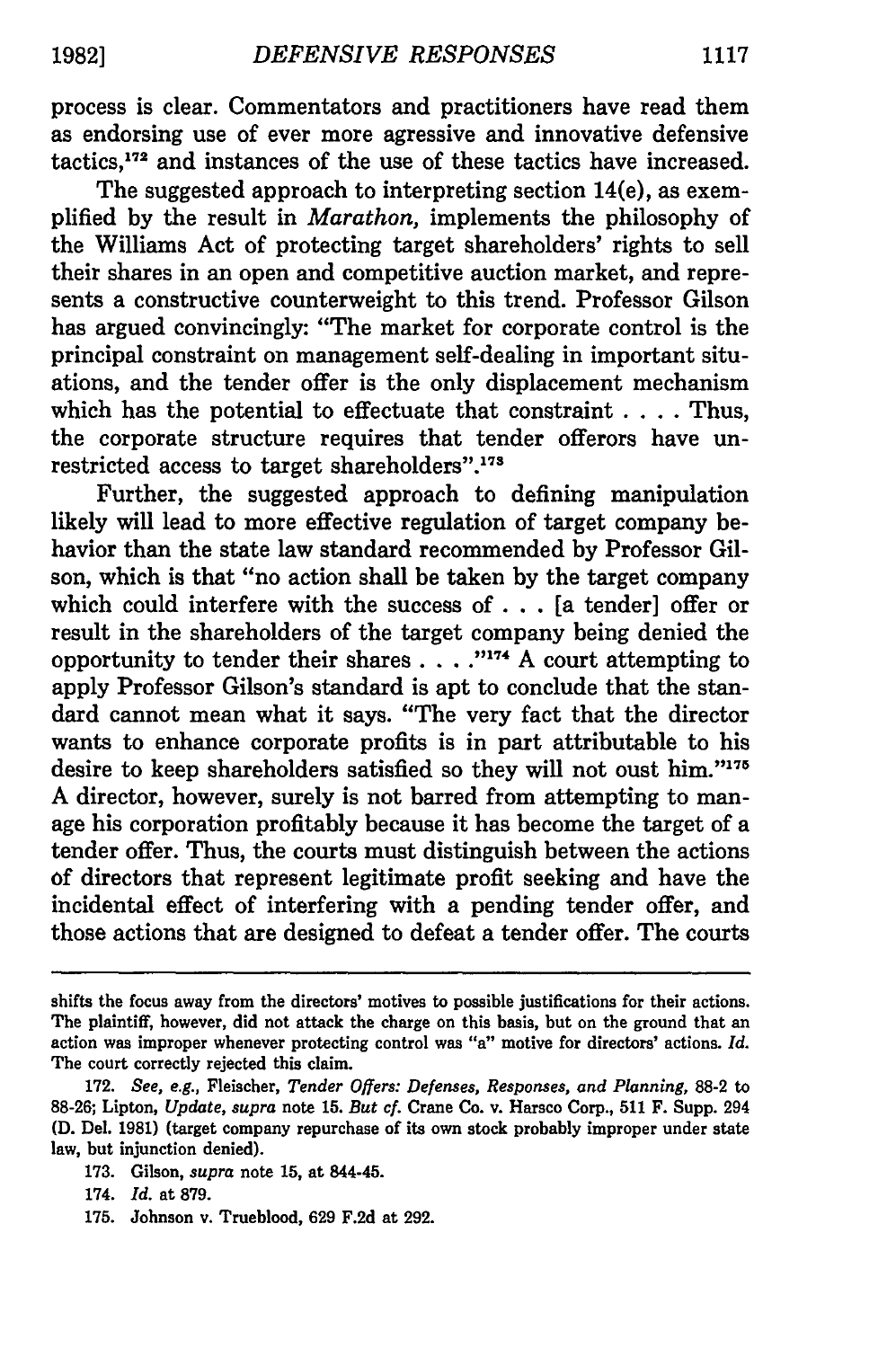process is clear. Commentators and practitioners have read them as endorsing use of ever more agressive and innovative defensive tactics,[172] and instances of the use of these tactics have increased.

The suggested approach to interpreting section 14(e), as exemplified by the result in *Marathon*, implements the philosophy of the Williams Act of protecting target shareholders' rights to sell their shares in an open and competitive auction market, and represents a constructive counterweight to this trend. Professor Gilson has argued convincingly: "The market for corporate control is the principal constraint on management self-dealing in important situations, and the tender offer is the only displacement mechanism which has the potential to effectuate that constraint . . . . Thus, the corporate structure requires that tender offerors have unrestricted access to target shareholders".[173]

Further, the suggested approach to defining manipulation likely will lead to more effective regulation of target company behavior than the state law standard recommended by Professor Gilson, which is that "no action shall be taken by the target company which could interfere with the success of . . . [a tender] offer or result in the shareholders of the target company being denied the opportunity to tender their shares . . . ."[174] A court attempting to apply Professor Gilson's standard is apt to conclude that the standard cannot mean what it says. "The very fact that the director wants to enhance corporate profits is in part attributable to his desire to keep shareholders satisfied so they will not oust him."[175] A director, however, surely is not barred from attempting to manage his corporation profitably because it has become the target of a tender offer. Thus, the courts must distinguish between the actions of directors that represent legitimate profit seeking and have the incidental effect of interfering with a pending tender offer, and those actions that are designed to defeat a tender offer. The courts

---

shifts the focus away from the directors' motives to possible justifications for their actions. The plaintiff, however, did not attack the charge on this basis, but on the ground that an action was improper whenever protecting control was "a" motive for directors' actions. *Id.* The court correctly rejected this claim.

172. *See, e.g.*, Fleischer, *Tender Offers: Defenses, Responses, and Planning*, 88-2 to 88-26; Lipton, *Update*, *supra* note 15. *But cf.* Crane Co. v. Harsco Corp., 511 F. Supp. 294 (D. Del. 1981) (target company repurchase of its own stock probably improper under state law, but injunction denied).

173. Gilson, *supra* note 15, at 844-45.

174. *Id.* at 879.

175. Johnson v. Trueblood, 629 F.2d at 292.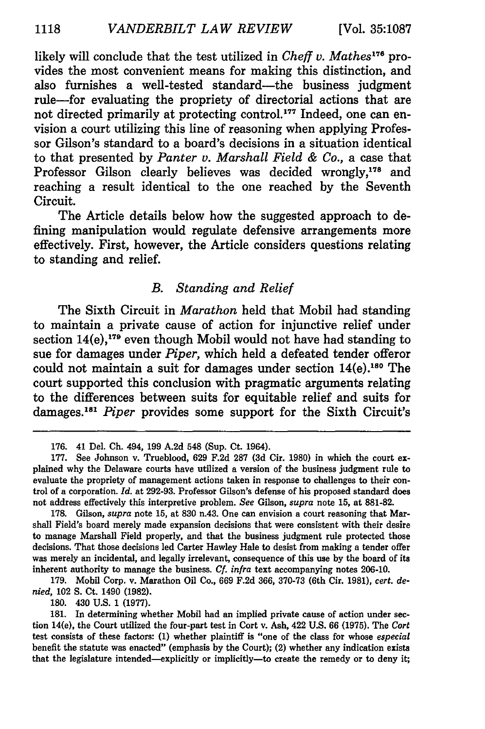likely will conclude that the test utilized in *Cheff v. Mathes*[176] provides the most convenient means for making this distinction, and also furnishes a well-tested standard—the business judgment rule—for evaluating the propriety of directorial actions that are not directed primarily at protecting control.[177] Indeed, one can envision a court utilizing this line of reasoning when applying Professor Gilson's standard to a board's decisions in a situation identical to that presented by *Panter v. Marshall Field & Co.*, a case that Professor Gilson clearly believes was decided wrongly,[178] and reaching a result identical to the one reached by the Seventh Circuit.

The Article details below how the suggested approach to defining manipulation would regulate defensive arrangements more effectively. First, however, the Article considers questions relating to standing and relief.

### B. Standing and Relief

The Sixth Circuit in *Marathon* held that Mobil had standing to maintain a private cause of action for injunctive relief under section 14(e),[179] even though Mobil would not have had standing to sue for damages under *Piper*, which held a defeated tender offeror could not maintain a suit for damages under section 14(e).[180] The court supported this conclusion with pragmatic arguments relating to the differences between suits for equitable relief and suits for damages.[181] *Piper* provides some support for the Sixth Circuit's

---

176. 41 Del. Ch. 494, 199 A.2d 548 (Sup. Ct. 1964).

177. See Johnson v. Trueblood, 629 F.2d 287 (3d Cir. 1980) in which the court explained why the Delaware courts have utilized a version of the business judgment rule to evaluate the propriety of management actions taken in response to challenges to their control of a corporation. *Id.* at 292-93. Professor Gilson's defense of his proposed standard does not address effectively this interpretive problem. *See* Gilson, *supra* note 15, at 881-82.

178. Gilson, *supra* note 15, at 830 n.43. One can envision a court reasoning that Marshall Field's board merely made expansion decisions that were consistent with their desire to manage Marshall Field properly, and that the business judgment rule protected those decisions. That those decisions led Carter Hawley Hale to desist from making a tender offer was merely an incidental, and legally irrelevant, consequence of this use by the board of its inherent authority to manage the business. *Cf. infra* text accompanying notes 206-10.

179. Mobil Corp. v. Marathon Oil Co., 669 F.2d 366, 370-73 (6th Cir. 1981), *cert. denied*, 102 S. Ct. 1490 (1982).

180. 430 U.S. 1 (1977).

181. In determining whether Mobil had an implied private cause of action under section 14(e), the Court utilized the four-part test in Cort v. Ash, 422 U.S. 66 (1975). The *Cort* test consists of these factors: (1) whether plaintiff is "one of the class for whose *especial* benefit the statute was enacted" (emphasis by the Court); (2) whether any indication exists that the legislature intended—explicitly or implicitly—to create the remedy or to deny it;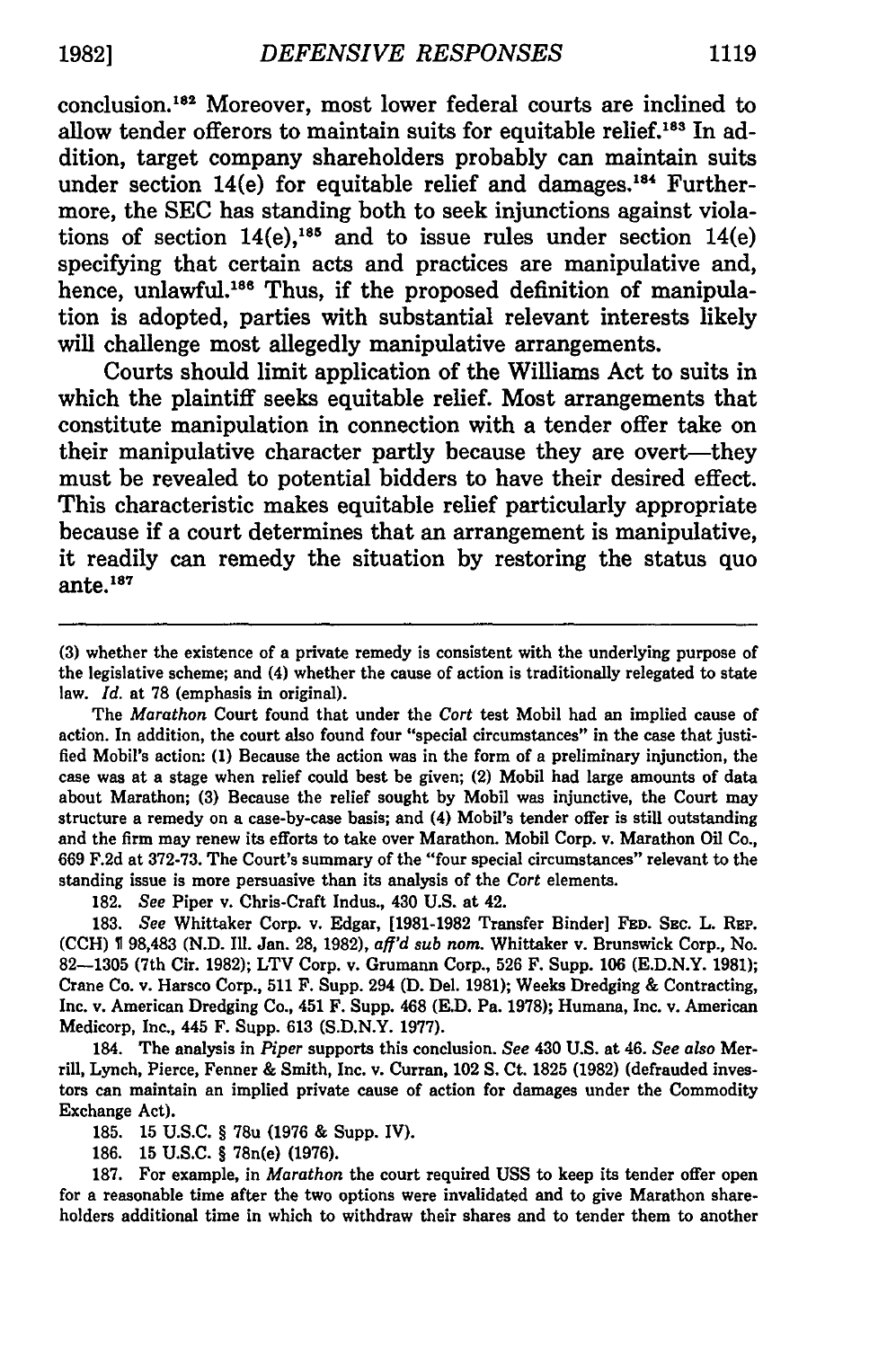conclusion.[182] Moreover, most lower federal courts are inclined to allow tender offerors to maintain suits for equitable relief.[183] In addition, target company shareholders probably can maintain suits under section 14(e) for equitable relief and damages.[184] Furthermore, the SEC has standing both to seek injunctions against violations of section 14(e),[185] and to issue rules under section 14(e) specifying that certain acts and practices are manipulative and, hence, unlawful.[186] Thus, if the proposed definition of manipulation is adopted, parties with substantial relevant interests likely will challenge most allegedly manipulative arrangements.

Courts should limit application of the Williams Act to suits in which the plaintiff seeks equitable relief. Most arrangements that constitute manipulation in connection with a tender offer take on their manipulative character partly because they are overt—they must be revealed to potential bidders to have their desired effect. This characteristic makes equitable relief particularly appropriate because if a court determines that an arrangement is manipulative, it readily can remedy the situation by restoring the status quo ante.[187]

---

(3) whether the existence of a private remedy is consistent with the underlying purpose of the legislative scheme; and (4) whether the cause of action is traditionally relegated to state law. *Id.* at 78 (emphasis in original).

The *Marathon* Court found that under the *Cort* test Mobil had an implied cause of action. In addition, the court also found four "special circumstances" in the case that justified Mobil's action: (1) Because the action was in the form of a preliminary injunction, the case was at a stage when relief could best be given; (2) Mobil had large amounts of data about Marathon; (3) Because the relief sought by Mobil was injunctive, the Court may structure a remedy on a case-by-case basis; and (4) Mobil's tender offer is still outstanding and the firm may renew its efforts to take over Marathon. Mobil Corp. v. Marathon Oil Co., 669 F.2d at 372-73. The Court's summary of the "four special circumstances" relevant to the standing issue is more persuasive than its analysis of the *Cort* elements.

182. *See* Piper v. Chris-Craft Indus., 430 U.S. at 42.

183. *See* Whittaker Corp. v. Edgar, [1981-1982 Transfer Binder] FED. SEC. L. REP. (CCH) ¶ 98,483 (N.D. Ill. Jan. 28, 1982), *aff'd sub nom.* Whittaker v. Brunswick Corp., No. 82—1305 (7th Cir. 1982); LTV Corp. v. Grumann Corp., 526 F. Supp. 106 (E.D.N.Y. 1981); Crane Co. v. Harsco Corp., 511 F. Supp. 294 (D. Del. 1981); Weeks Dredging & Contracting, Inc. v. American Dredging Co., 451 F. Supp. 468 (E.D. Pa. 1978); Humana, Inc. v. American Medicorp, Inc., 445 F. Supp. 613 (S.D.N.Y. 1977).

184. The analysis in *Piper* supports this conclusion. *See* 430 U.S. at 46. *See also* Merrill, Lynch, Pierce, Fenner & Smith, Inc. v. Curran, 102 S. Ct. 1825 (1982) (defrauded investors can maintain an implied private cause of action for damages under the Commodity Exchange Act).

185. 15 U.S.C. § 78u (1976 & Supp. IV).

186. 15 U.S.C. § 78n(e) (1976).

187. For example, in *Marathon* the court required USS to keep its tender offer open for a reasonable time after the two options were invalidated and to give Marathon shareholders additional time in which to withdraw their shares and to tender them to another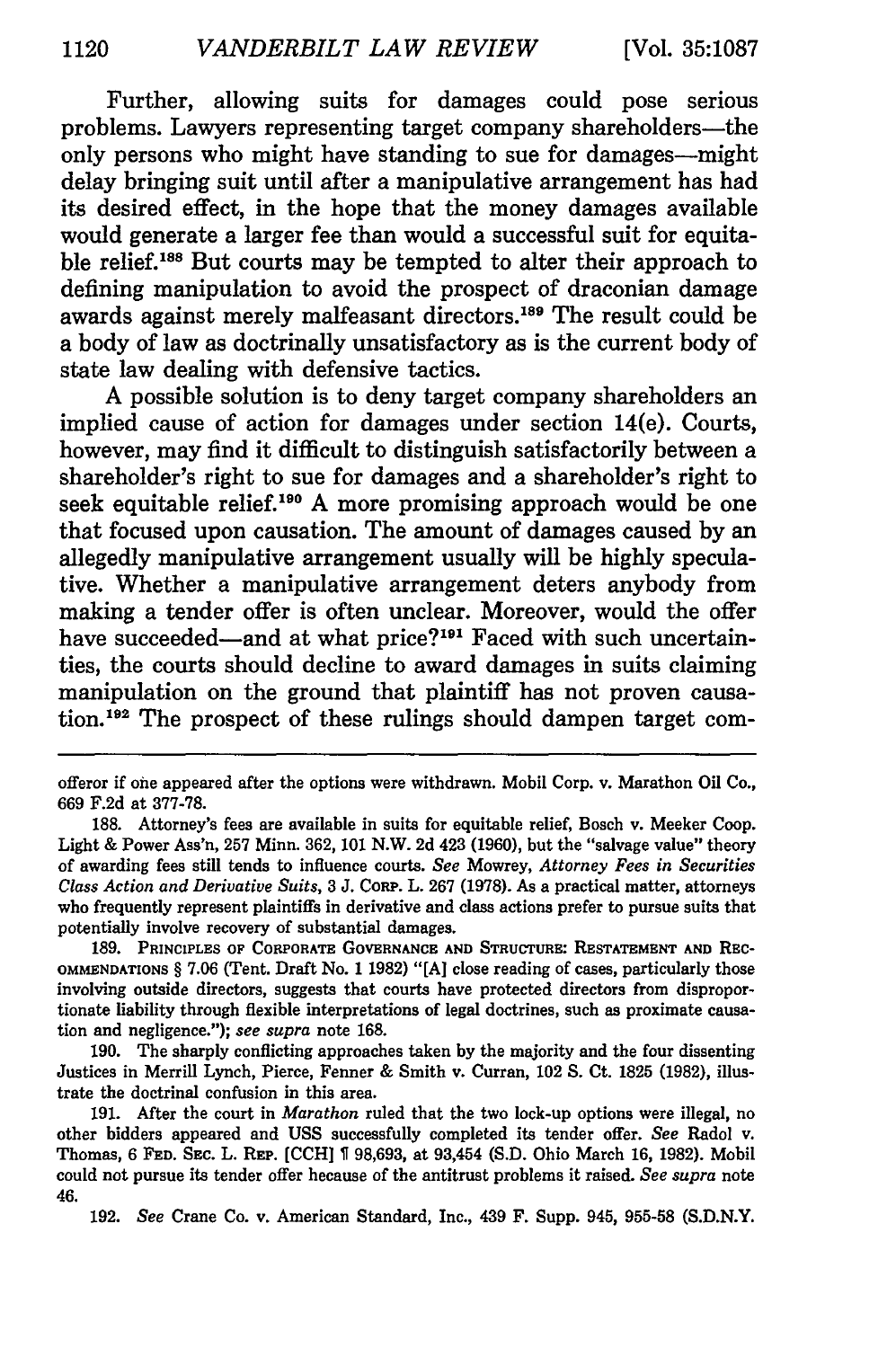Further, allowing suits for damages could pose serious problems. Lawyers representing target company shareholders—the only persons who might have standing to sue for damages—might delay bringing suit until after a manipulative arrangement has had its desired effect, in the hope that the money damages available would generate a larger fee than would a successful suit for equitable relief.[188] But courts may be tempted to alter their approach to defining manipulation to avoid the prospect of draconian damage awards against merely malfeasant directors.[189] The result could be a body of law as doctrinally unsatisfactory as is the current body of state law dealing with defensive tactics.

A possible solution is to deny target company shareholders an implied cause of action for damages under section 14(e). Courts, however, may find it difficult to distinguish satisfactorily between a shareholder's right to sue for damages and a shareholder's right to seek equitable relief.[190] A more promising approach would be one that focused upon causation. The amount of damages caused by an allegedly manipulative arrangement usually will be highly speculative. Whether a manipulative arrangement deters anybody from making a tender offer is often unclear. Moreover, would the offer have succeeded—and at what price?[191] Faced with such uncertainties, the courts should decline to award damages in suits claiming manipulation on the ground that plaintiff has not proven causation.[192] The prospect of these rulings should dampen target com-

---

offeror if one appeared after the options were withdrawn. Mobil Corp. v. Marathon Oil Co., 669 F.2d at 377-78.

188. Attorney's fees are available in suits for equitable relief, Bosch v. Meeker Coop. Light & Power Ass'n, 257 Minn. 362, 101 N.W. 2d 423 (1960), but the "salvage value" theory of awarding fees still tends to influence courts. *See* Mowrey, *Attorney Fees in Securities Class Action and Derivative Suits*, 3 J. Corp. L. 267 (1978). As a practical matter, attorneys who frequently represent plaintiffs in derivative and class actions prefer to pursue suits that potentially involve recovery of substantial damages.

189. Principles of Corporate Governance and Structure: Restatement and Recommendations § 7.06 (Tent. Draft No. 1 1982) "[A] close reading of cases, particularly those involving outside directors, suggests that courts have protected directors from disproportionate liability through flexible interpretations of legal doctrines, such as proximate causation and negligence."); *see supra* note 168.

190. The sharply conflicting approaches taken by the majority and the four dissenting Justices in Merrill Lynch, Pierce, Fenner & Smith v. Curran, 102 S. Ct. 1825 (1982), illustrate the doctrinal confusion in this area.

191. After the court in *Marathon* ruled that the two lock-up options were illegal, no other bidders appeared and USS successfully completed its tender offer. *See* Radol v. Thomas, 6 Fed. Sec. L. Rep. [CCH] ¶ 98,693, at 93,454 (S.D. Ohio March 16, 1982). Mobil could not pursue its tender offer because of the antitrust problems it raised. *See supra* note 46.

192. *See* Crane Co. v. American Standard, Inc., 439 F. Supp. 945, 955-58 (S.D.N.Y.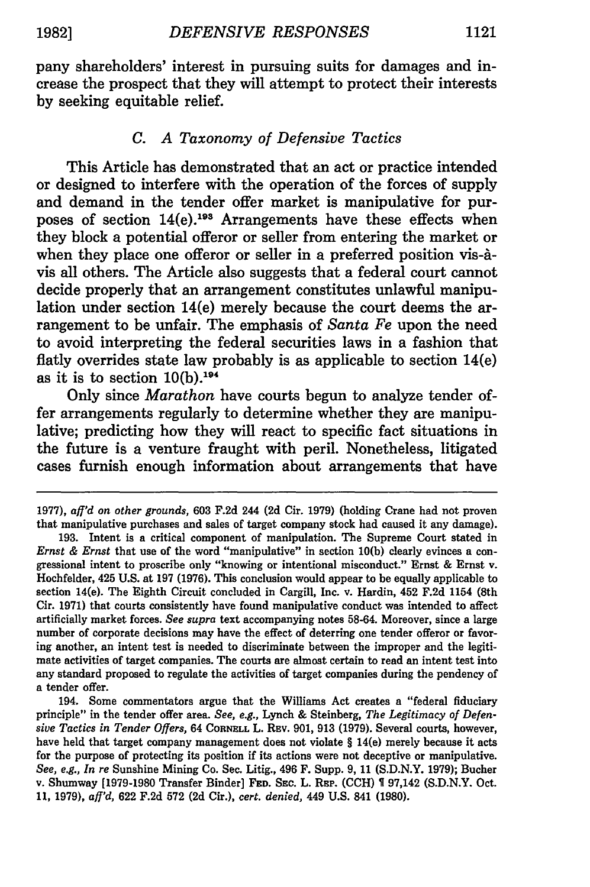pany shareholders' interest in pursuing suits for damages and increase the prospect that they will attempt to protect their interests by seeking equitable relief.

### C. A Taxonomy of Defensive Tactics

This Article has demonstrated that an act or practice intended or designed to interfere with the operation of the forces of supply and demand in the tender offer market is manipulative for purposes of section 14(e).[193] Arrangements have these effects when they block a potential offeror or seller from entering the market or when they place one offeror or seller in a preferred position vis-à-vis all others. The Article also suggests that a federal court cannot decide properly that an arrangement constitutes unlawful manipulation under section 14(e) merely because the court deems the arrangement to be unfair. The emphasis of *Santa Fe* upon the need to avoid interpreting the federal securities laws in a fashion that flatly overrides state law probably is as applicable to section 14(e) as it is to section 10(b).[194]

Only since *Marathon* have courts begun to analyze tender offer arrangements regularly to determine whether they are manipulative; predicting how they will react to specific fact situations in the future is a venture fraught with peril. Nonetheless, litigated cases furnish enough information about arrangements that have

---

1977), *aff'd on other grounds*, 603 F.2d 244 (2d Cir. 1979) (holding Crane had not proven that manipulative purchases and sales of target company stock had caused it any damage).

193. Intent is a critical component of manipulation. The Supreme Court stated in *Ernst & Ernst* that use of the word "manipulative" in section 10(b) clearly evinces a congressional intent to proscribe only "knowing or intentional misconduct." Ernst & Ernst v. Hochfelder, 425 U.S. at 197 (1976). This conclusion would appear to be equally applicable to section 14(e). The Eighth Circuit concluded in Cargill, Inc. v. Hardin, 452 F.2d 1154 (8th Cir. 1971) that courts consistently have found manipulative conduct was intended to affect artificially market forces. *See supra* text accompanying notes 58-64. Moreover, since a large number of corporate decisions may have the effect of deterring one tender offeror or favoring another, an intent test is needed to discriminate between the improper and the legitimate activities of target companies. The courts are almost certain to read an intent test into any standard proposed to regulate the activities of target companies during the pendency of a tender offer.

194. Some commentators argue that the Williams Act creates a "federal fiduciary principle" in the tender offer area. *See, e.g.*, Lynch & Steinberg, *The Legitimacy of Defensive Tactics in Tender Offers*, 64 CORNELL L. REV. 901, 913 (1979). Several courts, however, have held that target company management does not violate § 14(e) merely because it acts for the purpose of protecting its position if its actions were not deceptive or manipulative. *See, e.g.*, *In re* Sunshine Mining Co. Sec. Litig., 496 F. Supp. 9, 11 (S.D.N.Y. 1979); Bucher v. Shumway [1979-1980 Transfer Binder] FED. SEC. L. REP. (CCH) ¶ 97,142 (S.D.N.Y. Oct. 11, 1979), *aff'd*, 622 F.2d 572 (2d Cir.), *cert. denied*, 449 U.S. 841 (1980).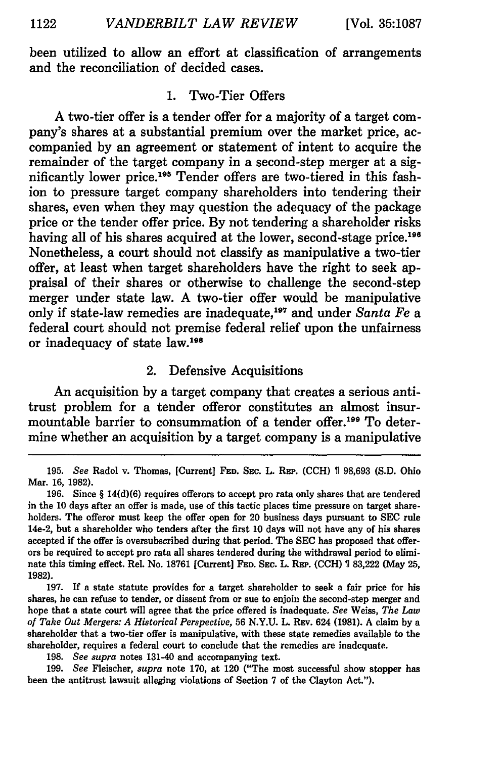been utilized to allow an effort at classification of arrangements and the reconciliation of decided cases.

### 1. Two-Tier Offers

A two-tier offer is a tender offer for a majority of a target company's shares at a substantial premium over the market price, accompanied by an agreement or statement of intent to acquire the remainder of the target company in a second-step merger at a significantly lower price.[195] Tender offers are two-tiered in this fashion to pressure target company shareholders into tendering their shares, even when they may question the adequacy of the package price or the tender offer price. By not tendering a shareholder risks having all of his shares acquired at the lower, second-stage price.[196] Nonetheless, a court should not classify as manipulative a two-tier offer, at least when target shareholders have the right to seek appraisal of their shares or otherwise to challenge the second-step merger under state law. A two-tier offer would be manipulative only if state-law remedies are inadequate,[197] and under *Santa Fe* a federal court should not premise federal relief upon the unfairness or inadequacy of state law.[198]

### 2. Defensive Acquisitions

An acquisition by a target company that creates a serious antitrust problem for a tender offeror constitutes an almost insurmountable barrier to consummation of a tender offer.[199] To determine whether an acquisition by a target company is a manipulative

---

195. *See* Radol v. Thomas, [Current] FED. SEC. L. REP. (CCH) ¶ 98,693 (S.D. Ohio Mar. 16, 1982).

196. Since § 14(d)(6) requires offerors to accept pro rata only shares that are tendered in the 10 days after an offer is made, use of this tactic places time pressure on target shareholders. The offeror must keep the offer open for 20 business days pursuant to SEC rule 14e-2, but a shareholder who tenders after the first 10 days will not have any of his shares accepted if the offer is oversubscribed during that period. The SEC has proposed that offerors be required to accept pro rata all shares tendered during the withdrawal period to eliminate this timing effect. Rel. No. 18761 [Current] FED. SEC. L. REP. (CCH) ¶ 83,222 (May 25, 1982).

197. If a state statute provides for a target shareholder to seek a fair price for his shares, he can refuse to tender, or dissent from or sue to enjoin the second-step merger and hope that a state court will agree that the price offered is inadequate. *See* Weiss, *The Law of Take Out Mergers: A Historical Perspective*, 56 N.Y.U. L. REV. 624 (1981). A claim by a shareholder that a two-tier offer is manipulative, with these state remedies available to the shareholder, requires a federal court to conclude that the remedies are inadequate.

198. *See supra* notes 131-40 and accompanying text.

199. *See* Fleischer, *supra* note 170, at 120 ("The most successful show stopper has been the antitrust lawsuit alleging violations of Section 7 of the Clayton Act.").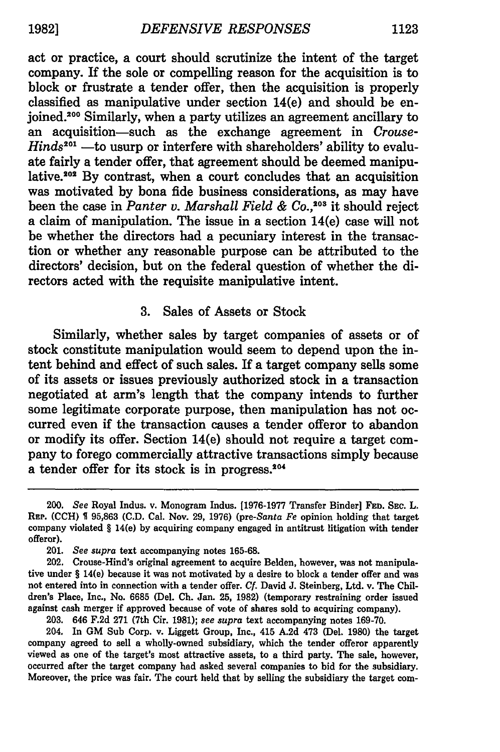act or practice, a court should scrutinize the intent of the target company. If the sole or compelling reason for the acquisition is to block or frustrate a tender offer, then the acquisition is properly classified as manipulative under section 14(e) and should be enjoined.[200] Similarly, when a party utilizes an agreement ancillary to an acquisition—such as the exchange agreement in *Crouse-Hinds*[201] —to usurp or interfere with shareholders' ability to evaluate fairly a tender offer, that agreement should be deemed manipulative.[202] By contrast, when a court concludes that an acquisition was motivated by bona fide business considerations, as may have been the case in *Panter v. Marshall Field & Co.*,[203] it should reject a claim of manipulation. The issue in a section 14(e) case will not be whether the directors had a pecuniary interest in the transaction or whether any reasonable purpose can be attributed to the directors' decision, but on the federal question of whether the directors acted with the requisite manipulative intent.

### 3. Sales of Assets or Stock

Similarly, whether sales by target companies of assets or of stock constitute manipulation would seem to depend upon the intent behind and effect of such sales. If a target company sells some of its assets or issues previously authorized stock in a transaction negotiated at arm's length that the company intends to further some legitimate corporate purpose, then manipulation has not occurred even if the transaction causes a tender offeror to abandon or modify its offer. Section 14(e) should not require a target company to forego commercially attractive transactions simply because a tender offer for its stock is in progress.[204]

---

200. *See* Royal Indus. v. Monogram Indus. [1976-1977 Transfer Binder] FED. SEC. L. REP. (CCH) ¶ 95,863 (C.D. Cal. Nov. 29, 1976) (pre-*Santa Fe* opinion holding that target company violated § 14(e) by acquiring company engaged in antitrust litigation with tender offeror).

201. *See supra* text accompanying notes 165-68.

202. Crouse-Hind's original agreement to acquire Belden, however, was not manipulative under § 14(e) because it was not motivated by a desire to block a tender offer and was not entered into in connection with a tender offer. *Cf.* David J. Steinberg, Ltd. v. The Children's Place, Inc., No. 6685 (Del. Ch. Jan. 25, 1982) (temporary restraining order issued against cash merger if approved because of vote of shares sold to acquiring company).

203. 646 F.2d 271 (7th Cir. 1981); *see supra* text accompanying notes 169-70.

204. In GM Sub Corp. v. Liggett Group, Inc., 415 A.2d 473 (Del. 1980) the target company agreed to sell a wholly-owned subsidiary, which the tender offeror apparently viewed as one of the target's most attractive assets, to a third party. The sale, however, occurred after the target company had asked several companies to bid for the subsidiary. Moreover, the price was fair. The court held that by selling the subsidiary the target com-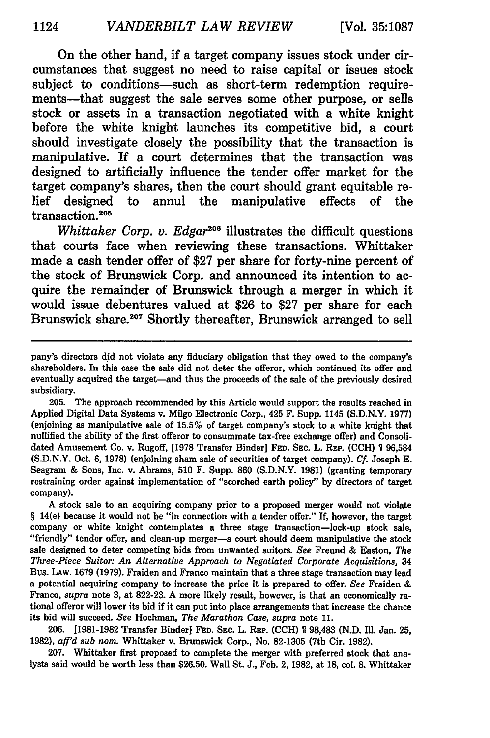On the other hand, if a target company issues stock under circumstances that suggest no need to raise capital or issues stock subject to conditions—such as short-term redemption requirements—that suggest the sale serves some other purpose, or sells stock or assets in a transaction negotiated with a white knight before the white knight launches its competitive bid, a court should investigate closely the possibility that the transaction is manipulative. If a court determines that the transaction was designed to artificially influence the tender offer market for the target company's shares, then the court should grant equitable relief designed to annul the manipulative effects of the transaction.[205]

*Whittaker Corp. v. Edgar*[206] illustrates the difficult questions that courts face when reviewing these transactions. Whittaker made a cash tender offer of $27 per share for forty-nine percent of the stock of Brunswick Corp. and announced its intention to acquire the remainder of Brunswick through a merger in which it would issue debentures valued at $26 to $27 per share for each Brunswick share.[207] Shortly thereafter, Brunswick arranged to sell

---

pany's directors did not violate any fiduciary obligation that they owed to the company's shareholders. In this case the sale did not deter the offeror, which continued its offer and eventually acquired the target—and thus the proceeds of the sale of the previously desired subsidiary.

205. The approach recommended by this Article would support the results reached in Applied Digital Data Systems v. Milgo Electronic Corp., 425 F. Supp. 1145 (S.D.N.Y. 1977) (enjoining as manipulative sale of 15.5% of target company's stock to a white knight that nullified the ability of the first offeror to consummate tax-free exchange offer) and Consolidated Amusement Co. v. Rugoff, [1978 Transfer Binder] FED. SEC. L. REP. (CCH) ¶ 96,584 (S.D.N.Y. Oct. 6, 1978) (enjoining sham sale of securities of target company). *Cf.* Joseph E. Seagram & Sons, Inc. v. Abrams, 510 F. Supp. 860 (S.D.N.Y. 1981) (granting temporary restraining order against implementation of "scorched earth policy" by directors of target company).

A stock sale to an acquiring company prior to a proposed merger would not violate § 14(e) because it would not be "in connection with a tender offer." If, however, the target company or white knight contemplates a three stage transaction—lock-up stock sale, "friendly" tender offer, and clean-up merger—a court should deem manipulative the stock sale designed to deter competing bids from unwanted suitors. *See* Freund & Easton, *The Three-Piece Suitor: An Alternative Approach to Negotiated Corporate Acquisitions*, 34 BUS. LAW. 1679 (1979). Fraiden and Franco maintain that a three stage transaction may lead a potential acquiring company to increase the price it is prepared to offer. *See* Fraiden & Franco, *supra* note 3, at 822-23. A more likely result, however, is that an economically rational offeror will lower its bid if it can put into place arrangements that increase the chance its bid will succeed. *See* Hochman, *The Marathon Case*, *supra* note 11.

206. [1981-1982 Transfer Binder] FED. SEC. L. REP. (CCH) ¶ 98,483 (N.D. Ill. Jan. 25, 1982), *aff'd sub nom.* Whittaker v. Brunswick Corp., No. 82-1305 (7th Cir. 1982).

207. Whittaker first proposed to complete the merger with preferred stock that analysts said would be worth less than $26.50. Wall St. J., Feb. 2, 1982, at 18, col. 8. Whittaker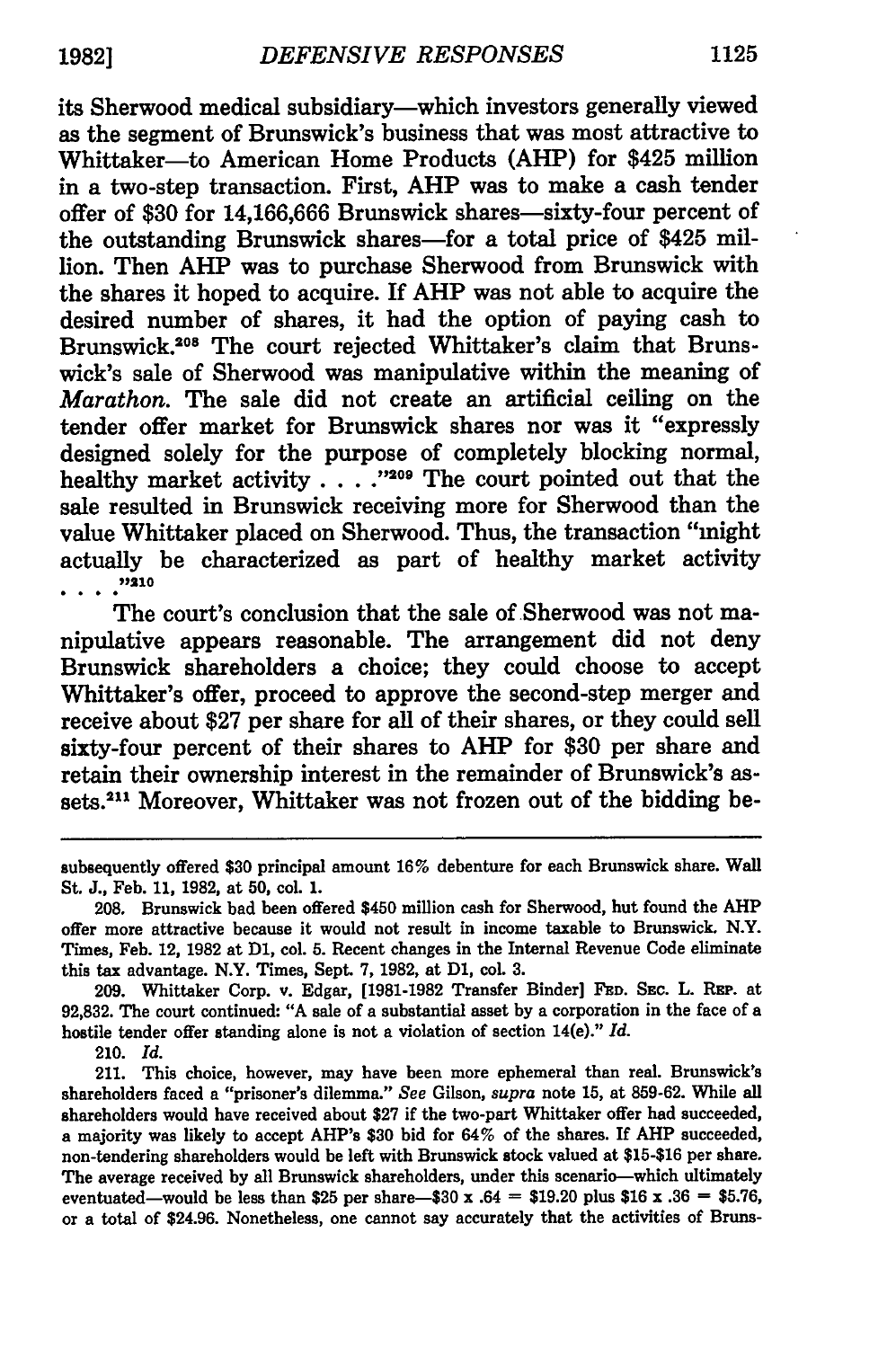its Sherwood medical subsidiary—which investors generally viewed as the segment of Brunswick's business that was most attractive to Whittaker—to American Home Products (AHP) for $425 million in a two-step transaction. First, AHP was to make a cash tender offer of $30 for 14,166,666 Brunswick shares—sixty-four percent of the outstanding Brunswick shares—for a total price of $425 million. Then AHP was to purchase Sherwood from Brunswick with the shares it hoped to acquire. If AHP was not able to acquire the desired number of shares, it had the option of paying cash to Brunswick.[208] The court rejected Whittaker's claim that Brunswick's sale of Sherwood was manipulative within the meaning of *Marathon*. The sale did not create an artificial ceiling on the tender offer market for Brunswick shares nor was it "expressly designed solely for the purpose of completely blocking normal, healthy market activity . . . ."[209] The court pointed out that the sale resulted in Brunswick receiving more for Sherwood than the value Whittaker placed on Sherwood. Thus, the transaction "might actually be characterized as part of healthy market activity . . . ."[210]

The court's conclusion that the sale of Sherwood was not manipulative appears reasonable. The arrangement did not deny Brunswick shareholders a choice; they could choose to accept Whittaker's offer, proceed to approve the second-step merger and receive about $27 per share for all of their shares, or they could sell sixty-four percent of their shares to AHP for $30 per share and retain their ownership interest in the remainder of Brunswick's assets.[211] Moreover, Whittaker was not frozen out of the bidding be-

---

subsequently offered $30 principal amount 16% debenture for each Brunswick share. Wall St. J., Feb. 11, 1982, at 50, col. 1.

208. Brunswick had been offered $450 million cash for Sherwood, but found the AHP offer more attractive because it would not result in income taxable to Brunswick. N.Y. Times, Feb. 12, 1982 at D1, col. 5. Recent changes in the Internal Revenue Code eliminate this tax advantage. N.Y. Times, Sept. 7, 1982, at D1, col. 3.

209. Whittaker Corp. v. Edgar, [1981-1982 Transfer Binder] FED. SEC. L. REP. at 92,832. The court continued: "A sale of a substantial asset by a corporation in the face of a hostile tender offer standing alone is not a violation of section 14(e)." *Id.*

210. *Id.*

211. This choice, however, may have been more ephemeral than real. Brunswick's shareholders faced a "prisoner's dilemma." *See* Gilson, *supra* note 15, at 859-62. While all shareholders would have received about $27 if the two-part Whittaker offer had succeeded, a majority was likely to accept AHP's $30 bid for 64% of the shares. If AHP succeeded, non-tendering shareholders would be left with Brunswick stock valued at $15-$16 per share. The average received by all Brunswick shareholders, under this scenario—which ultimately eventuated—would be less than $25 per share—$30 x .64 = $19.20 plus $16 x .36 = $5.76, or a total of $24.96. Nonetheless, one cannot say accurately that the activities of Bruns-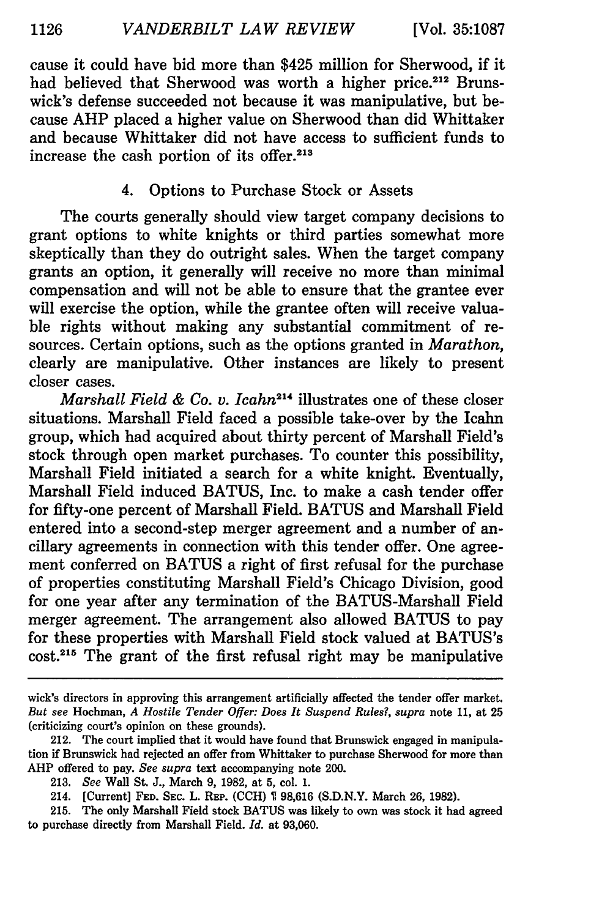cause it could have bid more than $425 million for Sherwood, if it had believed that Sherwood was worth a higher price.[212] Brunswick's defense succeeded not because it was manipulative, but because AHP placed a higher value on Sherwood than did Whittaker and because Whittaker did not have access to sufficient funds to increase the cash portion of its offer.[213]

### 4. Options to Purchase Stock or Assets

The courts generally should view target company decisions to grant options to white knights or third parties somewhat more skeptically than they do outright sales. When the target company grants an option, it generally will receive no more than minimal compensation and will not be able to ensure that the grantee ever will exercise the option, while the grantee often will receive valuable rights without making any substantial commitment of resources. Certain options, such as the options granted in *Marathon*, clearly are manipulative. Other instances are likely to present closer cases.

*Marshall Field & Co. v. Icahn*[214] illustrates one of these closer situations. Marshall Field faced a possible take-over by the Icahn group, which had acquired about thirty percent of Marshall Field's stock through open market purchases. To counter this possibility, Marshall Field initiated a search for a white knight. Eventually, Marshall Field induced BATUS, Inc. to make a cash tender offer for fifty-one percent of Marshall Field. BATUS and Marshall Field entered into a second-step merger agreement and a number of ancillary agreements in connection with this tender offer. One agreement conferred on BATUS a right of first refusal for the purchase of properties constituting Marshall Field's Chicago Division, good for one year after any termination of the BATUS-Marshall Field merger agreement. The arrangement also allowed BATUS to pay for these properties with Marshall Field stock valued at BATUS's cost.[215] The grant of the first refusal right may be manipulative

---

wick's directors in approving this arrangement artificially affected the tender offer market. *But see* Hochman, *A Hostile Tender Offer: Does It Suspend Rules?*, *supra* note 11, at 25 (criticizing court's opinion on these grounds).

212. The court implied that it would have found that Brunswick engaged in manipulation if Brunswick had rejected an offer from Whittaker to purchase Sherwood for more than AHP offered to pay. *See supra* text accompanying note 200.

213. *See* Wall St. J., March 9, 1982, at 5, col. 1.

214. [Current] FED. SEC. L. REP. (CCH) ¶ 98,616 (S.D.N.Y. March 26, 1982).

215. The only Marshall Field stock BATUS was likely to own was stock it had agreed to purchase directly from Marshall Field. *Id.* at 93,060.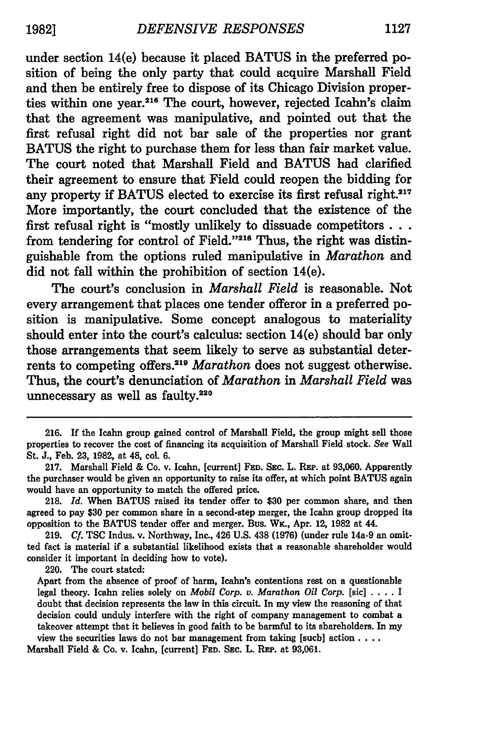under section 14(e) because it placed BATUS in the preferred position of being the only party that could acquire Marshall Field and then be entirely free to dispose of its Chicago Division properties within one year.[216] The court, however, rejected Icahn's claim that the agreement was manipulative, and pointed out that the first refusal right did not bar sale of the properties nor grant BATUS the right to purchase them for less than fair market value. The court noted that Marshall Field and BATUS had clarified their agreement to ensure that Field could reopen the bidding for any property if BATUS elected to exercise its first refusal right.[217] More importantly, the court concluded that the existence of the first refusal right is "mostly unlikely to dissuade competitors . . . from tendering for control of Field."[218] Thus, the right was distinguishable from the options ruled manipulative in *Marathon* and did not fall within the prohibition of section 14(e).

The court's conclusion in *Marshall Field* is reasonable. Not every arrangement that places one tender offeror in a preferred position is manipulative. Some concept analogous to materiality should enter into the court's calculus: section 14(e) should bar only those arrangements that seem likely to serve as substantial deterrents to competing offers.[219] *Marathon* does not suggest otherwise. Thus, the court's denunciation of *Marathon* in *Marshall Field* was unnecessary as well as faulty.[220]

---

216. If the Icahn group gained control of Marshall Field, the group might sell those properties to recover the cost of financing its acquisition of Marshall Field stock. *See* Wall St. J., Feb. 23, 1982, at 48, col. 6.

217. Marshall Field & Co. v. Icahn, [current] FED. SEC. L. REP. at 93,060. Apparently the purchaser would be given an opportunity to raise its offer, at which point BATUS again would have an opportunity to match the offered price.

218. *Id.* When BATUS raised its tender offer to $30 per common share, and then agreed to pay $30 per common share in a second-step merger, the Icahn group dropped its opposition to the BATUS tender offer and merger. BUS. WK., Apr. 12, 1982 at 44.

219. *Cf.* TSC Indus. v. Northway, Inc., 426 U.S. 438 (1976) (under rule 14a-9 an omitted fact is material if a substantial likelihood exists that a reasonable shareholder would consider it important in deciding how to vote).

220. The court stated:

Apart from the absence of proof of harm, Icahn's contentions rest on a questionable legal theory. Icahn relies solely on *Mobil Corp. v. Marathon Oil Corp.* [sic] . . . . I doubt that decision represents the law in this circuit. In my view the reasoning of that decision could unduly interfere with the right of company management to combat a takeover attempt that it believes in good faith to be harmful to its shareholders. In my view the securities laws do not bar management from taking [such] action . . . .

Marshall Field & Co. v. Icahn, [current] FED. SEC. L. REP. at 93,061.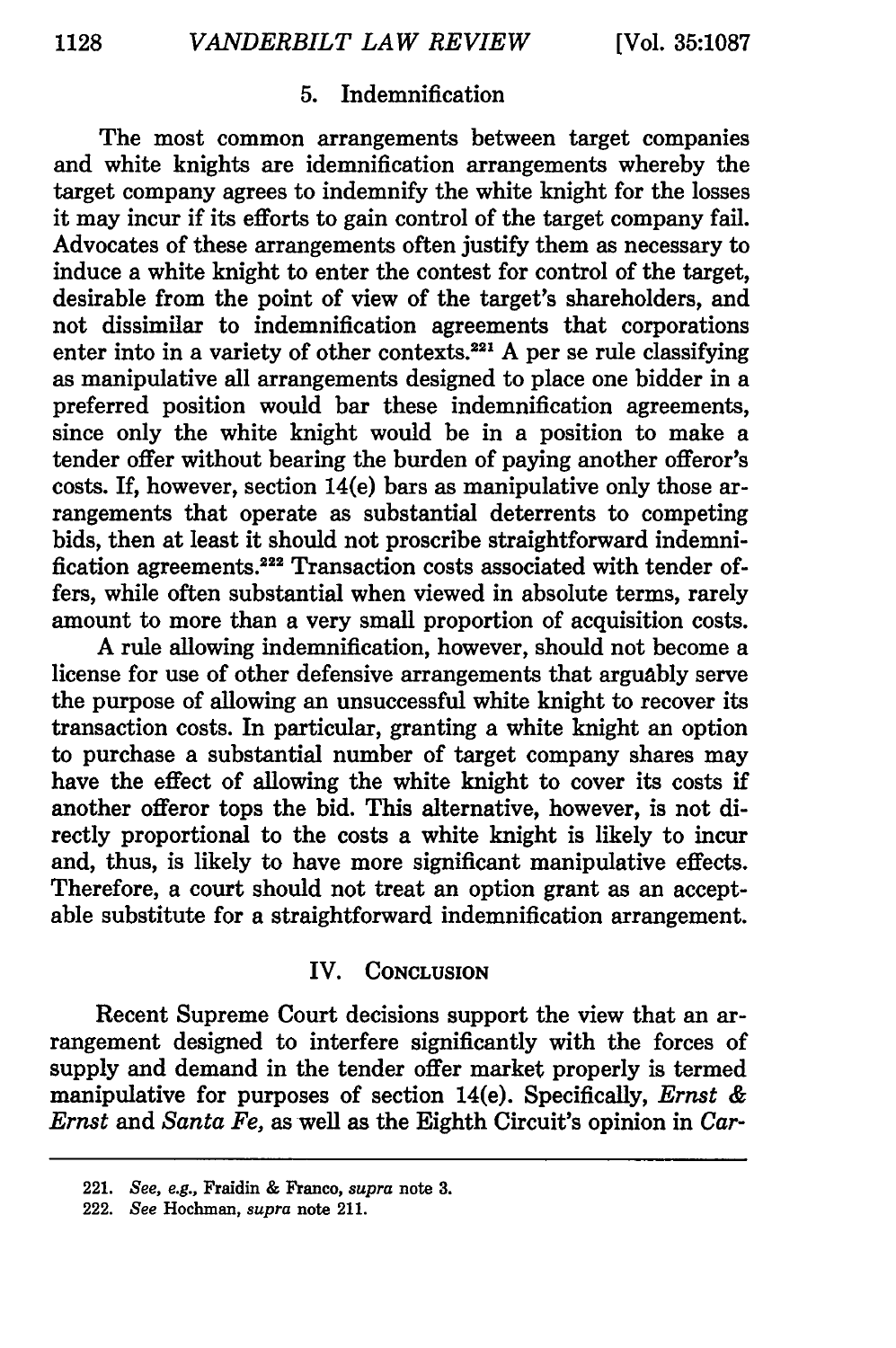### 5. Indemnification

The most common arrangements between target companies and white knights are idemnification arrangements whereby the target company agrees to indemnify the white knight for the losses it may incur if its efforts to gain control of the target company fail. Advocates of these arrangements often justify them as necessary to induce a white knight to enter the contest for control of the target, desirable from the point of view of the target's shareholders, and not dissimilar to indemnification agreements that corporations enter into in a variety of other contexts.[221] A per se rule classifying as manipulative all arrangements designed to place one bidder in a preferred position would bar these indemnification agreements, since only the white knight would be in a position to make a tender offer without bearing the burden of paying another offeror's costs. If, however, section 14(e) bars as manipulative only those arrangements that operate as substantial deterrents to competing bids, then at least it should not proscribe straightforward indemnification agreements.[222] Transaction costs associated with tender offers, while often substantial when viewed in absolute terms, rarely amount to more than a very small proportion of acquisition costs.

A rule allowing indemnification, however, should not become a license for use of other defensive arrangements that arguably serve the purpose of allowing an unsuccessful white knight to recover its transaction costs. In particular, granting a white knight an option to purchase a substantial number of target company shares may have the effect of allowing the white knight to cover its costs if another offeror tops the bid. This alternative, however, is not directly proportional to the costs a white knight is likely to incur and, thus, is likely to have more significant manipulative effects. Therefore, a court should not treat an option grant as an acceptable substitute for a straightforward indemnification arrangement.

## IV. Conclusion

Recent Supreme Court decisions support the view that an arrangement designed to interfere significantly with the forces of supply and demand in the tender offer market properly is termed manipulative for purposes of section 14(e). Specifically, *Ernst & Ernst* and *Santa Fe,* as well as the Eighth Circuit's opinion in *Car-*

---

221. *See, e.g.,* Fraidin & Franco, *supra* note 3.

222. *See* Hochman, *supra* note 211.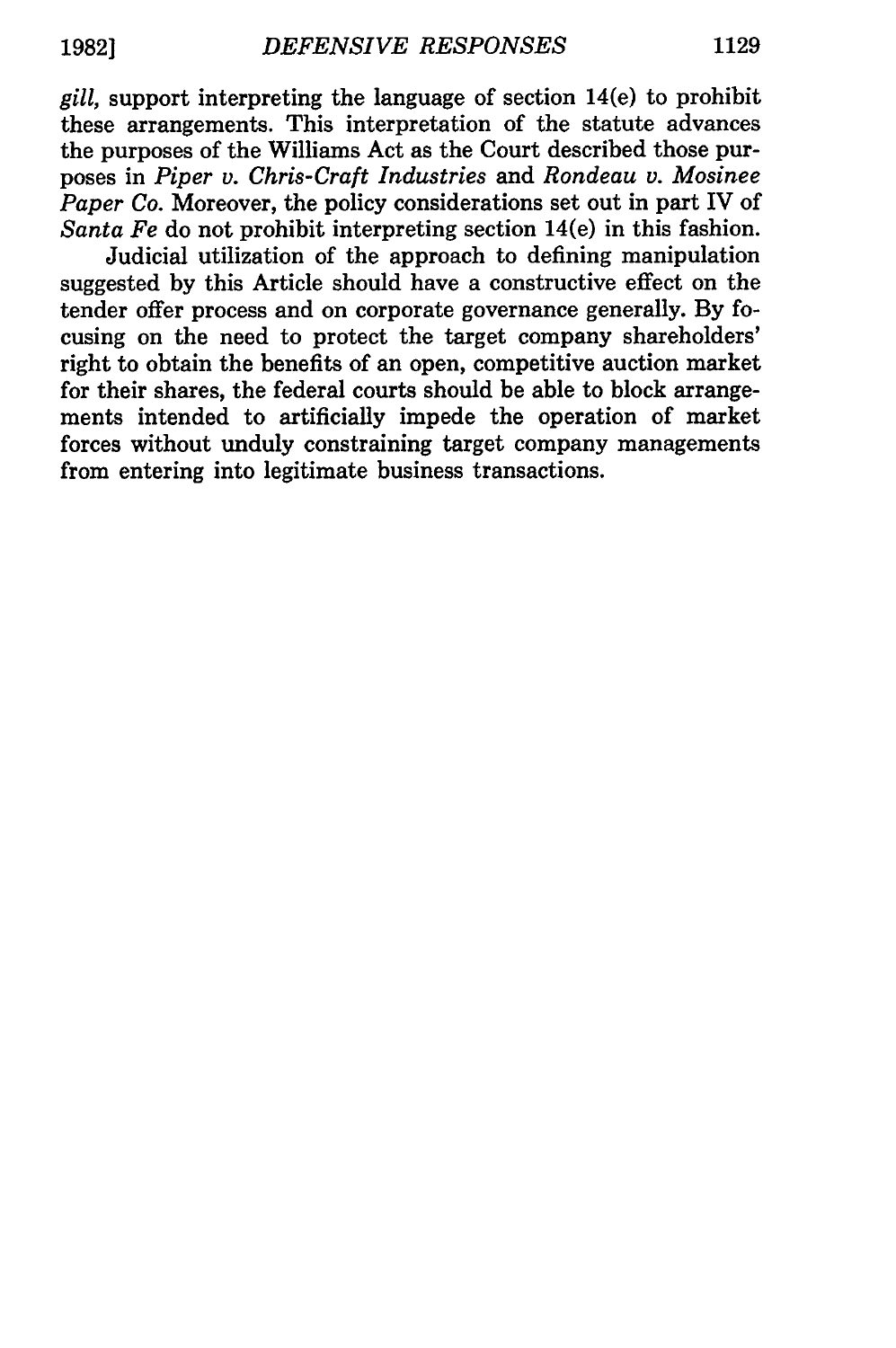*gill,* support interpreting the language of section 14(e) to prohibit these arrangements. This interpretation of the statute advances the purposes of the Williams Act as the Court described those purposes in *Piper v. Chris-Craft Industries* and *Rondeau v. Mosinee Paper Co.* Moreover, the policy considerations set out in part IV of *Santa Fe* do not prohibit interpreting section 14(e) in this fashion.

Judicial utilization of the approach to defining manipulation suggested by this Article should have a constructive effect on the tender offer process and on corporate governance generally. By focusing on the need to protect the target company shareholders' right to obtain the benefits of an open, competitive auction market for their shares, the federal courts should be able to block arrangements intended to artificially impede the operation of market forces without unduly constraining target company managements from entering into legitimate business transactions.